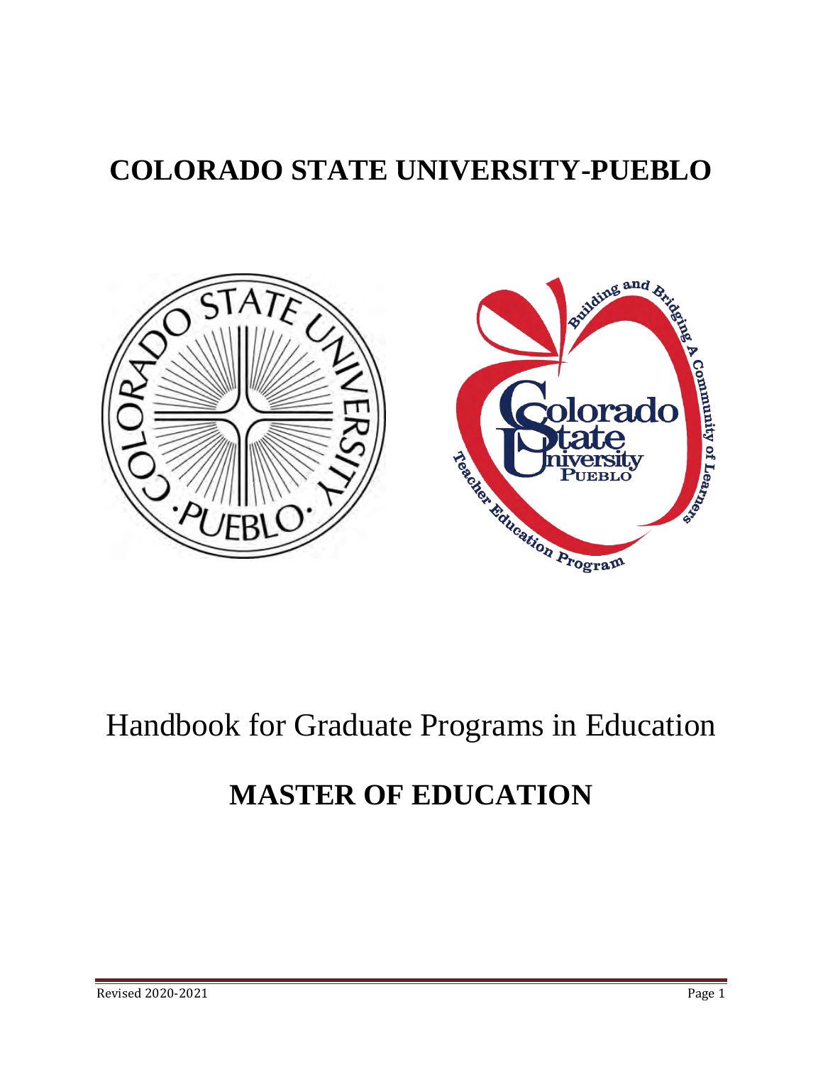# COLORADO STATE UNIVERSITY-PUEBLO

Handbook for Graduate Programs in Education

# MASTER OF EDUCATION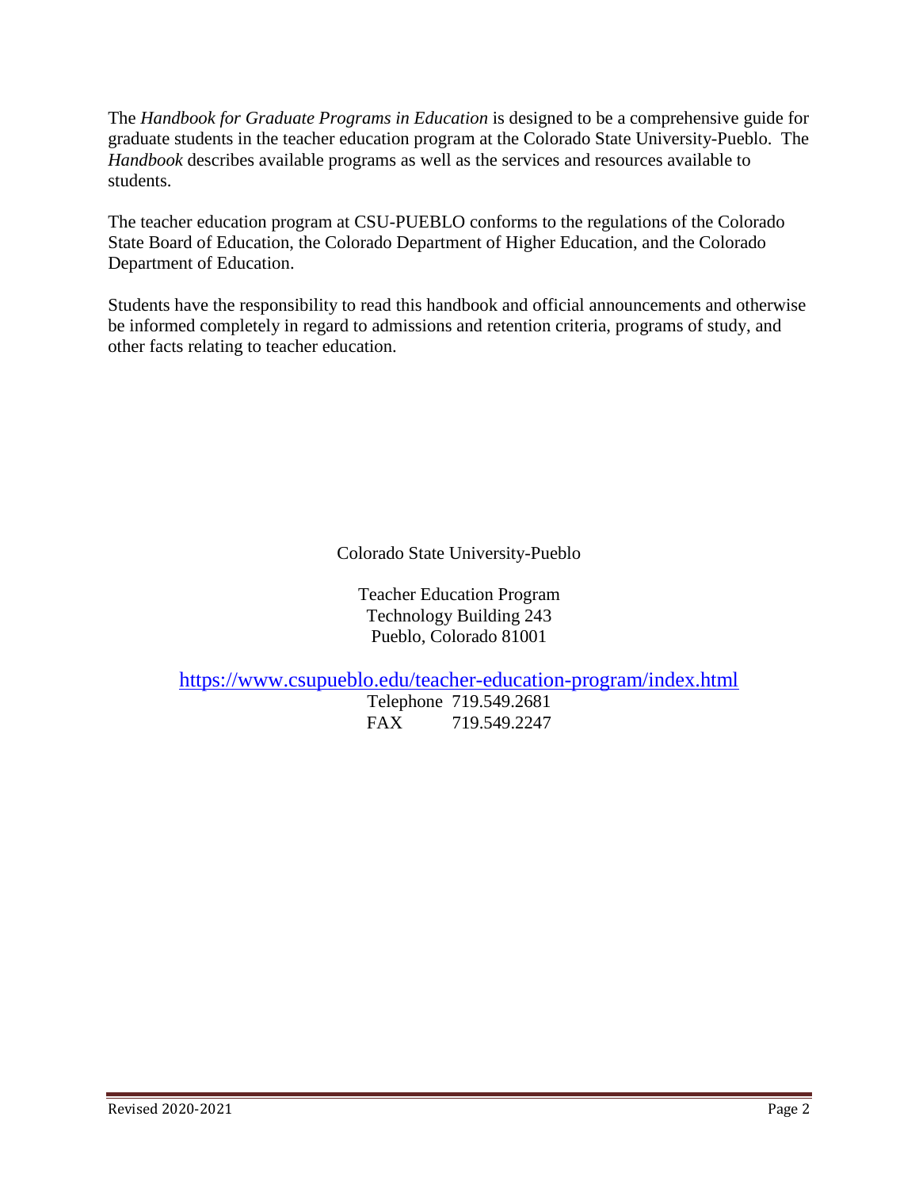The *Handbook for Graduate Programs in Education* is designed to be a comprehensive guide for graduate students in the teacher education program at the Colorado State University-Pueblo. The *Handbook* describes available programs as well as the services and resources available to students.

The teacher education program at CSU-PUEBLO conforms to the regulations of the Colorado State Board of Education, the Colorado Department of Higher Education, and the Colorado Department of Education.

Students have the responsibility to read this handbook and official announcements and otherwise be informed completely in regard to admissions and retention criteria, programs of study, and other facts relating to teacher education.

Colorado State University-Pueblo

Teacher Education Program
Technology Building 243
Pueblo, Colorado 81001

https://www.csupueblo.edu/teacher-education-program/index.html

Telephone 719.549.2681
FAX 719.549.2247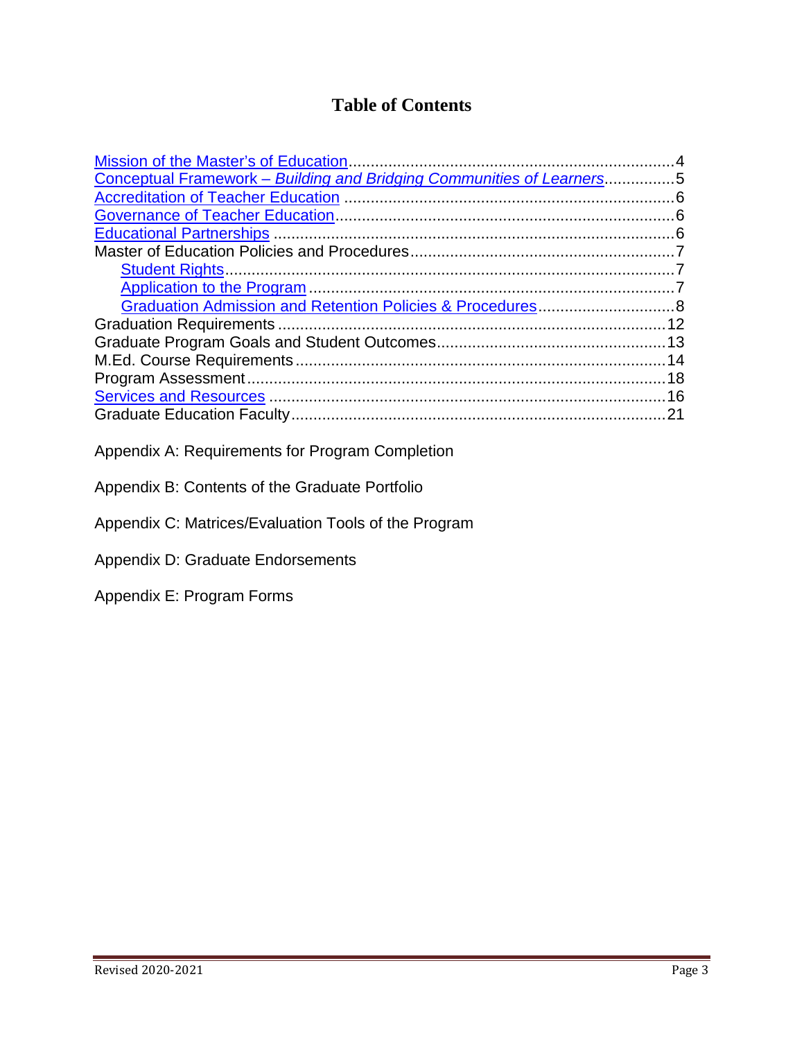# Table of Contents

- Mission of the Master's of Education....................4
- Conceptual Framework – *Building and Bridging Communities of Learners*....................5
- Accreditation of Teacher Education....................6
- Governance of Teacher Education....................6
- Educational Partnerships....................6
- Master of Education Policies and Procedures....................7
  - Student Rights....................7
  - Application to the Program....................7
  - Graduation Admission and Retention Policies & Procedures....................8
- Graduation Requirements....................12
- Graduate Program Goals and Student Outcomes....................13
- M.Ed. Course Requirements....................14
- Program Assessment....................18
- Services and Resources....................16
- Graduate Education Faculty....................21

Appendix A: Requirements for Program Completion

Appendix B: Contents of the Graduate Portfolio

Appendix C: Matrices/Evaluation Tools of the Program

Appendix D: Graduate Endorsements

Appendix E: Program Forms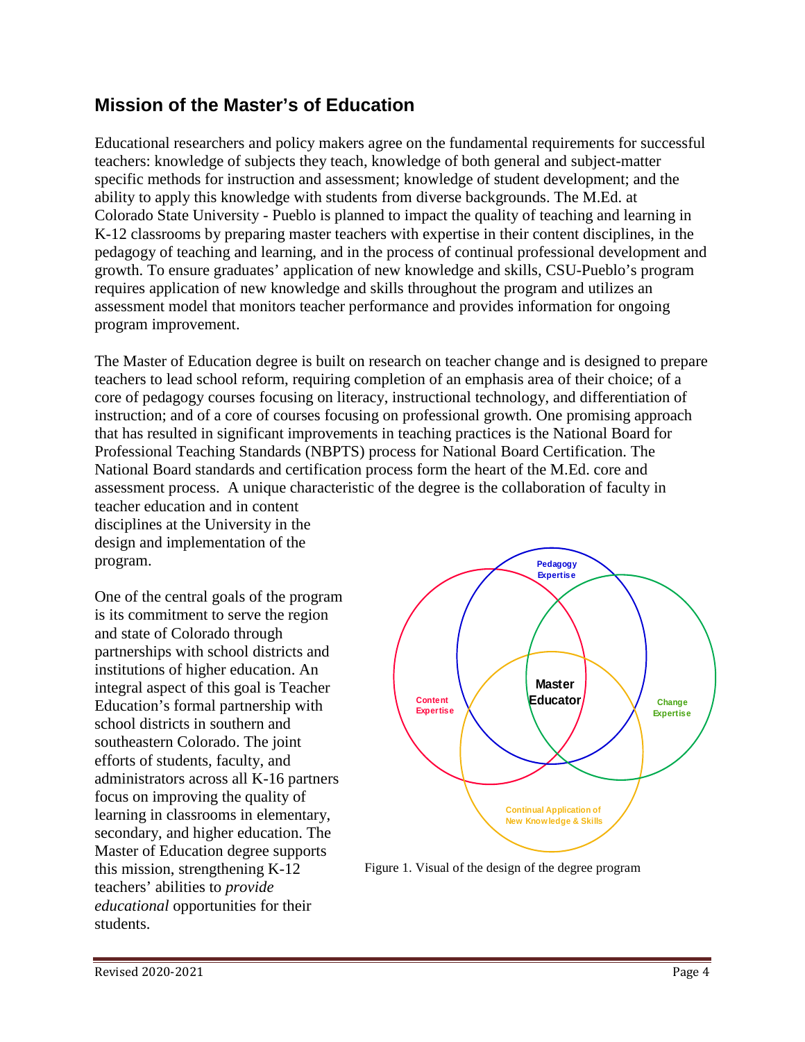## Mission of the Master's of Education

Educational researchers and policy makers agree on the fundamental requirements for successful teachers: knowledge of subjects they teach, knowledge of both general and subject-matter specific methods for instruction and assessment; knowledge of student development; and the ability to apply this knowledge with students from diverse backgrounds. The M.Ed. at Colorado State University - Pueblo is planned to impact the quality of teaching and learning in K-12 classrooms by preparing master teachers with expertise in their content disciplines, in the pedagogy of teaching and learning, and in the process of continual professional development and growth. To ensure graduates' application of new knowledge and skills, CSU-Pueblo's program requires application of new knowledge and skills throughout the program and utilizes an assessment model that monitors teacher performance and provides information for ongoing program improvement.

The Master of Education degree is built on research on teacher change and is designed to prepare teachers to lead school reform, requiring completion of an emphasis area of their choice; of a core of pedagogy courses focusing on literacy, instructional technology, and differentiation of instruction; and of a core of courses focusing on professional growth. One promising approach that has resulted in significant improvements in teaching practices is the National Board for Professional Teaching Standards (NBPTS) process for National Board Certification. The National Board standards and certification process form the heart of the M.Ed. core and assessment process. A unique characteristic of the degree is the collaboration of faculty in teacher education and in content disciplines at the University in the design and implementation of the program.

One of the central goals of the program is its commitment to serve the region and state of Colorado through partnerships with school districts and institutions of higher education. An integral aspect of this goal is Teacher Education's formal partnership with school districts in southern and southeastern Colorado. The joint efforts of students, faculty, and administrators across all K-16 partners focus on improving the quality of learning in classrooms in elementary, secondary, and higher education. The Master of Education degree supports this mission, strengthening K-12 teachers' abilities to *provide educational* opportunities for their students.

Pedagogy Expertise

Content Expertise

Master Educator

Change Expertise

Continual Application of New Knowledge & Skills

Figure 1. Visual of the design of the degree program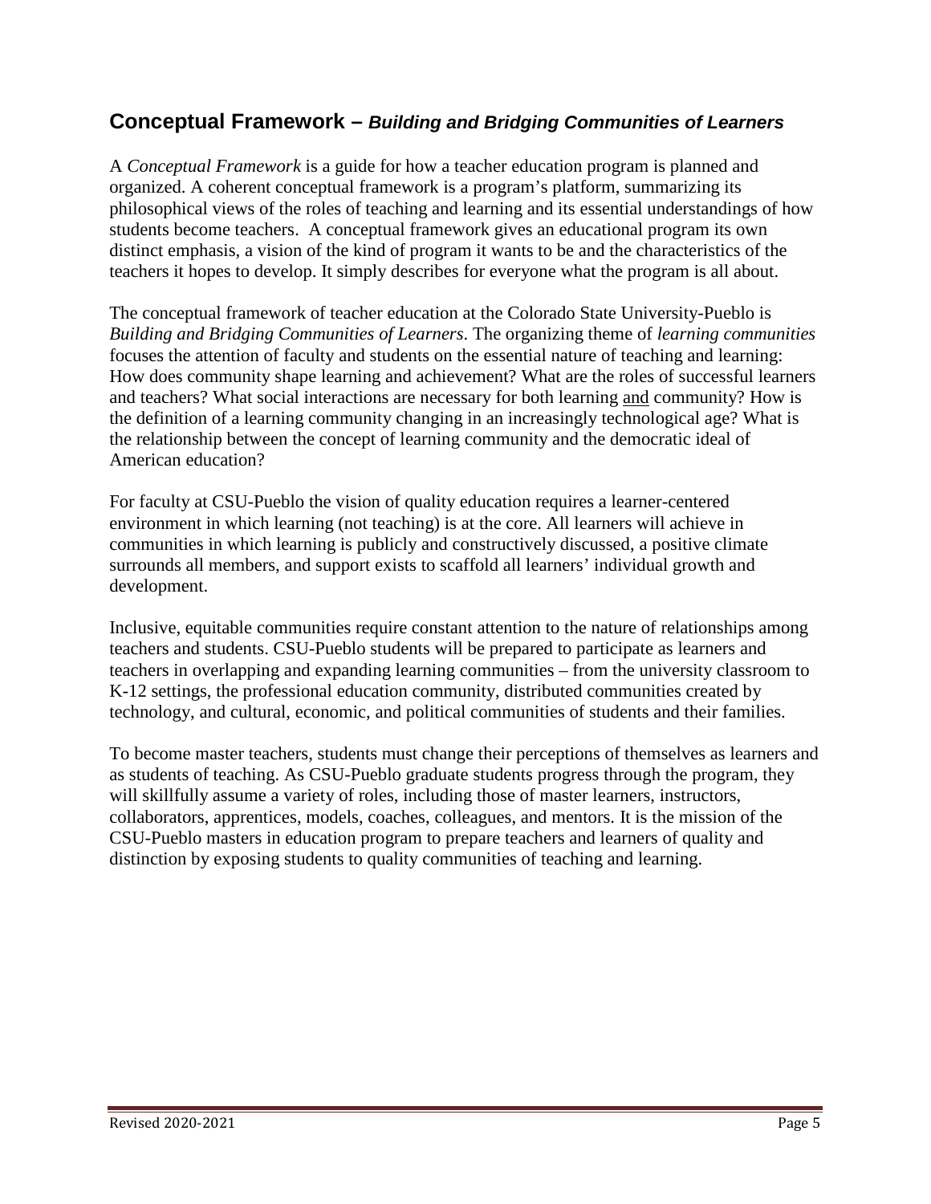## Conceptual Framework – *Building and Bridging Communities of Learners*

A *Conceptual Framework* is a guide for how a teacher education program is planned and organized. A coherent conceptual framework is a program's platform, summarizing its philosophical views of the roles of teaching and learning and its essential understandings of how students become teachers. A conceptual framework gives an educational program its own distinct emphasis, a vision of the kind of program it wants to be and the characteristics of the teachers it hopes to develop. It simply describes for everyone what the program is all about.

The conceptual framework of teacher education at the Colorado State University-Pueblo is *Building and Bridging Communities of Learners*. The organizing theme of *learning communities* focuses the attention of faculty and students on the essential nature of teaching and learning: How does community shape learning and achievement? What are the roles of successful learners and teachers? What social interactions are necessary for both learning <u>and</u> community? How is the definition of a learning community changing in an increasingly technological age? What is the relationship between the concept of learning community and the democratic ideal of American education?

For faculty at CSU-Pueblo the vision of quality education requires a learner-centered environment in which learning (not teaching) is at the core. All learners will achieve in communities in which learning is publicly and constructively discussed, a positive climate surrounds all members, and support exists to scaffold all learners' individual growth and development.

Inclusive, equitable communities require constant attention to the nature of relationships among teachers and students. CSU-Pueblo students will be prepared to participate as learners and teachers in overlapping and expanding learning communities – from the university classroom to K-12 settings, the professional education community, distributed communities created by technology, and cultural, economic, and political communities of students and their families.

To become master teachers, students must change their perceptions of themselves as learners and as students of teaching. As CSU-Pueblo graduate students progress through the program, they will skillfully assume a variety of roles, including those of master learners, instructors, collaborators, apprentices, models, coaches, colleagues, and mentors. It is the mission of the CSU-Pueblo masters in education program to prepare teachers and learners of quality and distinction by exposing students to quality communities of teaching and learning.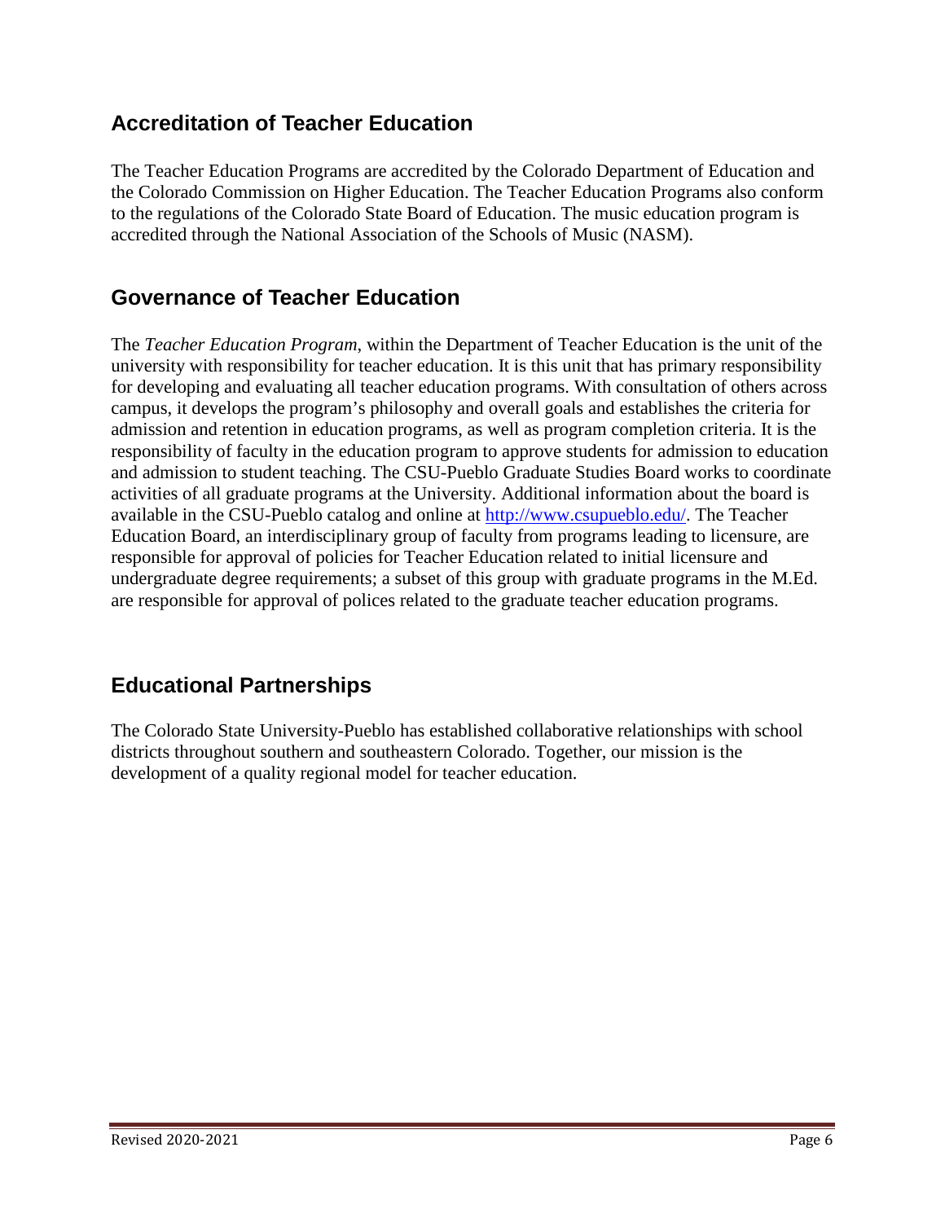## Accreditation of Teacher Education

The Teacher Education Programs are accredited by the Colorado Department of Education and the Colorado Commission on Higher Education. The Teacher Education Programs also conform to the regulations of the Colorado State Board of Education. The music education program is accredited through the National Association of the Schools of Music (NASM).

## Governance of Teacher Education

The *Teacher Education Program*, within the Department of Teacher Education is the unit of the university with responsibility for teacher education. It is this unit that has primary responsibility for developing and evaluating all teacher education programs. With consultation of others across campus, it develops the program's philosophy and overall goals and establishes the criteria for admission and retention in education programs, as well as program completion criteria. It is the responsibility of faculty in the education program to approve students for admission to education and admission to student teaching. The CSU-Pueblo Graduate Studies Board works to coordinate activities of all graduate programs at the University. Additional information about the board is available in the CSU-Pueblo catalog and online at http://www.csupueblo.edu/. The Teacher Education Board, an interdisciplinary group of faculty from programs leading to licensure, are responsible for approval of policies for Teacher Education related to initial licensure and undergraduate degree requirements; a subset of this group with graduate programs in the M.Ed. are responsible for approval of polices related to the graduate teacher education programs.

## Educational Partnerships

The Colorado State University-Pueblo has established collaborative relationships with school districts throughout southern and southeastern Colorado. Together, our mission is the development of a quality regional model for teacher education.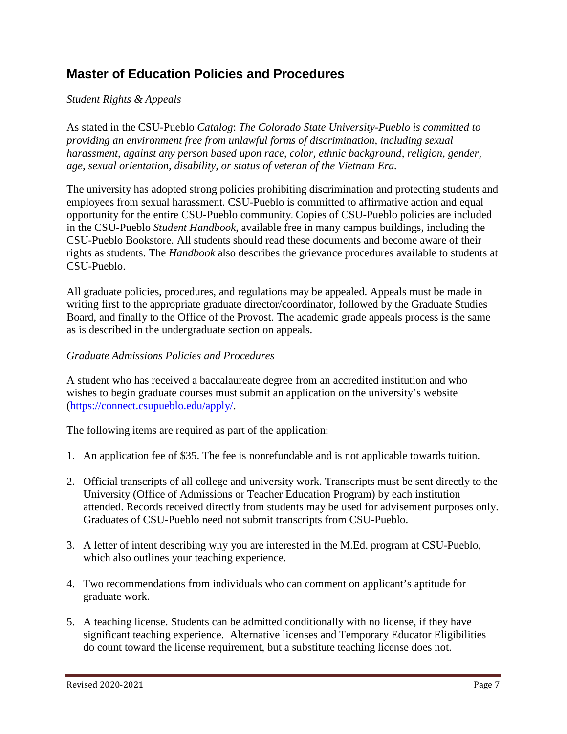## Master of Education Policies and Procedures

*Student Rights & Appeals*

As stated in the CSU-Pueblo *Catalog*: *The Colorado State University-Pueblo is committed to providing an environment free from unlawful forms of discrimination, including sexual harassment, against any person based upon race, color, ethnic background, religion, gender, age, sexual orientation, disability, or status of veteran of the Vietnam Era.*

The university has adopted strong policies prohibiting discrimination and protecting students and employees from sexual harassment. CSU-Pueblo is committed to affirmative action and equal opportunity for the entire CSU-Pueblo community. Copies of CSU-Pueblo policies are included in the CSU-Pueblo *Student Handbook*, available free in many campus buildings, including the CSU-Pueblo Bookstore. All students should read these documents and become aware of their rights as students. The *Handbook* also describes the grievance procedures available to students at CSU-Pueblo.

All graduate policies, procedures, and regulations may be appealed. Appeals must be made in writing first to the appropriate graduate director/coordinator, followed by the Graduate Studies Board, and finally to the Office of the Provost. The academic grade appeals process is the same as is described in the undergraduate section on appeals.

*Graduate Admissions Policies and Procedures*

A student who has received a baccalaureate degree from an accredited institution and who wishes to begin graduate courses must submit an application on the university's website (https://connect.csupueblo.edu/apply/.

The following items are required as part of the application:

1. An application fee of $35. The fee is nonrefundable and is not applicable towards tuition.
2. Official transcripts of all college and university work. Transcripts must be sent directly to the University (Office of Admissions or Teacher Education Program) by each institution attended. Records received directly from students may be used for advisement purposes only. Graduates of CSU-Pueblo need not submit transcripts from CSU-Pueblo.
3. A letter of intent describing why you are interested in the M.Ed. program at CSU-Pueblo, which also outlines your teaching experience.
4. Two recommendations from individuals who can comment on applicant's aptitude for graduate work.
5. A teaching license. Students can be admitted conditionally with no license, if they have significant teaching experience. Alternative licenses and Temporary Educator Eligibilities do count toward the license requirement, but a substitute teaching license does not.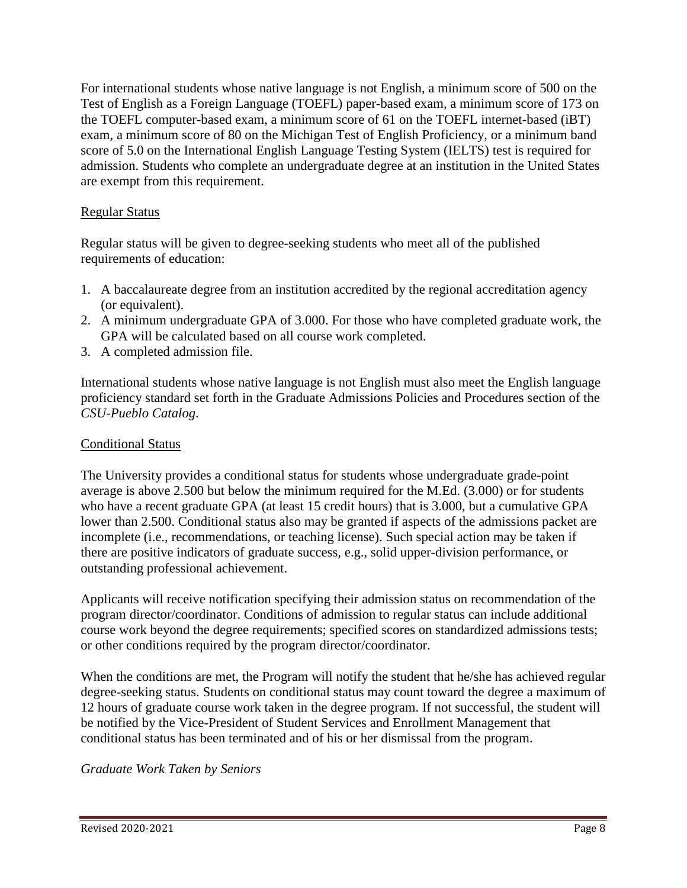For international students whose native language is not English, a minimum score of 500 on the Test of English as a Foreign Language (TOEFL) paper-based exam, a minimum score of 173 on the TOEFL computer-based exam, a minimum score of 61 on the TOEFL internet-based (iBT) exam, a minimum score of 80 on the Michigan Test of English Proficiency, or a minimum band score of 5.0 on the International English Language Testing System (IELTS) test is required for admission. Students who complete an undergraduate degree at an institution in the United States are exempt from this requirement.

Regular Status

Regular status will be given to degree-seeking students who meet all of the published requirements of education:

1. A baccalaureate degree from an institution accredited by the regional accreditation agency (or equivalent).
2. A minimum undergraduate GPA of 3.000. For those who have completed graduate work, the GPA will be calculated based on all course work completed.
3. A completed admission file.

International students whose native language is not English must also meet the English language proficiency standard set forth in the Graduate Admissions Policies and Procedures section of the *CSU-Pueblo Catalog*.

Conditional Status

The University provides a conditional status for students whose undergraduate grade-point average is above 2.500 but below the minimum required for the M.Ed. (3.000) or for students who have a recent graduate GPA (at least 15 credit hours) that is 3.000, but a cumulative GPA lower than 2.500. Conditional status also may be granted if aspects of the admissions packet are incomplete (i.e., recommendations, or teaching license). Such special action may be taken if there are positive indicators of graduate success, e.g., solid upper-division performance, or outstanding professional achievement.

Applicants will receive notification specifying their admission status on recommendation of the program director/coordinator. Conditions of admission to regular status can include additional course work beyond the degree requirements; specified scores on standardized admissions tests; or other conditions required by the program director/coordinator.

When the conditions are met, the Program will notify the student that he/she has achieved regular degree-seeking status. Students on conditional status may count toward the degree a maximum of 12 hours of graduate course work taken in the degree program. If not successful, the student will be notified by the Vice-President of Student Services and Enrollment Management that conditional status has been terminated and of his or her dismissal from the program.

*Graduate Work Taken by Seniors*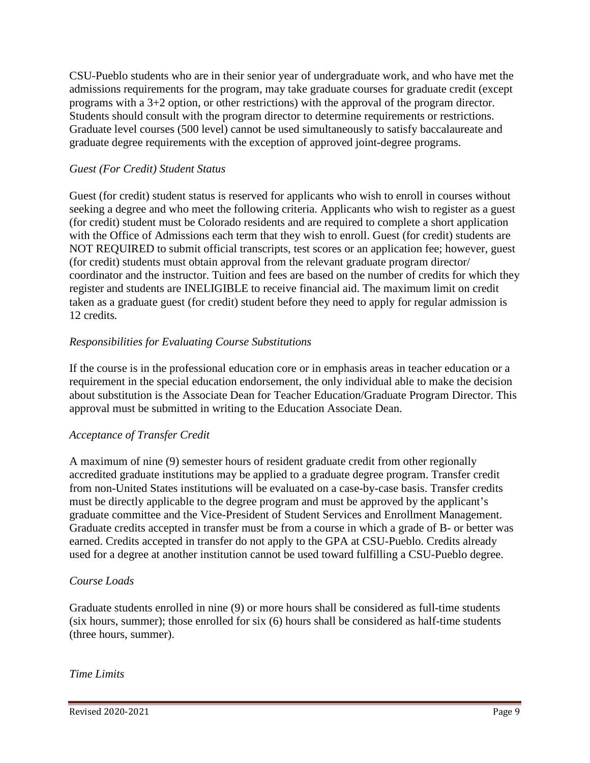CSU-Pueblo students who are in their senior year of undergraduate work, and who have met the admissions requirements for the program, may take graduate courses for graduate credit (except programs with a 3+2 option, or other restrictions) with the approval of the program director. Students should consult with the program director to determine requirements or restrictions. Graduate level courses (500 level) cannot be used simultaneously to satisfy baccalaureate and graduate degree requirements with the exception of approved joint-degree programs.

*Guest (For Credit) Student Status*

Guest (for credit) student status is reserved for applicants who wish to enroll in courses without seeking a degree and who meet the following criteria. Applicants who wish to register as a guest (for credit) student must be Colorado residents and are required to complete a short application with the Office of Admissions each term that they wish to enroll. Guest (for credit) students are NOT REQUIRED to submit official transcripts, test scores or an application fee; however, guest (for credit) students must obtain approval from the relevant graduate program director/ coordinator and the instructor. Tuition and fees are based on the number of credits for which they register and students are INELIGIBLE to receive financial aid. The maximum limit on credit taken as a graduate guest (for credit) student before they need to apply for regular admission is 12 credits.

*Responsibilities for Evaluating Course Substitutions*

If the course is in the professional education core or in emphasis areas in teacher education or a requirement in the special education endorsement, the only individual able to make the decision about substitution is the Associate Dean for Teacher Education/Graduate Program Director. This approval must be submitted in writing to the Education Associate Dean.

*Acceptance of Transfer Credit*

A maximum of nine (9) semester hours of resident graduate credit from other regionally accredited graduate institutions may be applied to a graduate degree program. Transfer credit from non-United States institutions will be evaluated on a case-by-case basis. Transfer credits must be directly applicable to the degree program and must be approved by the applicant's graduate committee and the Vice-President of Student Services and Enrollment Management. Graduate credits accepted in transfer must be from a course in which a grade of B- or better was earned. Credits accepted in transfer do not apply to the GPA at CSU-Pueblo. Credits already used for a degree at another institution cannot be used toward fulfilling a CSU-Pueblo degree.

*Course Loads*

Graduate students enrolled in nine (9) or more hours shall be considered as full-time students (six hours, summer); those enrolled for six (6) hours shall be considered as half-time students (three hours, summer).

*Time Limits*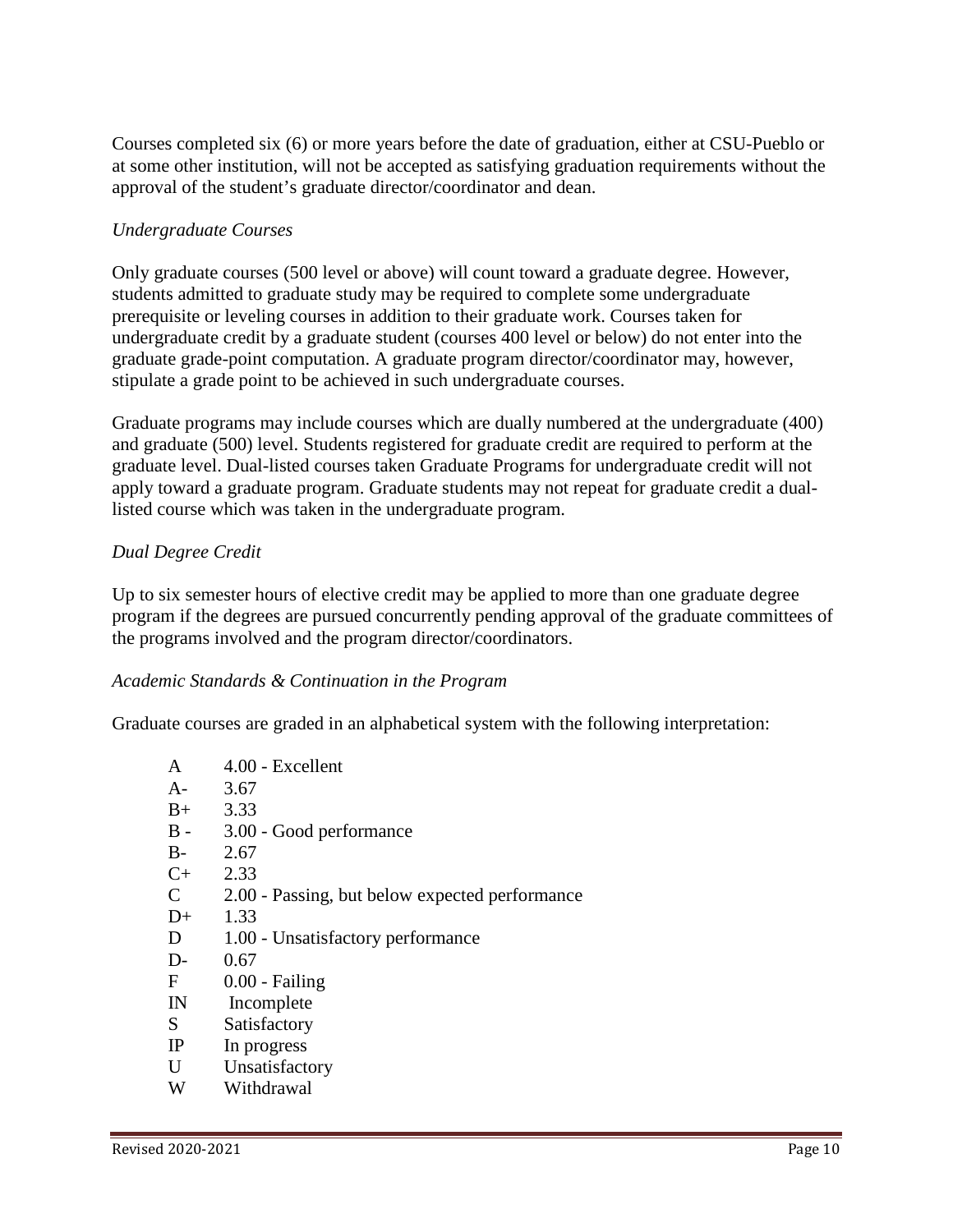Courses completed six (6) or more years before the date of graduation, either at CSU-Pueblo or at some other institution, will not be accepted as satisfying graduation requirements without the approval of the student's graduate director/coordinator and dean.

*Undergraduate Courses*

Only graduate courses (500 level or above) will count toward a graduate degree. However, students admitted to graduate study may be required to complete some undergraduate prerequisite or leveling courses in addition to their graduate work. Courses taken for undergraduate credit by a graduate student (courses 400 level or below) do not enter into the graduate grade-point computation. A graduate program director/coordinator may, however, stipulate a grade point to be achieved in such undergraduate courses.

Graduate programs may include courses which are dually numbered at the undergraduate (400) and graduate (500) level. Students registered for graduate credit are required to perform at the graduate level. Dual-listed courses taken Graduate Programs for undergraduate credit will not apply toward a graduate program. Graduate students may not repeat for graduate credit a dual-listed course which was taken in the undergraduate program.

*Dual Degree Credit*

Up to six semester hours of elective credit may be applied to more than one graduate degree program if the degrees are pursued concurrently pending approval of the graduate committees of the programs involved and the program director/coordinators.

*Academic Standards & Continuation in the Program*

Graduate courses are graded in an alphabetical system with the following interpretation:

| | |
|---|---|
| A | 4.00 - Excellent |
| A- | 3.67 |
| B+ | 3.33 |
| B - | 3.00 - Good performance |
| B- | 2.67 |
| C+ | 2.33 |
| C | 2.00 - Passing, but below expected performance |
| D+ | 1.33 |
| D | 1.00 - Unsatisfactory performance |
| D- | 0.67 |
| F | 0.00 - Failing |
| IN | Incomplete |
| S | Satisfactory |
| IP | In progress |
| U | Unsatisfactory |
| W | Withdrawal |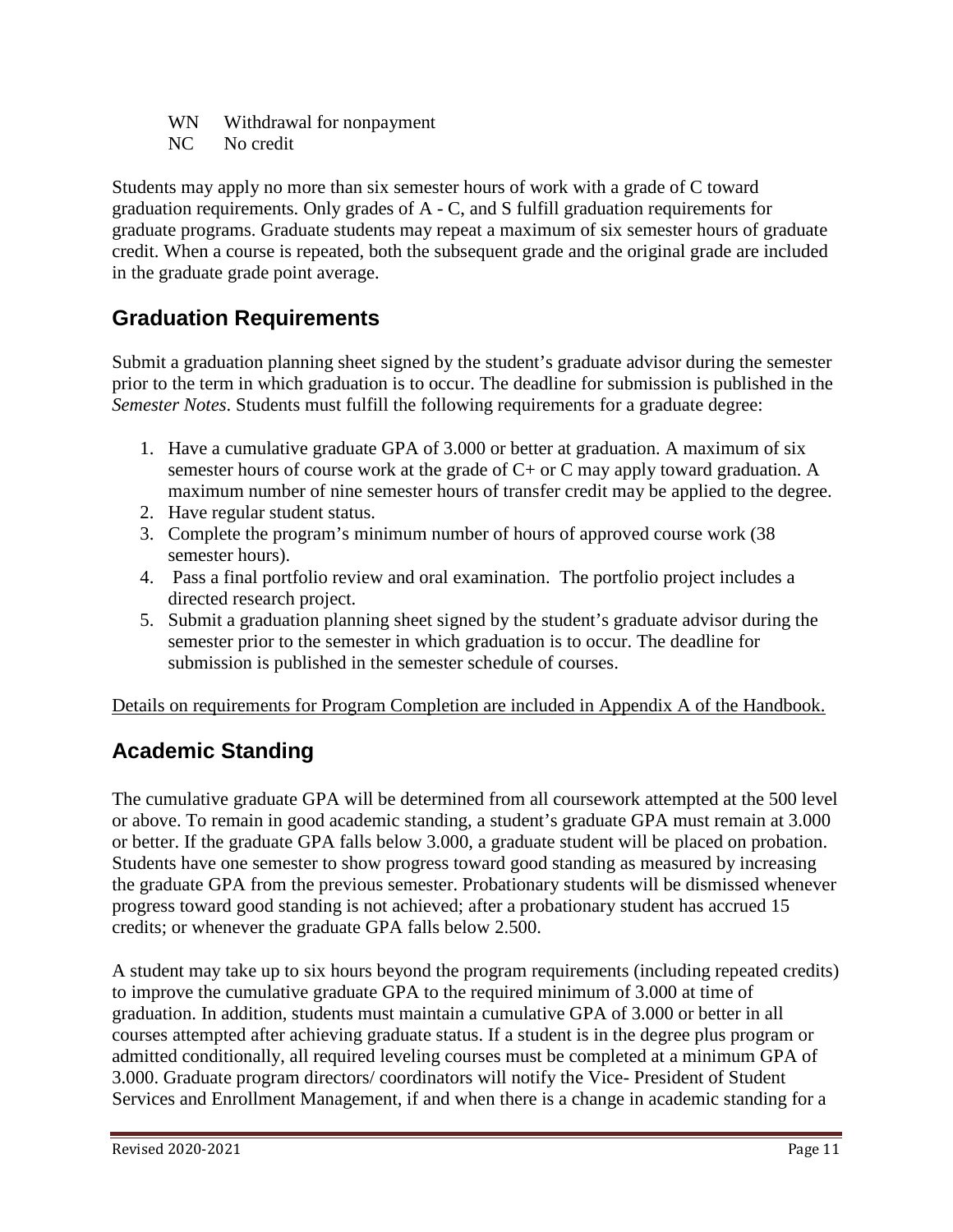WN Withdrawal for nonpayment
NC No credit

Students may apply no more than six semester hours of work with a grade of C toward graduation requirements. Only grades of A - C, and S fulfill graduation requirements for graduate programs. Graduate students may repeat a maximum of six semester hours of graduate credit. When a course is repeated, both the subsequent grade and the original grade are included in the graduate grade point average.

## Graduation Requirements

Submit a graduation planning sheet signed by the student's graduate advisor during the semester prior to the term in which graduation is to occur. The deadline for submission is published in the *Semester Notes*. Students must fulfill the following requirements for a graduate degree:

1. Have a cumulative graduate GPA of 3.000 or better at graduation. A maximum of six semester hours of course work at the grade of C+ or C may apply toward graduation. A maximum number of nine semester hours of transfer credit may be applied to the degree.
2. Have regular student status.
3. Complete the program's minimum number of hours of approved course work (38 semester hours).
4. Pass a final portfolio review and oral examination. The portfolio project includes a directed research project.
5. Submit a graduation planning sheet signed by the student's graduate advisor during the semester prior to the semester in which graduation is to occur. The deadline for submission is published in the semester schedule of courses.

<u>Details on requirements for Program Completion are included in Appendix A of the Handbook.</u>

## Academic Standing

The cumulative graduate GPA will be determined from all coursework attempted at the 500 level or above. To remain in good academic standing, a student's graduate GPA must remain at 3.000 or better. If the graduate GPA falls below 3.000, a graduate student will be placed on probation. Students have one semester to show progress toward good standing as measured by increasing the graduate GPA from the previous semester. Probationary students will be dismissed whenever progress toward good standing is not achieved; after a probationary student has accrued 15 credits; or whenever the graduate GPA falls below 2.500.

A student may take up to six hours beyond the program requirements (including repeated credits) to improve the cumulative graduate GPA to the required minimum of 3.000 at time of graduation. In addition, students must maintain a cumulative GPA of 3.000 or better in all courses attempted after achieving graduate status. If a student is in the degree plus program or admitted conditionally, all required leveling courses must be completed at a minimum GPA of 3.000. Graduate program directors/ coordinators will notify the Vice- President of Student Services and Enrollment Management, if and when there is a change in academic standing for a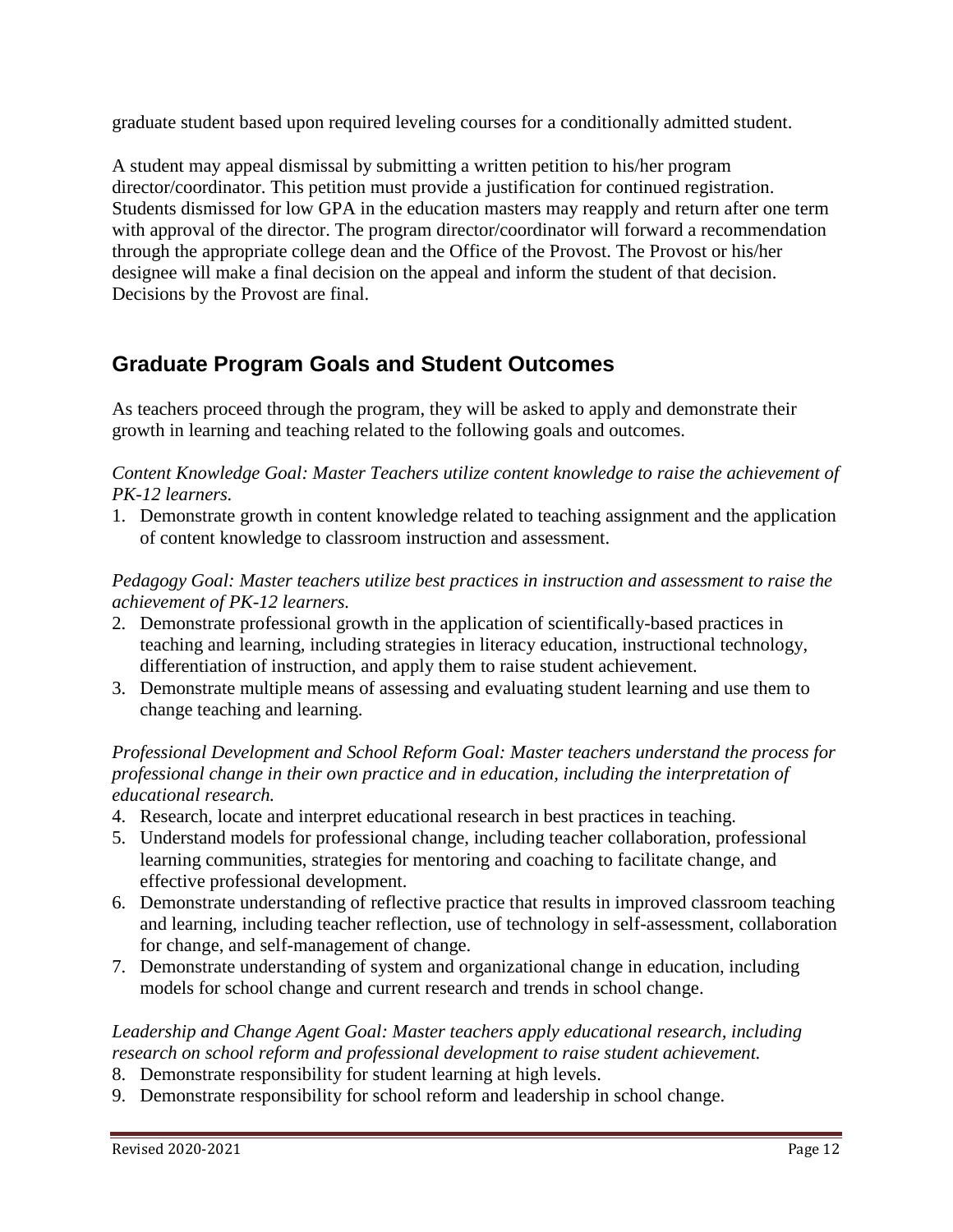graduate student based upon required leveling courses for a conditionally admitted student.

A student may appeal dismissal by submitting a written petition to his/her program director/coordinator. This petition must provide a justification for continued registration. Students dismissed for low GPA in the education masters may reapply and return after one term with approval of the director. The program director/coordinator will forward a recommendation through the appropriate college dean and the Office of the Provost. The Provost or his/her designee will make a final decision on the appeal and inform the student of that decision. Decisions by the Provost are final.

## Graduate Program Goals and Student Outcomes

As teachers proceed through the program, they will be asked to apply and demonstrate their growth in learning and teaching related to the following goals and outcomes.

*Content Knowledge Goal: Master Teachers utilize content knowledge to raise the achievement of PK-12 learners.*

1. Demonstrate growth in content knowledge related to teaching assignment and the application of content knowledge to classroom instruction and assessment.

*Pedagogy Goal: Master teachers utilize best practices in instruction and assessment to raise the achievement of PK-12 learners.*

2. Demonstrate professional growth in the application of scientifically-based practices in teaching and learning, including strategies in literacy education, instructional technology, differentiation of instruction, and apply them to raise student achievement.
3. Demonstrate multiple means of assessing and evaluating student learning and use them to change teaching and learning.

*Professional Development and School Reform Goal: Master teachers understand the process for professional change in their own practice and in education, including the interpretation of educational research.*

4. Research, locate and interpret educational research in best practices in teaching.
5. Understand models for professional change, including teacher collaboration, professional learning communities, strategies for mentoring and coaching to facilitate change, and effective professional development.
6. Demonstrate understanding of reflective practice that results in improved classroom teaching and learning, including teacher reflection, use of technology in self-assessment, collaboration for change, and self-management of change.
7. Demonstrate understanding of system and organizational change in education, including models for school change and current research and trends in school change.

*Leadership and Change Agent Goal: Master teachers apply educational research, including research on school reform and professional development to raise student achievement.*

8. Demonstrate responsibility for student learning at high levels.
9. Demonstrate responsibility for school reform and leadership in school change.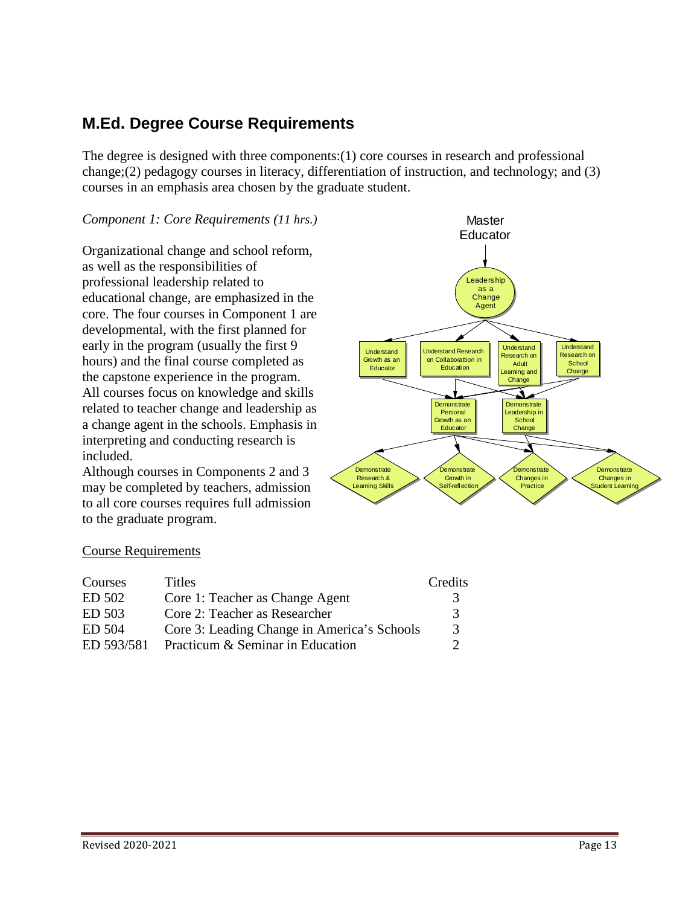## M.Ed. Degree Course Requirements

The degree is designed with three components:(1) core courses in research and professional change;(2) pedagogy courses in literacy, differentiation of instruction, and technology; and (3) courses in an emphasis area chosen by the graduate student.

*Component 1: Core Requirements (11 hrs.)*

Organizational change and school reform, as well as the responsibilities of professional leadership related to educational change, are emphasized in the core. The four courses in Component 1 are developmental, with the first planned for early in the program (usually the first 9 hours) and the final course completed as the capstone experience in the program. All courses focus on knowledge and skills related to teacher change and leadership as a change agent in the schools. Emphasis in interpreting and conducting research is included.

Although courses in Components 2 and 3 may be completed by teachers, admission to all core courses requires full admission to the graduate program.

Course Requirements

| Courses | Titles | Credits |
|---|---|---|
| ED 502 | Core 1: Teacher as Change Agent | 3 |
| ED 503 | Core 2: Teacher as Researcher | 3 |
| ED 504 | Core 3: Leading Change in America's Schools | 3 |
| ED 593/581 | Practicum & Seminar in Education | 2 |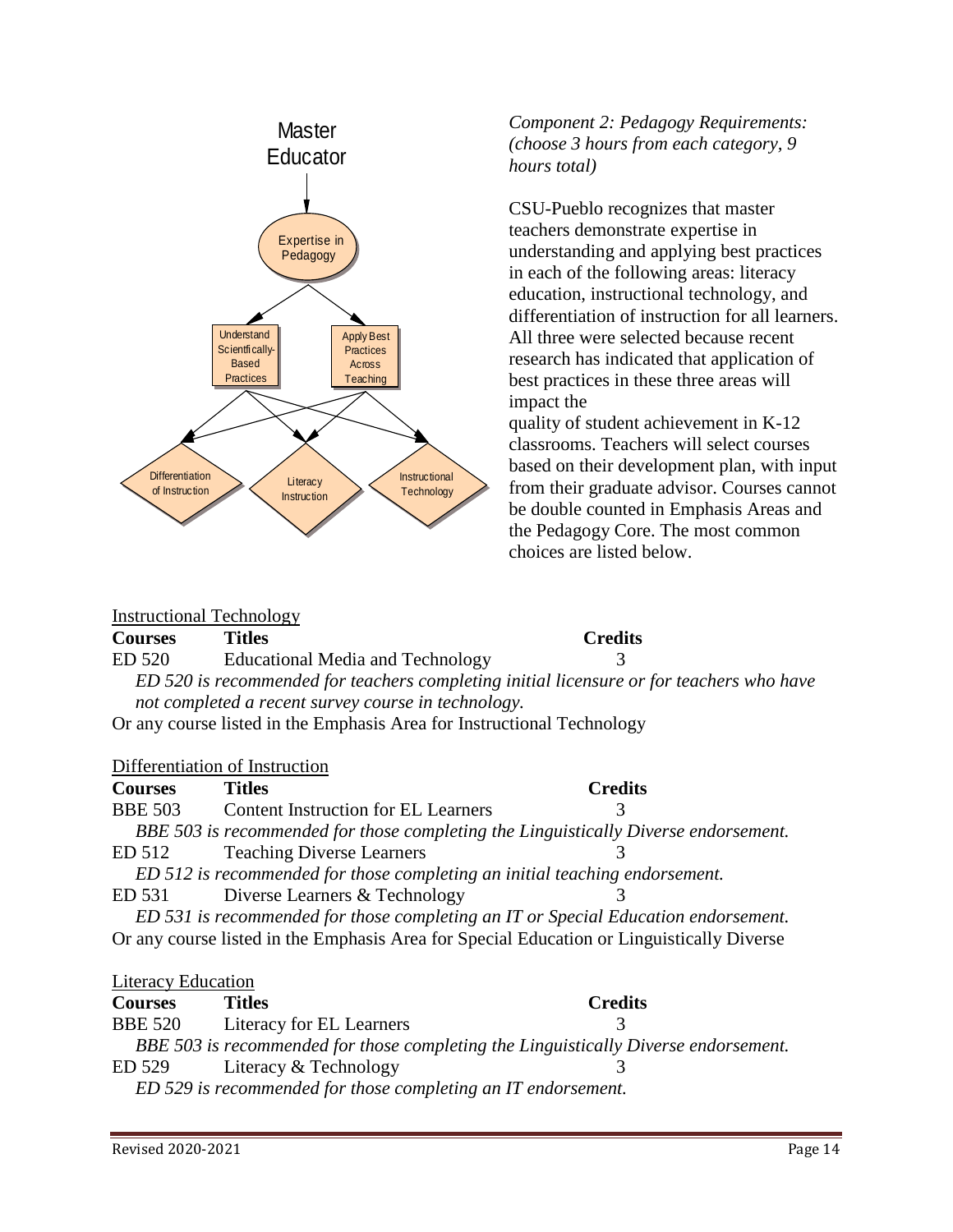*Component 2: Pedagogy Requirements: (choose 3 hours from each category, 9 hours total)*

CSU-Pueblo recognizes that master teachers demonstrate expertise in understanding and applying best practices in each of the following areas: literacy education, instructional technology, and differentiation of instruction for all learners. All three were selected because recent research has indicated that application of best practices in these three areas will impact the quality of student achievement in K-12 classrooms. Teachers will select courses based on their development plan, with input from their graduate advisor. Courses cannot be double counted in Emphasis Areas and the Pedagogy Core. The most common choices are listed below.

Master Educator

Expertise in Pedagogy

Understand Scientfically-Based Practices

Apply Best Practices Across Teaching

Differentiation of Instruction

Literacy Instruction

Instructional Technology

<u>Instructional Technology</u>

| Courses | Titles | Credits |
|---|---|---|
| ED 520 | Educational Media and Technology | 3 |

*ED 520 is recommended for teachers completing initial licensure or for teachers who have not completed a recent survey course in technology.*

Or any course listed in the Emphasis Area for Instructional Technology

<u>Differentiation of Instruction</u>

| Courses | Titles | Credits |
|---|---|---|
| BBE 503 | Content Instruction for EL Learners | 3 |
| | *BBE 503 is recommended for those completing the Linguistically Diverse endorsement.* | |
| ED 512 | Teaching Diverse Learners | 3 |
| | *ED 512 is recommended for those completing an initial teaching endorsement.* | |
| ED 531 | Diverse Learners & Technology | 3 |
| | *ED 531 is recommended for those completing an IT or Special Education endorsement.* | |

Or any course listed in the Emphasis Area for Special Education or Linguistically Diverse

<u>Literacy Education</u>

| Courses | Titles | Credits |
|---|---|---|
| BBE 520 | Literacy for EL Learners | 3 |
| | *BBE 503 is recommended for those completing the Linguistically Diverse endorsement.* | |
| ED 529 | Literacy & Technology | 3 |
| | *ED 529 is recommended for those completing an IT endorsement.* | |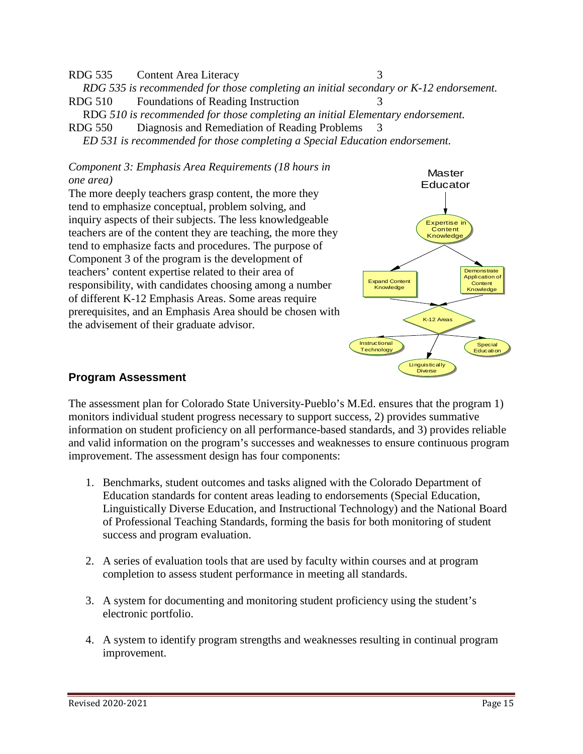RDG 535 Content Area Literacy 3

*RDG 535 is recommended for those completing an initial secondary or K-12 endorsement.*

RDG 510 Foundations of Reading Instruction 3

RDG *510 is recommended for those completing an initial Elementary endorsement.*

RDG 550 Diagnosis and Remediation of Reading Problems 3

*ED 531 is recommended for those completing a Special Education endorsement.*

*Component 3: Emphasis Area Requirements (18 hours in one area)*

The more deeply teachers grasp content, the more they tend to emphasize conceptual, problem solving, and inquiry aspects of their subjects. The less knowledgeable teachers are of the content they are teaching, the more they tend to emphasize facts and procedures. The purpose of Component 3 of the program is the development of teachers' content expertise related to their area of responsibility, with candidates choosing among a number of different K-12 Emphasis Areas. Some areas require prerequisites, and an Emphasis Area should be chosen with the advisement of their graduate advisor.

Master Educator → Expertise in Content Knowledge → Expand Content Knowledge / Demonstrate Application of Content Knowledge → K-12 Areas → Instructional Technology / Linguistically Diverse / Special Education

## Program Assessment

The assessment plan for Colorado State University-Pueblo's M.Ed. ensures that the program 1) monitors individual student progress necessary to support success, 2) provides summative information on student proficiency on all performance-based standards, and 3) provides reliable and valid information on the program's successes and weaknesses to ensure continuous program improvement. The assessment design has four components:

1. Benchmarks, student outcomes and tasks aligned with the Colorado Department of Education standards for content areas leading to endorsements (Special Education, Linguistically Diverse Education, and Instructional Technology) and the National Board of Professional Teaching Standards, forming the basis for both monitoring of student success and program evaluation.

2. A series of evaluation tools that are used by faculty within courses and at program completion to assess student performance in meeting all standards.

3. A system for documenting and monitoring student proficiency using the student's electronic portfolio.

4. A system to identify program strengths and weaknesses resulting in continual program improvement.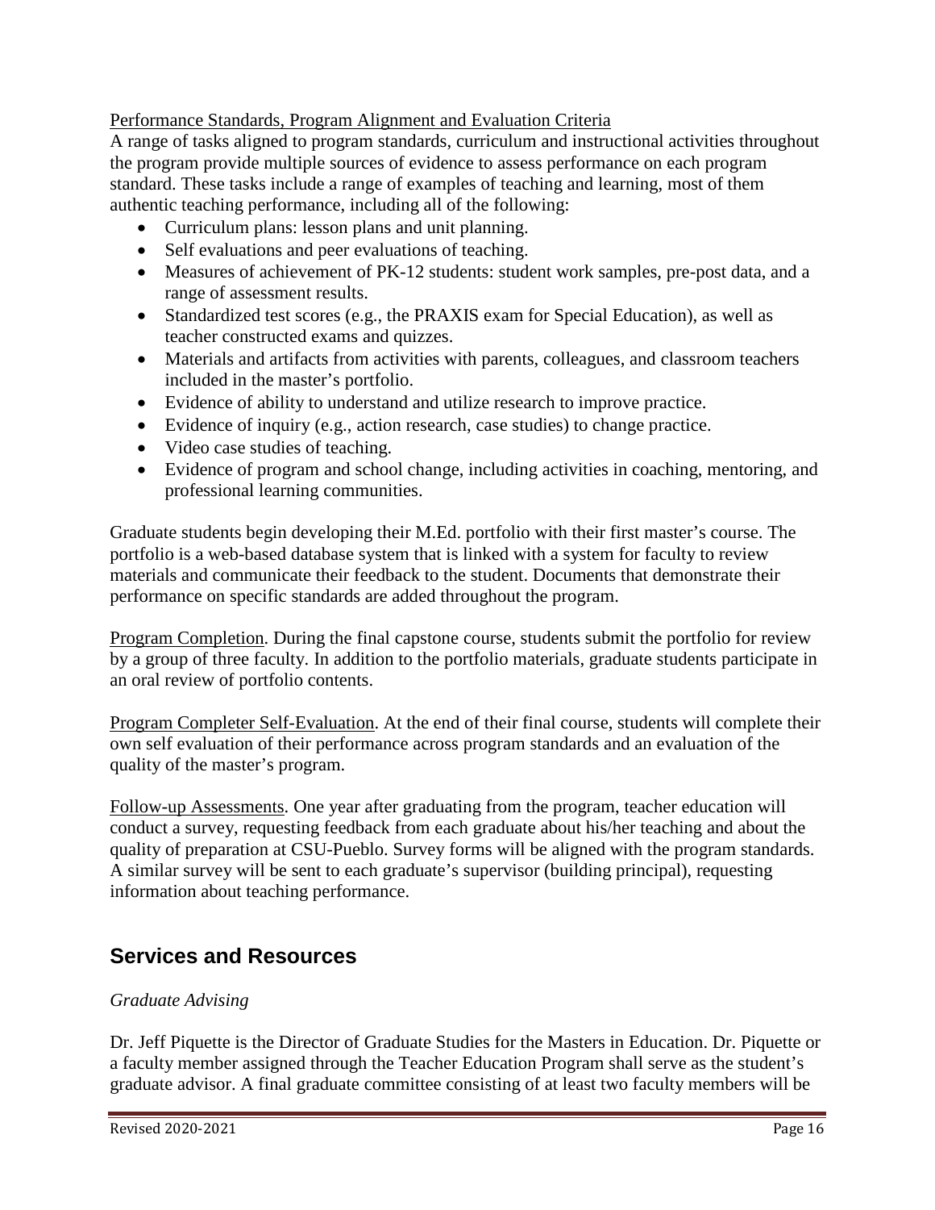Performance Standards, Program Alignment and Evaluation Criteria

A range of tasks aligned to program standards, curriculum and instructional activities throughout the program provide multiple sources of evidence to assess performance on each program standard. These tasks include a range of examples of teaching and learning, most of them authentic teaching performance, including all of the following:

- Curriculum plans: lesson plans and unit planning.
- Self evaluations and peer evaluations of teaching.
- Measures of achievement of PK-12 students: student work samples, pre-post data, and a range of assessment results.
- Standardized test scores (e.g., the PRAXIS exam for Special Education), as well as teacher constructed exams and quizzes.
- Materials and artifacts from activities with parents, colleagues, and classroom teachers included in the master's portfolio.
- Evidence of ability to understand and utilize research to improve practice.
- Evidence of inquiry (e.g., action research, case studies) to change practice.
- Video case studies of teaching.
- Evidence of program and school change, including activities in coaching, mentoring, and professional learning communities.

Graduate students begin developing their M.Ed. portfolio with their first master's course. The portfolio is a web-based database system that is linked with a system for faculty to review materials and communicate their feedback to the student. Documents that demonstrate their performance on specific standards are added throughout the program.

Program Completion. During the final capstone course, students submit the portfolio for review by a group of three faculty. In addition to the portfolio materials, graduate students participate in an oral review of portfolio contents.

Program Completer Self-Evaluation. At the end of their final course, students will complete their own self evaluation of their performance across program standards and an evaluation of the quality of the master's program.

Follow-up Assessments. One year after graduating from the program, teacher education will conduct a survey, requesting feedback from each graduate about his/her teaching and about the quality of preparation at CSU-Pueblo. Survey forms will be aligned with the program standards. A similar survey will be sent to each graduate's supervisor (building principal), requesting information about teaching performance.

## Services and Resources

*Graduate Advising*

Dr. Jeff Piquette is the Director of Graduate Studies for the Masters in Education. Dr. Piquette or a faculty member assigned through the Teacher Education Program shall serve as the student's graduate advisor. A final graduate committee consisting of at least two faculty members will be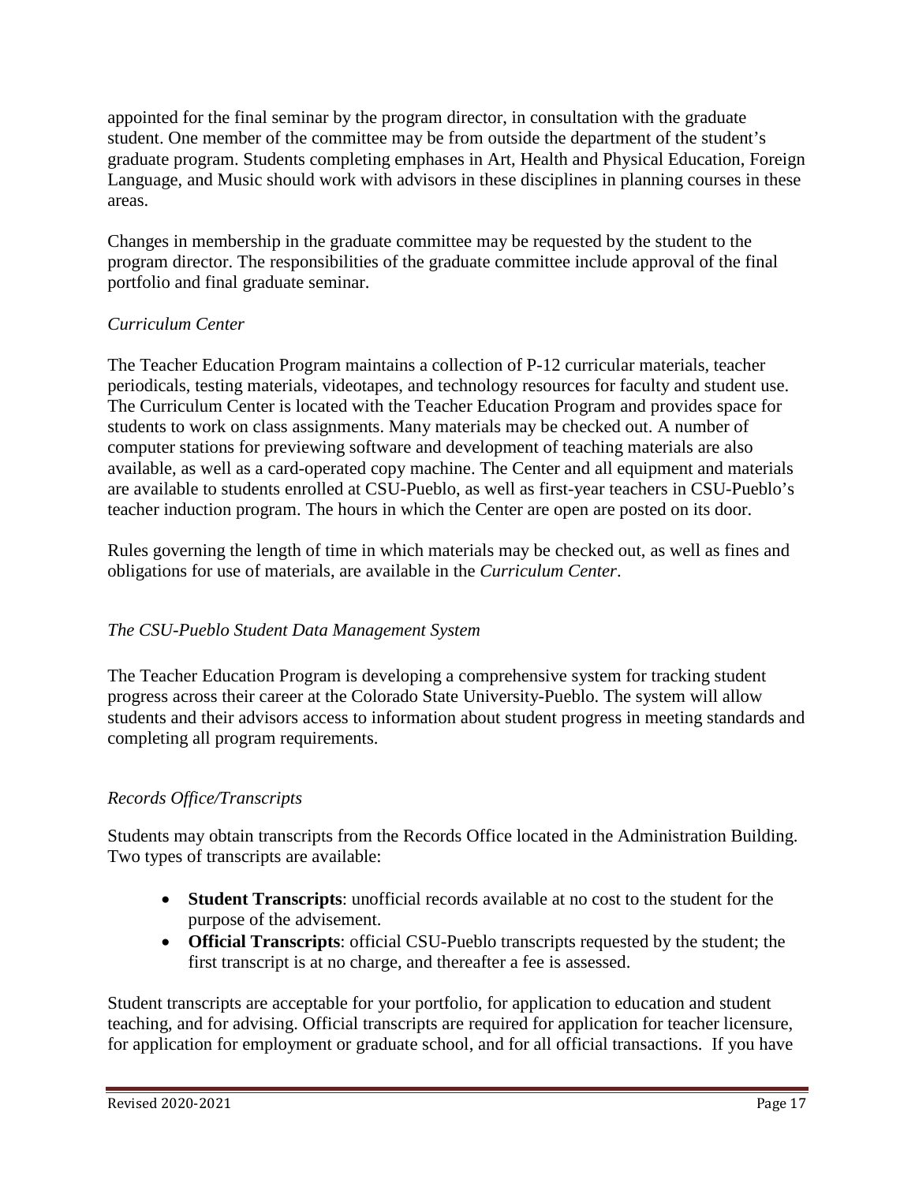appointed for the final seminar by the program director, in consultation with the graduate student. One member of the committee may be from outside the department of the student's graduate program. Students completing emphases in Art, Health and Physical Education, Foreign Language, and Music should work with advisors in these disciplines in planning courses in these areas.

Changes in membership in the graduate committee may be requested by the student to the program director. The responsibilities of the graduate committee include approval of the final portfolio and final graduate seminar.

*Curriculum Center*

The Teacher Education Program maintains a collection of P-12 curricular materials, teacher periodicals, testing materials, videotapes, and technology resources for faculty and student use. The Curriculum Center is located with the Teacher Education Program and provides space for students to work on class assignments. Many materials may be checked out. A number of computer stations for previewing software and development of teaching materials are also available, as well as a card-operated copy machine. The Center and all equipment and materials are available to students enrolled at CSU-Pueblo, as well as first-year teachers in CSU-Pueblo's teacher induction program. The hours in which the Center are open are posted on its door.

Rules governing the length of time in which materials may be checked out, as well as fines and obligations for use of materials, are available in the *Curriculum Center*.

*The CSU-Pueblo Student Data Management System*

The Teacher Education Program is developing a comprehensive system for tracking student progress across their career at the Colorado State University-Pueblo. The system will allow students and their advisors access to information about student progress in meeting standards and completing all program requirements.

*Records Office/Transcripts*

Students may obtain transcripts from the Records Office located in the Administration Building. Two types of transcripts are available:

- **Student Transcripts**: unofficial records available at no cost to the student for the purpose of the advisement.
- **Official Transcripts**: official CSU-Pueblo transcripts requested by the student; the first transcript is at no charge, and thereafter a fee is assessed.

Student transcripts are acceptable for your portfolio, for application to education and student teaching, and for advising. Official transcripts are required for application for teacher licensure, for application for employment or graduate school, and for all official transactions. If you have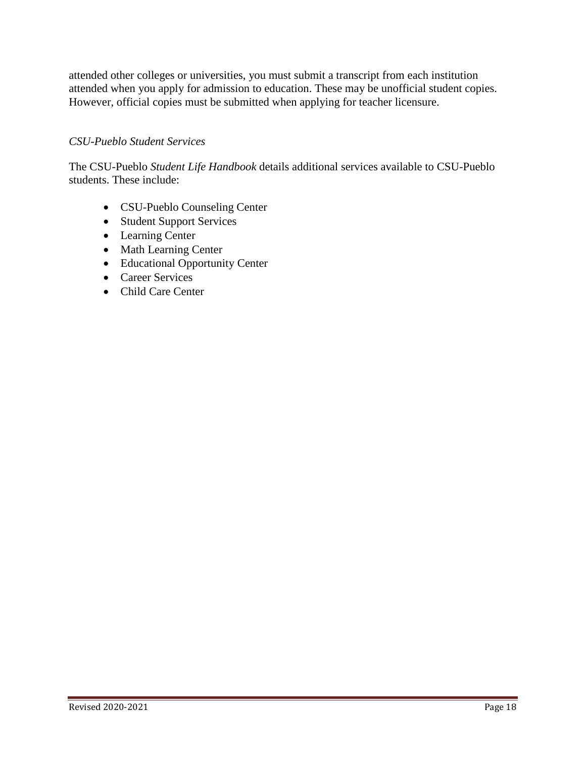attended other colleges or universities, you must submit a transcript from each institution attended when you apply for admission to education. These may be unofficial student copies. However, official copies must be submitted when applying for teacher licensure.

*CSU-Pueblo Student Services*

The CSU-Pueblo *Student Life Handbook* details additional services available to CSU-Pueblo students. These include:

- CSU-Pueblo Counseling Center
- Student Support Services
- Learning Center
- Math Learning Center
- Educational Opportunity Center
- Career Services
- Child Care Center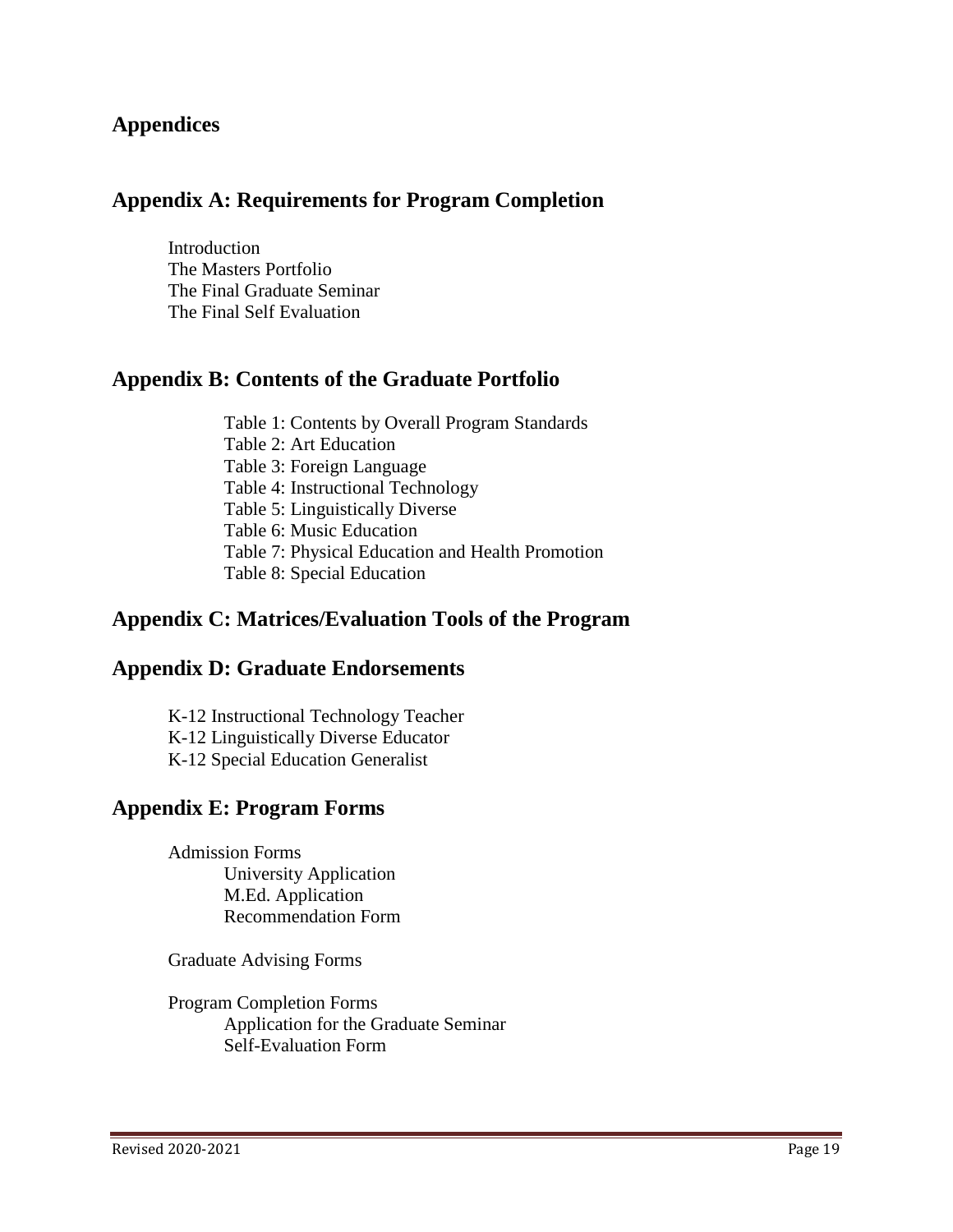# Appendices

## Appendix A: Requirements for Program Completion

- Introduction
- The Masters Portfolio
- The Final Graduate Seminar
- The Final Self Evaluation

## Appendix B: Contents of the Graduate Portfolio

- Table 1: Contents by Overall Program Standards
- Table 2: Art Education
- Table 3: Foreign Language
- Table 4: Instructional Technology
- Table 5: Linguistically Diverse
- Table 6: Music Education
- Table 7: Physical Education and Health Promotion
- Table 8: Special Education

## Appendix C: Matrices/Evaluation Tools of the Program

## Appendix D: Graduate Endorsements

- K-12 Instructional Technology Teacher
- K-12 Linguistically Diverse Educator
- K-12 Special Education Generalist

## Appendix E: Program Forms

- Admission Forms
  - University Application
  - M.Ed. Application
  - Recommendation Form
- Graduate Advising Forms
- Program Completion Forms
  - Application for the Graduate Seminar
  - Self-Evaluation Form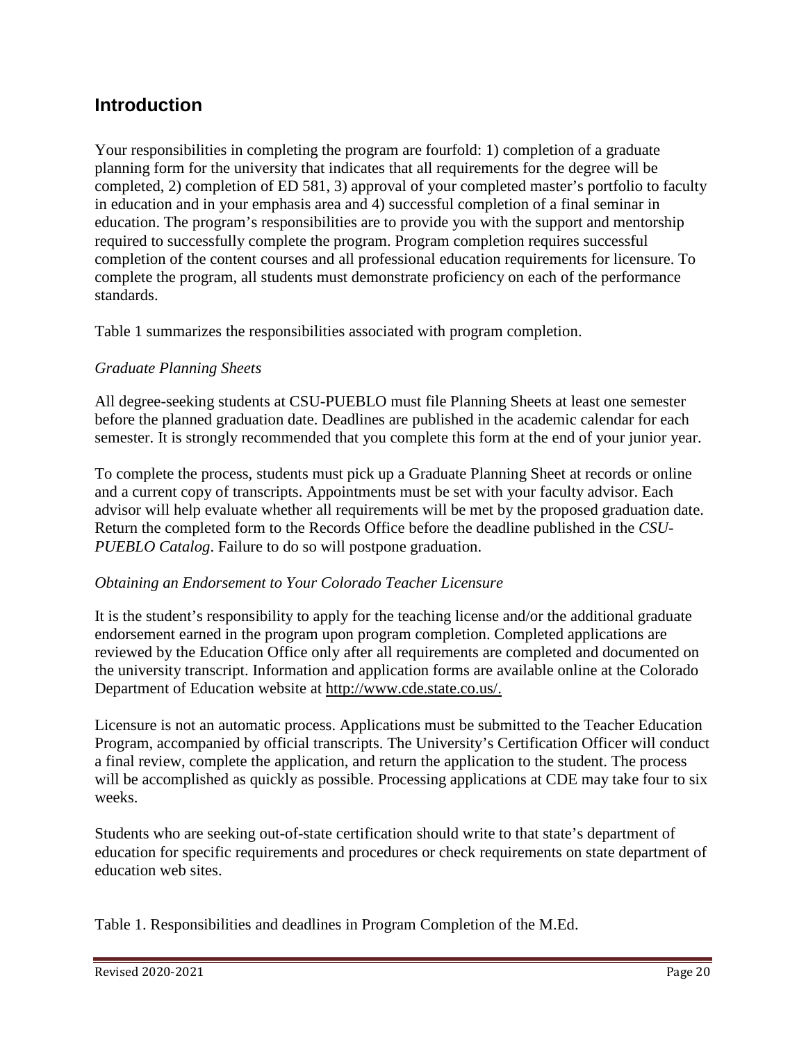## Introduction

Your responsibilities in completing the program are fourfold: 1) completion of a graduate planning form for the university that indicates that all requirements for the degree will be completed, 2) completion of ED 581, 3) approval of your completed master's portfolio to faculty in education and in your emphasis area and 4) successful completion of a final seminar in education. The program's responsibilities are to provide you with the support and mentorship required to successfully complete the program. Program completion requires successful completion of the content courses and all professional education requirements for licensure. To complete the program, all students must demonstrate proficiency on each of the performance standards.

Table 1 summarizes the responsibilities associated with program completion.

*Graduate Planning Sheets*

All degree-seeking students at CSU-PUEBLO must file Planning Sheets at least one semester before the planned graduation date. Deadlines are published in the academic calendar for each semester. It is strongly recommended that you complete this form at the end of your junior year.

To complete the process, students must pick up a Graduate Planning Sheet at records or online and a current copy of transcripts. Appointments must be set with your faculty advisor. Each advisor will help evaluate whether all requirements will be met by the proposed graduation date. Return the completed form to the Records Office before the deadline published in the *CSU-PUEBLO Catalog*. Failure to do so will postpone graduation.

*Obtaining an Endorsement to Your Colorado Teacher Licensure*

It is the student's responsibility to apply for the teaching license and/or the additional graduate endorsement earned in the program upon program completion. Completed applications are reviewed by the Education Office only after all requirements are completed and documented on the university transcript. Information and application forms are available online at the Colorado Department of Education website at http://www.cde.state.co.us/.

Licensure is not an automatic process. Applications must be submitted to the Teacher Education Program, accompanied by official transcripts. The University's Certification Officer will conduct a final review, complete the application, and return the application to the student. The process will be accomplished as quickly as possible. Processing applications at CDE may take four to six weeks.

Students who are seeking out-of-state certification should write to that state's department of education for specific requirements and procedures or check requirements on state department of education web sites.

Table 1. Responsibilities and deadlines in Program Completion of the M.Ed.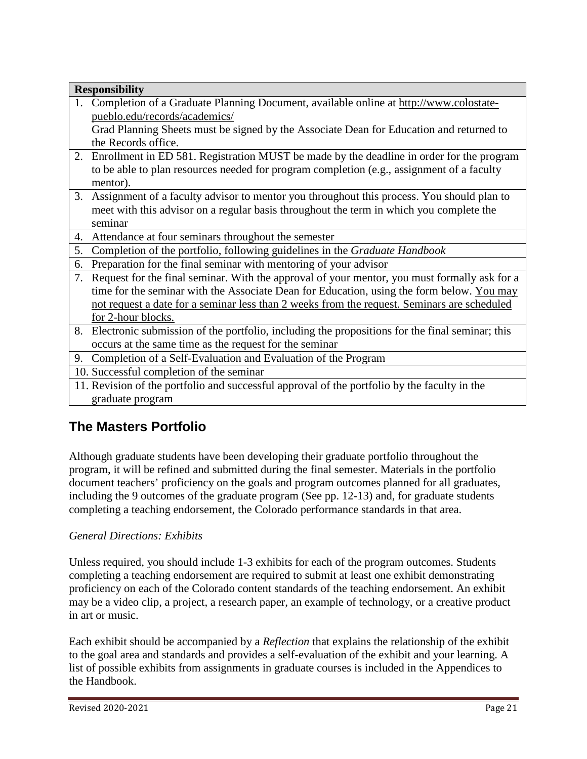| Responsibility |
|---|
| 1. Completion of a Graduate Planning Document, available online at http://www.colostate-pueblo.edu/records/academics/ Grad Planning Sheets must be signed by the Associate Dean for Education and returned to the Records office. |
| 2. Enrollment in ED 581. Registration MUST be made by the deadline in order for the program to be able to plan resources needed for program completion (e.g., assignment of a faculty mentor). |
| 3. Assignment of a faculty advisor to mentor you throughout this process. You should plan to meet with this advisor on a regular basis throughout the term in which you complete the seminar |
| 4. Attendance at four seminars throughout the semester |
| 5. Completion of the portfolio, following guidelines in the *Graduate Handbook* |
| 6. Preparation for the final seminar with mentoring of your advisor |
| 7. Request for the final seminar. With the approval of your mentor, you must formally ask for a time for the seminar with the Associate Dean for Education, using the form below. <u>You may not request a date for a seminar less than 2 weeks from the request. Seminars are scheduled for 2-hour blocks.</u> |
| 8. Electronic submission of the portfolio, including the propositions for the final seminar; this occurs at the same time as the request for the seminar |
| 9. Completion of a Self-Evaluation and Evaluation of the Program |
| 10. Successful completion of the seminar |
| 11. Revision of the portfolio and successful approval of the portfolio by the faculty in the graduate program |

## The Masters Portfolio

Although graduate students have been developing their graduate portfolio throughout the program, it will be refined and submitted during the final semester. Materials in the portfolio document teachers' proficiency on the goals and program outcomes planned for all graduates, including the 9 outcomes of the graduate program (See pp. 12-13) and, for graduate students completing a teaching endorsement, the Colorado performance standards in that area.

*General Directions: Exhibits*

Unless required, you should include 1-3 exhibits for each of the program outcomes. Students completing a teaching endorsement are required to submit at least one exhibit demonstrating proficiency on each of the Colorado content standards of the teaching endorsement. An exhibit may be a video clip, a project, a research paper, an example of technology, or a creative product in art or music.

Each exhibit should be accompanied by a *Reflection* that explains the relationship of the exhibit to the goal area and standards and provides a self-evaluation of the exhibit and your learning. A list of possible exhibits from assignments in graduate courses is included in the Appendices to the Handbook.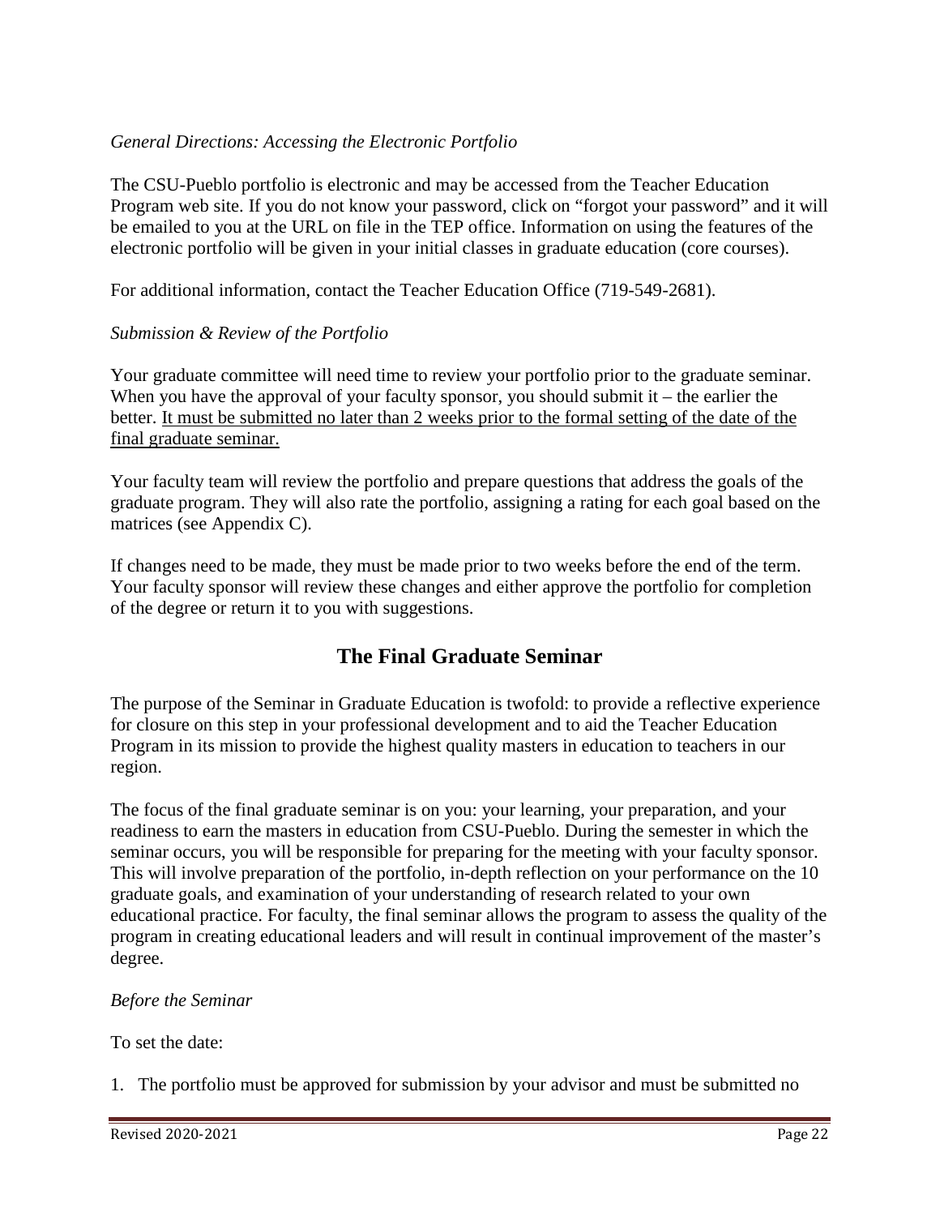*General Directions: Accessing the Electronic Portfolio*

The CSU-Pueblo portfolio is electronic and may be accessed from the Teacher Education Program web site. If you do not know your password, click on "forgot your password" and it will be emailed to you at the URL on file in the TEP office. Information on using the features of the electronic portfolio will be given in your initial classes in graduate education (core courses).

For additional information, contact the Teacher Education Office (719-549-2681).

*Submission & Review of the Portfolio*

Your graduate committee will need time to review your portfolio prior to the graduate seminar. When you have the approval of your faculty sponsor, you should submit it – the earlier the better. <u>It must be submitted no later than 2 weeks prior to the formal setting of the date of the final graduate seminar.</u>

Your faculty team will review the portfolio and prepare questions that address the goals of the graduate program. They will also rate the portfolio, assigning a rating for each goal based on the matrices (see Appendix C).

If changes need to be made, they must be made prior to two weeks before the end of the term. Your faculty sponsor will review these changes and either approve the portfolio for completion of the degree or return it to you with suggestions.

## The Final Graduate Seminar

The purpose of the Seminar in Graduate Education is twofold: to provide a reflective experience for closure on this step in your professional development and to aid the Teacher Education Program in its mission to provide the highest quality masters in education to teachers in our region.

The focus of the final graduate seminar is on you: your learning, your preparation, and your readiness to earn the masters in education from CSU-Pueblo. During the semester in which the seminar occurs, you will be responsible for preparing for the meeting with your faculty sponsor. This will involve preparation of the portfolio, in-depth reflection on your performance on the 10 graduate goals, and examination of your understanding of research related to your own educational practice. For faculty, the final seminar allows the program to assess the quality of the program in creating educational leaders and will result in continual improvement of the master's degree.

*Before the Seminar*

To set the date:

1. The portfolio must be approved for submission by your advisor and must be submitted no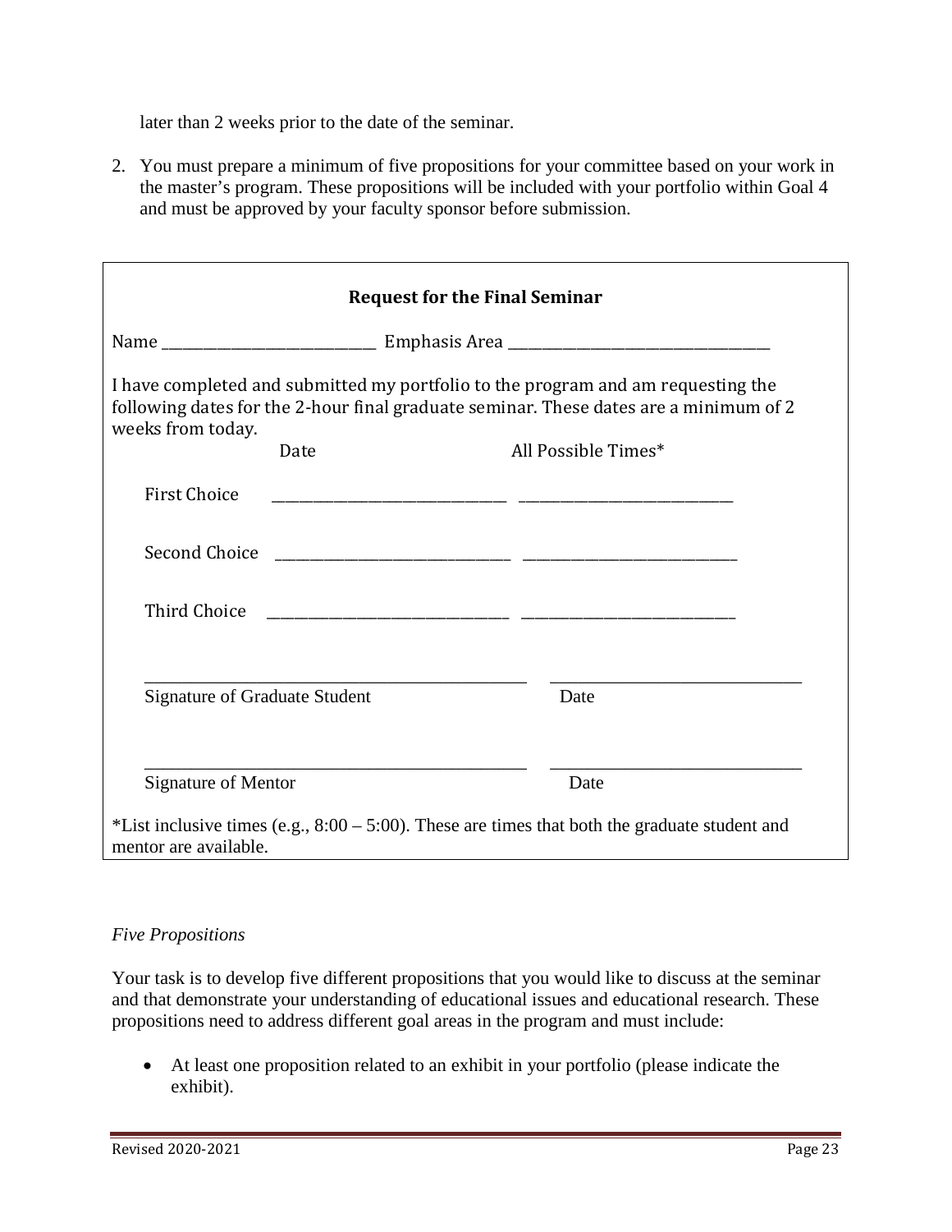later than 2 weeks prior to the date of the seminar.

2. You must prepare a minimum of five propositions for your committee based on your work in the master's program. These propositions will be included with your portfolio within Goal 4 and must be approved by your faculty sponsor before submission.

---

**Request for the Final Seminar**

Name ____________________________ Emphasis Area __________________________________

I have completed and submitted my portfolio to the program and am requesting the following dates for the 2-hour final graduate seminar. These dates are a minimum of 2 weeks from today.

| | Date | All Possible Times* |
|---|---|---|
| First Choice | ______________________________ | ____________________________ |
| Second Choice | ______________________________ | ____________________________ |
| Third Choice | ______________________________ | ____________________________ |

_____________________________________________ ____________________________

Signature of Graduate Student Date

_____________________________________________ ____________________________

Signature of Mentor Date

*List inclusive times (e.g., 8:00 – 5:00). These are times that both the graduate student and mentor are available.

---

*Five Propositions*

Your task is to develop five different propositions that you would like to discuss at the seminar and that demonstrate your understanding of educational issues and educational research. These propositions need to address different goal areas in the program and must include:

- At least one proposition related to an exhibit in your portfolio (please indicate the exhibit).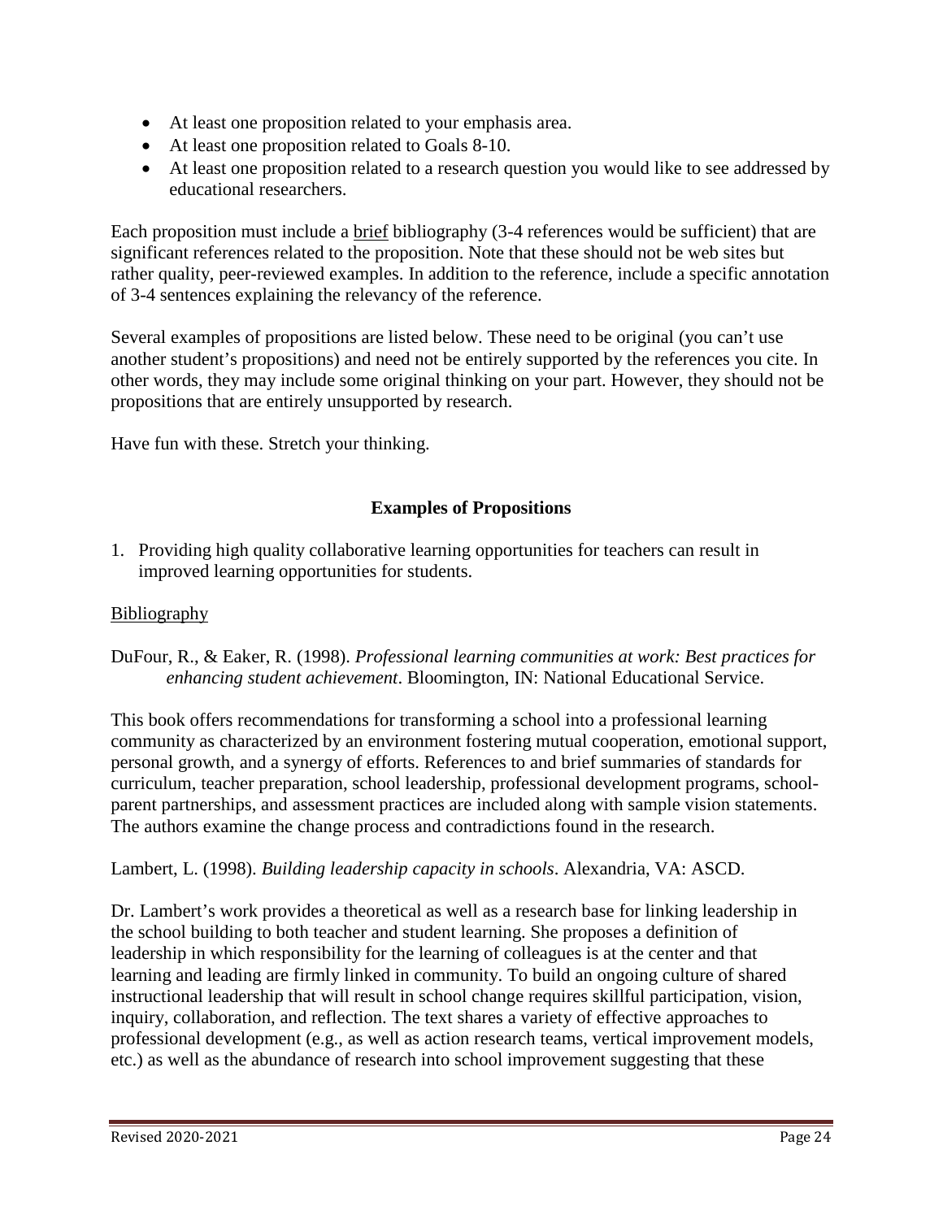- At least one proposition related to your emphasis area.
- At least one proposition related to Goals 8-10.
- At least one proposition related to a research question you would like to see addressed by educational researchers.

Each proposition must include a brief bibliography (3-4 references would be sufficient) that are significant references related to the proposition. Note that these should not be web sites but rather quality, peer-reviewed examples. In addition to the reference, include a specific annotation of 3-4 sentences explaining the relevancy of the reference.

Several examples of propositions are listed below. These need to be original (you can't use another student's propositions) and need not be entirely supported by the references you cite. In other words, they may include some original thinking on your part. However, they should not be propositions that are entirely unsupported by research.

Have fun with these. Stretch your thinking.

**Examples of Propositions**

1. Providing high quality collaborative learning opportunities for teachers can result in improved learning opportunities for students.

Bibliography

DuFour, R., & Eaker, R. (1998). *Professional learning communities at work: Best practices for enhancing student achievement*. Bloomington, IN: National Educational Service.

This book offers recommendations for transforming a school into a professional learning community as characterized by an environment fostering mutual cooperation, emotional support, personal growth, and a synergy of efforts. References to and brief summaries of standards for curriculum, teacher preparation, school leadership, professional development programs, school-parent partnerships, and assessment practices are included along with sample vision statements. The authors examine the change process and contradictions found in the research.

Lambert, L. (1998). *Building leadership capacity in schools*. Alexandria, VA: ASCD.

Dr. Lambert's work provides a theoretical as well as a research base for linking leadership in the school building to both teacher and student learning. She proposes a definition of leadership in which responsibility for the learning of colleagues is at the center and that learning and leading are firmly linked in community. To build an ongoing culture of shared instructional leadership that will result in school change requires skillful participation, vision, inquiry, collaboration, and reflection. The text shares a variety of effective approaches to professional development (e.g., as well as action research teams, vertical improvement models, etc.) as well as the abundance of research into school improvement suggesting that these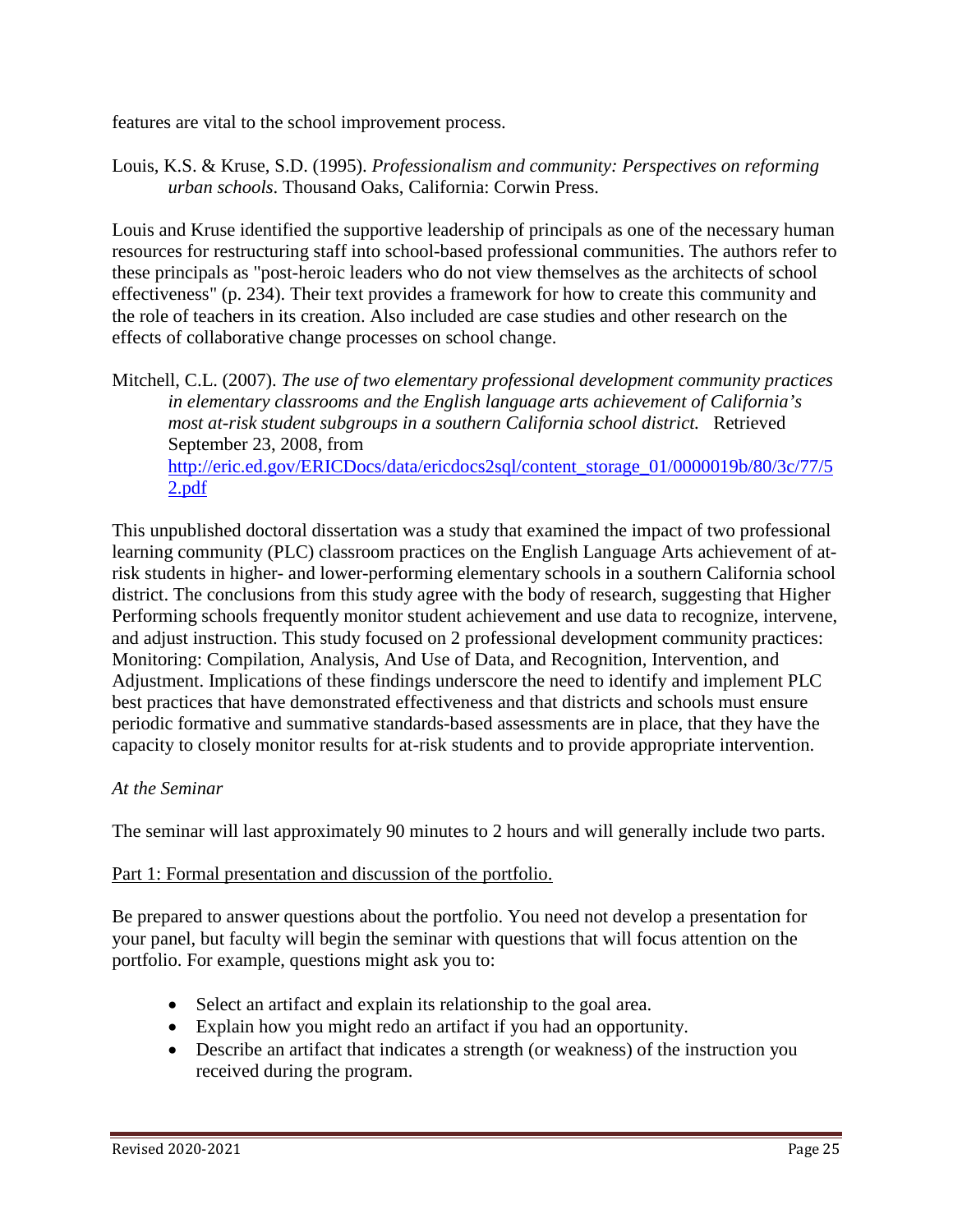features are vital to the school improvement process.

Louis, K.S. & Kruse, S.D. (1995). *Professionalism and community: Perspectives on reforming urban schools.* Thousand Oaks, California: Corwin Press.

Louis and Kruse identified the supportive leadership of principals as one of the necessary human resources for restructuring staff into school-based professional communities. The authors refer to these principals as "post-heroic leaders who do not view themselves as the architects of school effectiveness" (p. 234). Their text provides a framework for how to create this community and the role of teachers in its creation. Also included are case studies and other research on the effects of collaborative change processes on school change.

Mitchell, C.L. (2007). *The use of two elementary professional development community practices in elementary classrooms and the English language arts achievement of California's most at-risk student subgroups in a southern California school district.* Retrieved September 23, 2008, from [http://eric.ed.gov/ERICDocs/data/ericdocs2sql/content_storage_01/0000019b/80/3c/77/52.pdf](http://eric.ed.gov/ERICDocs/data/ericdocs2sql/content_storage_01/0000019b/80/3c/77/52.pdf)

This unpublished doctoral dissertation was a study that examined the impact of two professional learning community (PLC) classroom practices on the English Language Arts achievement of at-risk students in higher- and lower-performing elementary schools in a southern California school district. The conclusions from this study agree with the body of research, suggesting that Higher Performing schools frequently monitor student achievement and use data to recognize, intervene, and adjust instruction. This study focused on 2 professional development community practices: Monitoring: Compilation, Analysis, And Use of Data, and Recognition, Intervention, and Adjustment. Implications of these findings underscore the need to identify and implement PLC best practices that have demonstrated effectiveness and that districts and schools must ensure periodic formative and summative standards-based assessments are in place, that they have the capacity to closely monitor results for at-risk students and to provide appropriate intervention.

*At the Seminar*

The seminar will last approximately 90 minutes to 2 hours and will generally include two parts.

<u>Part 1: Formal presentation and discussion of the portfolio.</u>

Be prepared to answer questions about the portfolio. You need not develop a presentation for your panel, but faculty will begin the seminar with questions that will focus attention on the portfolio. For example, questions might ask you to:

- Select an artifact and explain its relationship to the goal area.
- Explain how you might redo an artifact if you had an opportunity.
- Describe an artifact that indicates a strength (or weakness) of the instruction you received during the program.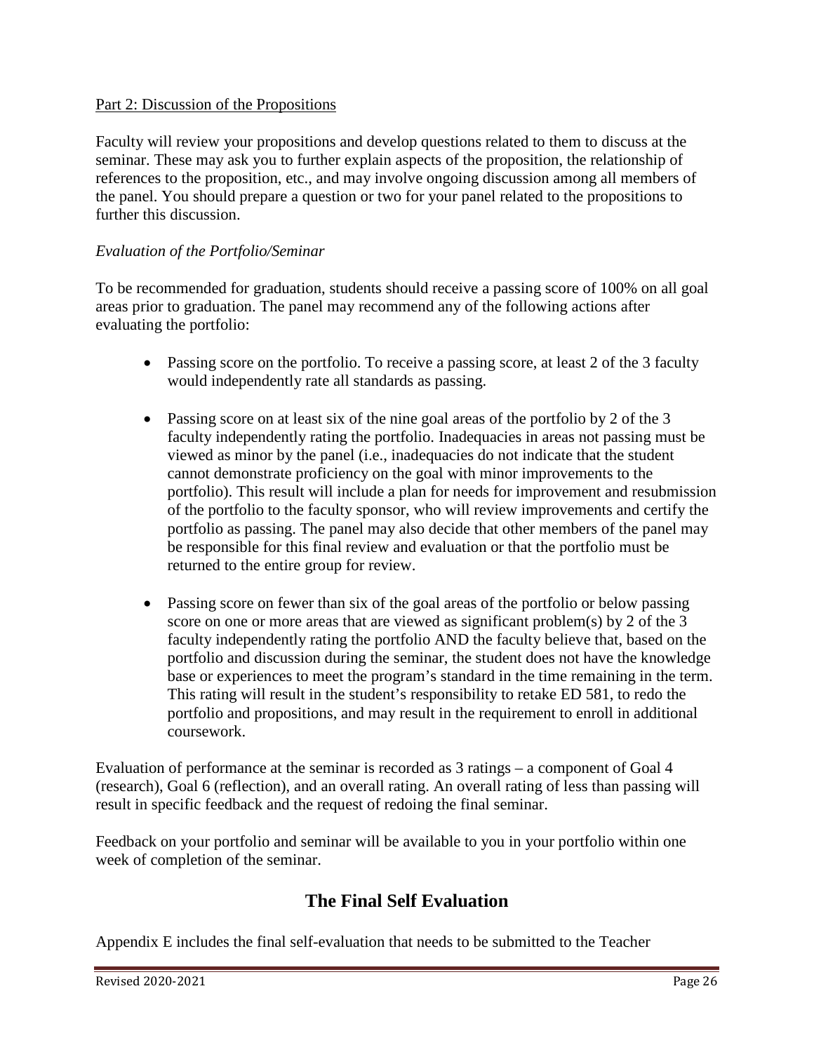Part 2: Discussion of the Propositions

Faculty will review your propositions and develop questions related to them to discuss at the seminar. These may ask you to further explain aspects of the proposition, the relationship of references to the proposition, etc., and may involve ongoing discussion among all members of the panel. You should prepare a question or two for your panel related to the propositions to further this discussion.

*Evaluation of the Portfolio/Seminar*

To be recommended for graduation, students should receive a passing score of 100% on all goal areas prior to graduation. The panel may recommend any of the following actions after evaluating the portfolio:

- Passing score on the portfolio. To receive a passing score, at least 2 of the 3 faculty would independently rate all standards as passing.
- Passing score on at least six of the nine goal areas of the portfolio by 2 of the 3 faculty independently rating the portfolio. Inadequacies in areas not passing must be viewed as minor by the panel (i.e., inadequacies do not indicate that the student cannot demonstrate proficiency on the goal with minor improvements to the portfolio). This result will include a plan for needs for improvement and resubmission of the portfolio to the faculty sponsor, who will review improvements and certify the portfolio as passing. The panel may also decide that other members of the panel may be responsible for this final review and evaluation or that the portfolio must be returned to the entire group for review.
- Passing score on fewer than six of the goal areas of the portfolio or below passing score on one or more areas that are viewed as significant problem(s) by 2 of the 3 faculty independently rating the portfolio AND the faculty believe that, based on the portfolio and discussion during the seminar, the student does not have the knowledge base or experiences to meet the program's standard in the time remaining in the term. This rating will result in the student's responsibility to retake ED 581, to redo the portfolio and propositions, and may result in the requirement to enroll in additional coursework.

Evaluation of performance at the seminar is recorded as 3 ratings – a component of Goal 4 (research), Goal 6 (reflection), and an overall rating. An overall rating of less than passing will result in specific feedback and the request of redoing the final seminar.

Feedback on your portfolio and seminar will be available to you in your portfolio within one week of completion of the seminar.

## The Final Self Evaluation

Appendix E includes the final self-evaluation that needs to be submitted to the Teacher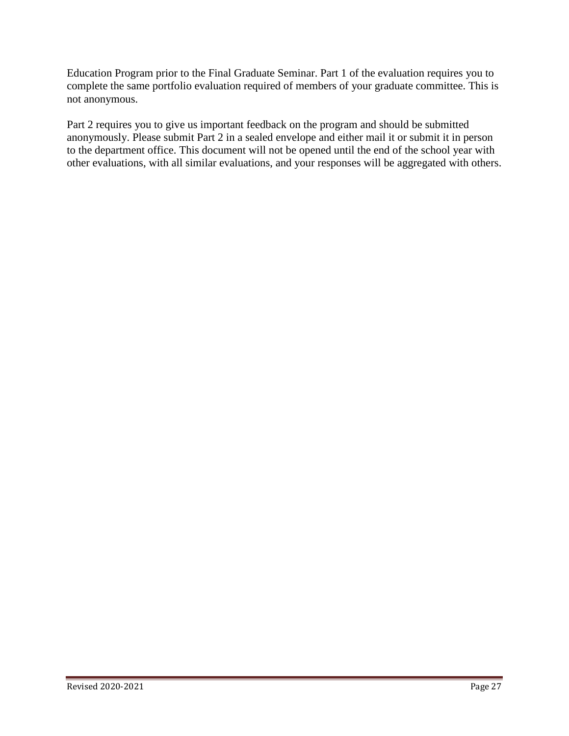Education Program prior to the Final Graduate Seminar. Part 1 of the evaluation requires you to complete the same portfolio evaluation required of members of your graduate committee. This is not anonymous.

Part 2 requires you to give us important feedback on the program and should be submitted anonymously. Please submit Part 2 in a sealed envelope and either mail it or submit it in person to the department office. This document will not be opened until the end of the school year with other evaluations, with all similar evaluations, and your responses will be aggregated with others.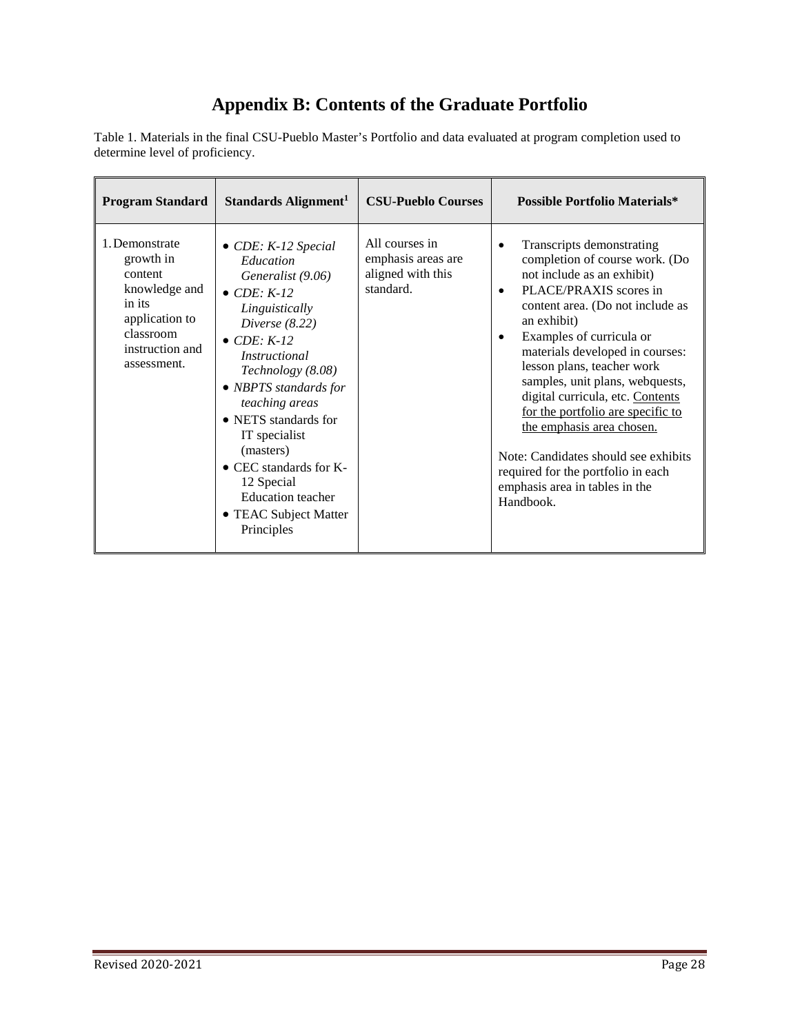# Appendix B: Contents of the Graduate Portfolio

Table 1. Materials in the final CSU-Pueblo Master's Portfolio and data evaluated at program completion used to determine level of proficiency.

| Program Standard | Standards Alignment[1] | CSU-Pueblo Courses | Possible Portfolio Materials* |
|---|---|---|---|
| 1. Demonstrate growth in content knowledge and in its application to classroom instruction and assessment. | • *CDE: K-12 Special Education Generalist (9.06)*<br>• *CDE: K-12 Linguistically Diverse (8.22)*<br>• *CDE: K-12 Instructional Technology (8.08)*<br>• *NBPTS standards for teaching areas*<br>• NETS standards for IT specialist (masters)<br>• CEC standards for K-12 Special Education teacher<br>• TEAC Subject Matter Principles | All courses in emphasis areas are aligned with this standard. | • Transcripts demonstrating completion of course work. (Do not include as an exhibit)<br>• PLACE/PRAXIS scores in content area. (Do not include as an exhibit)<br>• Examples of curricula or materials developed in courses: lesson plans, teacher work samples, unit plans, webquests, digital curricula, etc. <u>Contents for the portfolio are specific to the emphasis area chosen.</u><br><br>Note: Candidates should see exhibits required for the portfolio in each emphasis area in tables in the Handbook. |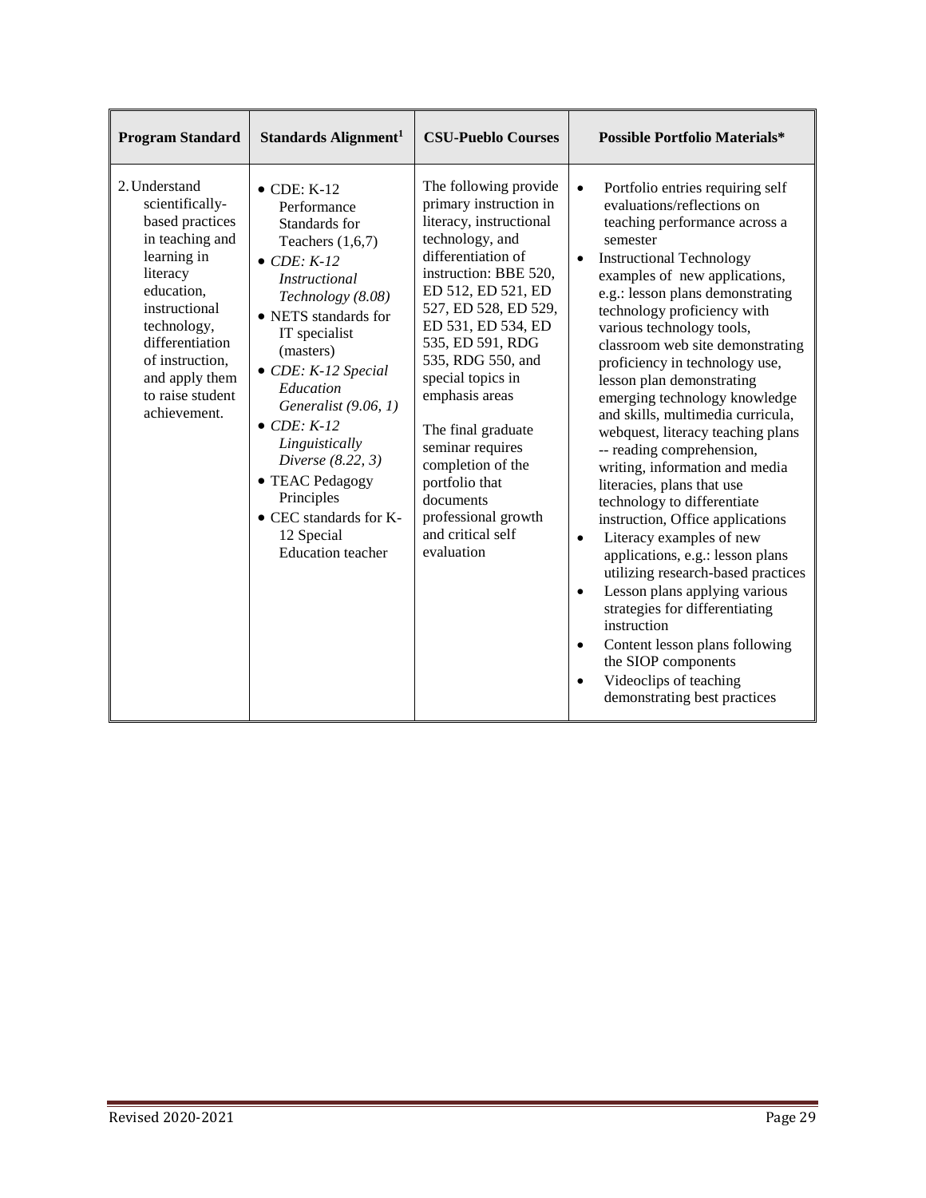| Program Standard | Standards Alignment[1] | CSU-Pueblo Courses | Possible Portfolio Materials* |
|---|---|---|---|
| 2. Understand scientifically-based practices in teaching and learning in literacy education, instructional technology, differentiation of instruction, and apply them to raise student achievement. | • CDE: K-12 Performance Standards for Teachers (1,6,7)<br>• *CDE: K-12 Instructional Technology (8.08)*<br>• NETS standards for IT specialist (masters)<br>• *CDE: K-12 Special Education Generalist (9.06, 1)*<br>• *CDE: K-12 Linguistically Diverse (8.22, 3)*<br>• TEAC Pedagogy Principles<br>• CEC standards for K-12 Special Education teacher | The following provide primary instruction in literacy, instructional technology, and differentiation of instruction: BBE 520, ED 512, ED 521, ED 527, ED 528, ED 529, ED 531, ED 534, ED 535, ED 591, RDG 535, RDG 550, and special topics in emphasis areas<br><br>The final graduate seminar requires completion of the portfolio that documents professional growth and critical self evaluation | • Portfolio entries requiring self evaluations/reflections on teaching performance across a semester<br>• Instructional Technology examples of new applications, e.g.: lesson plans demonstrating technology proficiency with various technology tools, classroom web site demonstrating proficiency in technology use, lesson plan demonstrating emerging technology knowledge and skills, multimedia curricula, webquest, literacy teaching plans -- reading comprehension, writing, information and media literacies, plans that use technology to differentiate instruction, Office applications<br>• Literacy examples of new applications, e.g.: lesson plans utilizing research-based practices<br>• Lesson plans applying various strategies for differentiating instruction<br>• Content lesson plans following the SIOP components<br>• Videoclips of teaching demonstrating best practices |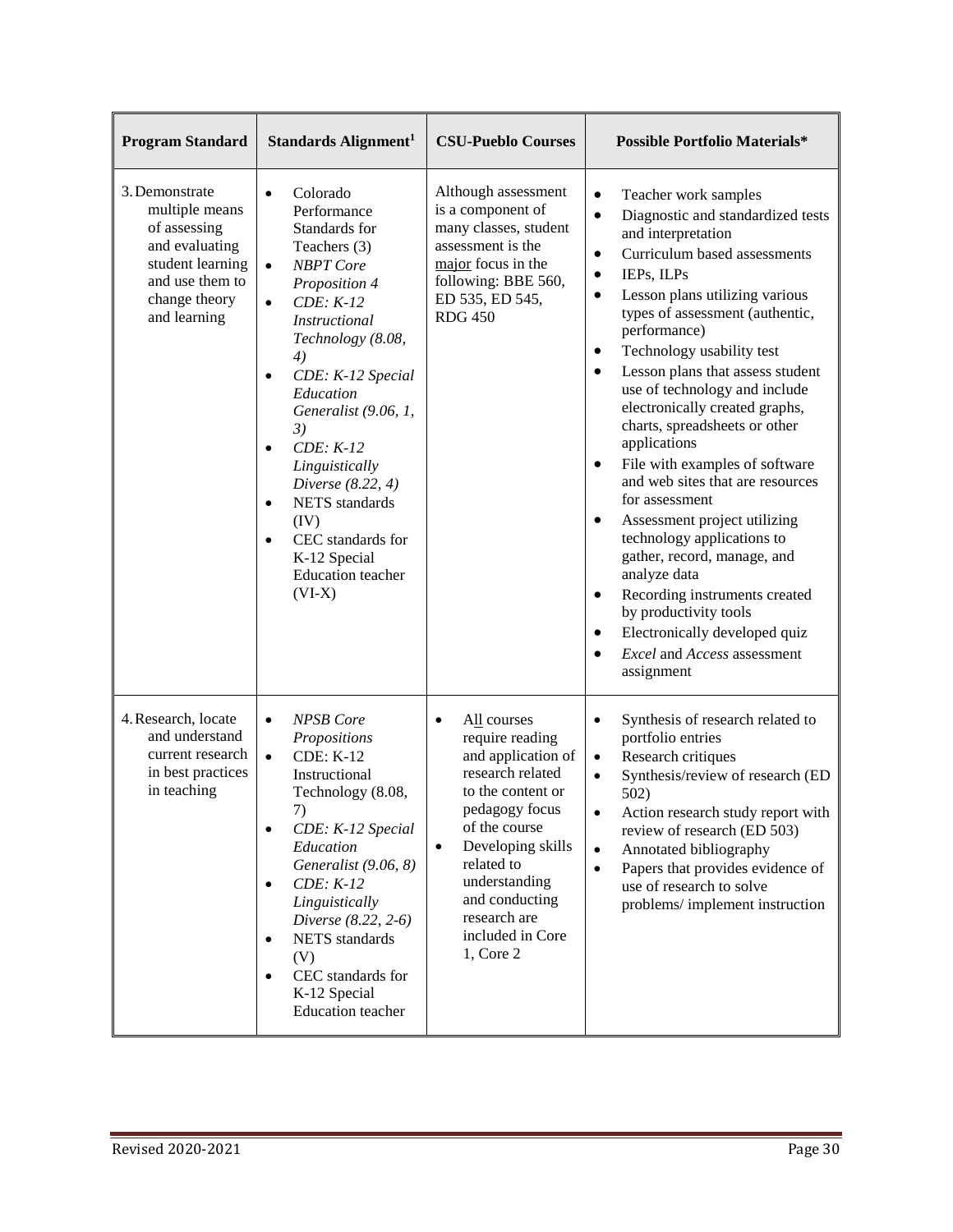| Program Standard | Standards Alignment[1] | CSU-Pueblo Courses | Possible Portfolio Materials* |
|---|---|---|---|
| 3. Demonstrate multiple means of assessing and evaluating student learning and use them to change theory and learning | • Colorado Performance Standards for Teachers (3)<br>• *NBPT Core Proposition 4*<br>• *CDE: K-12 Instructional Technology (8.08, 4)*<br>• *CDE: K-12 Special Education Generalist (9.06, 1, 3)*<br>• *CDE: K-12 Linguistically Diverse (8.22, 4)*<br>• NETS standards (IV)<br>• CEC standards for K-12 Special Education teacher (VI-X) | Although assessment is a component of many classes, student assessment is the major focus in the following: BBE 560, ED 535, ED 545, RDG 450 | • Teacher work samples<br>• Diagnostic and standardized tests and interpretation<br>• Curriculum based assessments<br>• IEPs, ILPs<br>• Lesson plans utilizing various types of assessment (authentic, performance)<br>• Technology usability test<br>• Lesson plans that assess student use of technology and include electronically created graphs, charts, spreadsheets or other applications<br>• File with examples of software and web sites that are resources for assessment<br>• Assessment project utilizing technology applications to gather, record, manage, and analyze data<br>• Recording instruments created by productivity tools<br>• Electronically developed quiz<br>• *Excel* and *Access* assessment assignment |
| 4. Research, locate and understand current research in best practices in teaching | • *NPSB Core Propositions*<br>• CDE: K-12 Instructional Technology (8.08, 7)<br>• *CDE: K-12 Special Education Generalist (9.06, 8)*<br>• *CDE: K-12 Linguistically Diverse (8.22, 2-6)*<br>• NETS standards (V)<br>• CEC standards for K-12 Special Education teacher | • All courses require reading and application of research related to the content or pedagogy focus of the course<br>• Developing skills related to understanding and conducting research are included in Core 1, Core 2 | • Synthesis of research related to portfolio entries<br>• Research critiques<br>• Synthesis/review of research (ED 502)<br>• Action research study report with review of research (ED 503)<br>• Annotated bibliography<br>• Papers that provides evidence of use of research to solve problems/ implement instruction |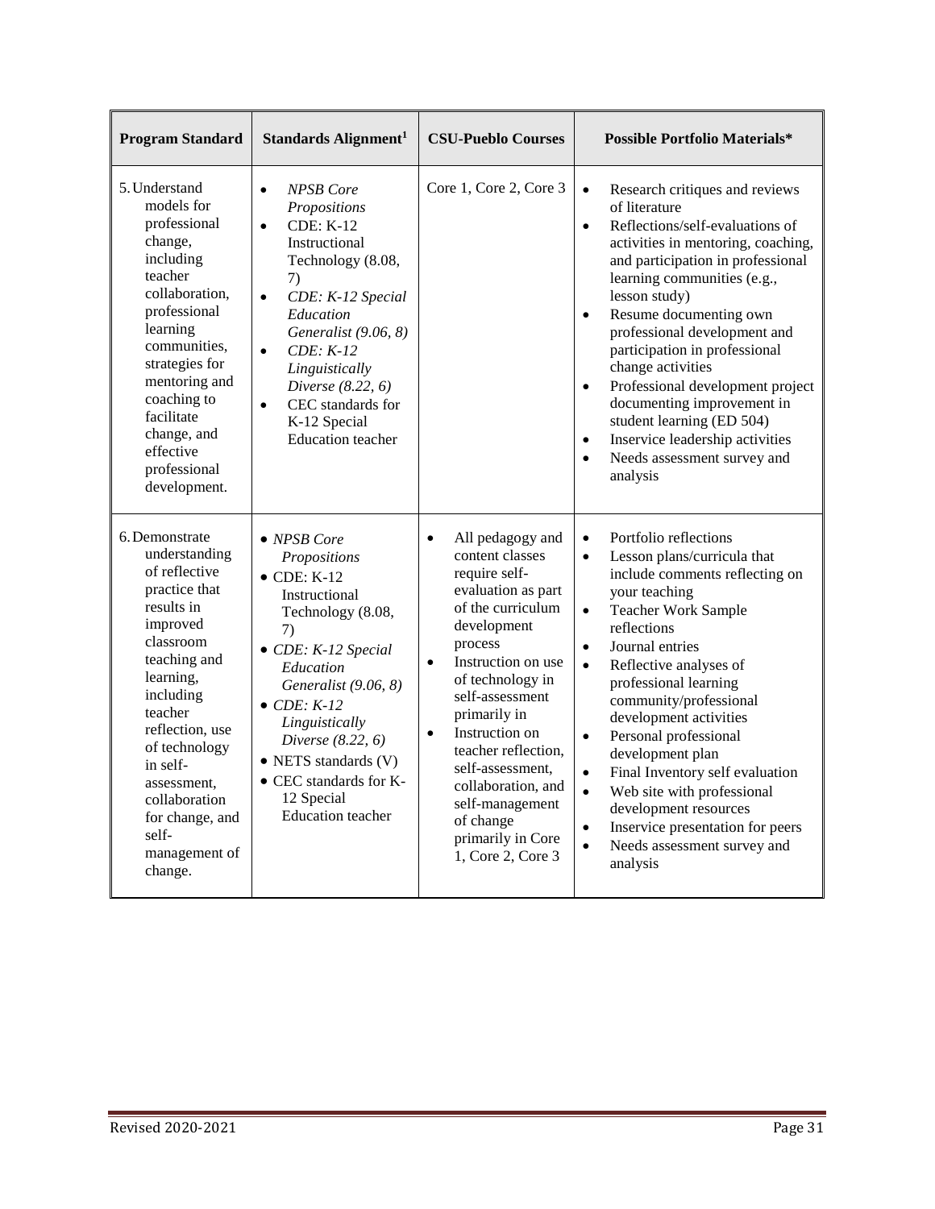| Program Standard | Standards Alignment[1] | CSU-Pueblo Courses | Possible Portfolio Materials* |
|---|---|---|---|
| 5. Understand models for professional change, including teacher collaboration, professional learning communities, strategies for mentoring and coaching to facilitate change, and effective professional development. | • *NPSB Core Propositions*<br>• CDE: K-12 Instructional Technology (8.08, 7)<br>• *CDE: K-12 Special Education Generalist (9.06, 8)*<br>• *CDE: K-12 Linguistically Diverse (8.22, 6)*<br>• CEC standards for K-12 Special Education teacher | Core 1, Core 2, Core 3 | • Research critiques and reviews of literature<br>• Reflections/self-evaluations of activities in mentoring, coaching, and participation in professional learning communities (e.g., lesson study)<br>• Resume documenting own professional development and participation in professional change activities<br>• Professional development project documenting improvement in student learning (ED 504)<br>• Inservice leadership activities<br>• Needs assessment survey and analysis |
| 6. Demonstrate understanding of reflective practice that results in improved classroom teaching and learning, including teacher reflection, use of technology in self-assessment, collaboration for change, and self-management of change. | • *NPSB Core Propositions*<br>• CDE: K-12 Instructional Technology (8.08, 7)<br>• *CDE: K-12 Special Education Generalist (9.06, 8)*<br>• *CDE: K-12 Linguistically Diverse (8.22, 6)*<br>• NETS standards (V)<br>• CEC standards for K-12 Special Education teacher | • All pedagogy and content classes require self-evaluation as part of the curriculum development process<br>• Instruction on use of technology in self-assessment primarily in<br>• Instruction on teacher reflection, self-assessment, collaboration, and self-management of change primarily in Core 1, Core 2, Core 3 | • Portfolio reflections<br>• Lesson plans/curricula that include comments reflecting on your teaching<br>• Teacher Work Sample reflections<br>• Journal entries<br>• Reflective analyses of professional learning community/professional development activities<br>• Personal professional development plan<br>• Final Inventory self evaluation<br>• Web site with professional development resources<br>• Inservice presentation for peers<br>• Needs assessment survey and analysis |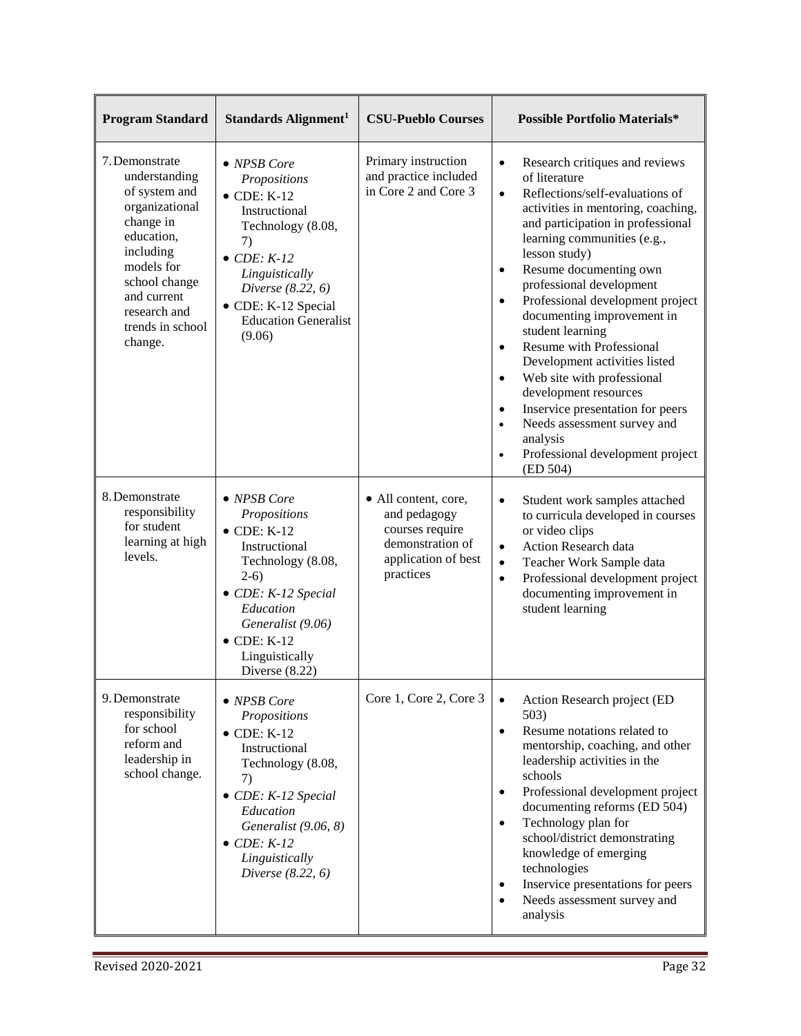| Program Standard | Standards Alignment[1] | CSU-Pueblo Courses | Possible Portfolio Materials* |
|---|---|---|---|
| 7. Demonstrate understanding of system and organizational change in education, including models for school change and current research and trends in school change. | • *NPSB Core Propositions*<br>• CDE: K-12 Instructional Technology (8.08, 7)<br>• *CDE: K-12 Linguistically Diverse (8.22, 6)*<br>• CDE: K-12 Special Education Generalist (9.06) | Primary instruction and practice included in Core 2 and Core 3 | • Research critiques and reviews of literature<br>• Reflections/self-evaluations of activities in mentoring, coaching, and participation in professional learning communities (e.g., lesson study)<br>• Resume documenting own professional development<br>• Professional development project documenting improvement in student learning<br>• Resume with Professional Development activities listed<br>• Web site with professional development resources<br>• Inservice presentation for peers<br>• Needs assessment survey and analysis<br>• Professional development project (ED 504) |
| 8. Demonstrate responsibility for student learning at high levels. | • *NPSB Core Propositions*<br>• CDE: K-12 Instructional Technology (8.08, 2-6)<br>• *CDE: K-12 Special Education Generalist (9.06)*<br>• CDE: K-12 Linguistically Diverse (8.22) | • All content, core, and pedagogy courses require demonstration of application of best practices | • Student work samples attached to curricula developed in courses or video clips<br>• Action Research data<br>• Teacher Work Sample data<br>• Professional development project documenting improvement in student learning |
| 9. Demonstrate responsibility for school reform and leadership in school change. | • *NPSB Core Propositions*<br>• CDE: K-12 Instructional Technology (8.08, 7)<br>• *CDE: K-12 Special Education Generalist (9.06, 8)*<br>• *CDE: K-12 Linguistically Diverse (8.22, 6)* | Core 1, Core 2, Core 3 | • Action Research project (ED 503)<br>• Resume notations related to mentorship, coaching, and other leadership activities in the schools<br>• Professional development project documenting reforms (ED 504)<br>• Technology plan for school/district demonstrating knowledge of emerging technologies<br>• Inservice presentations for peers<br>• Needs assessment survey and analysis |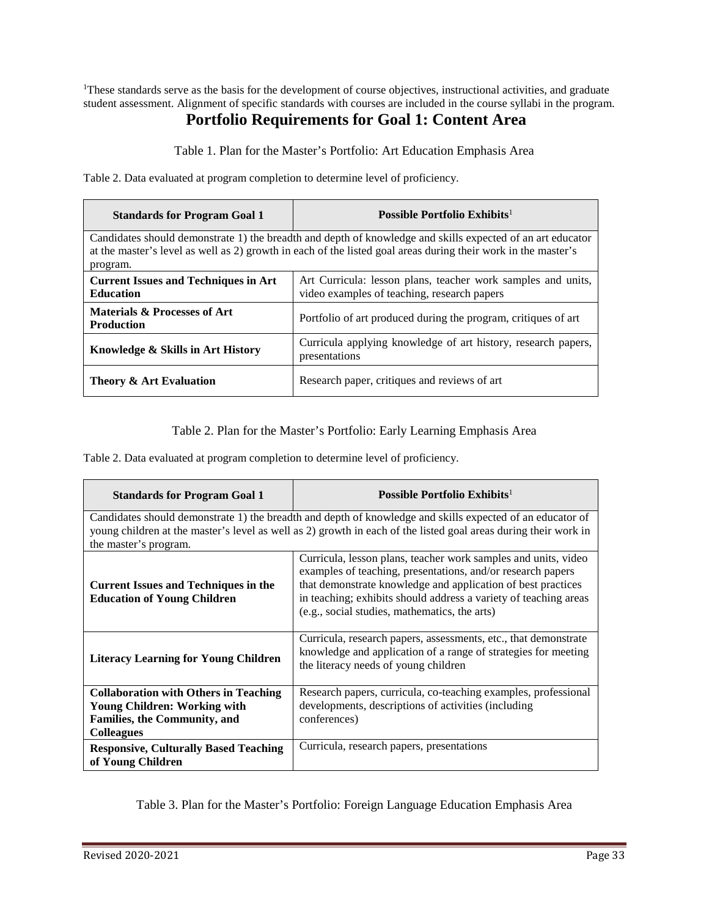[1]These standards serve as the basis for the development of course objectives, instructional activities, and graduate student assessment. Alignment of specific standards with courses are included in the course syllabi in the program.

## Portfolio Requirements for Goal 1: Content Area

Table 1. Plan for the Master's Portfolio: Art Education Emphasis Area

Table 2. Data evaluated at program completion to determine level of proficiency.

| Standards for Program Goal 1 | Possible Portfolio Exhibits[1] |
|---|---|
| Candidates should demonstrate 1) the breadth and depth of knowledge and skills expected of an art educator at the master's level as well as 2) growth in each of the listed goal areas during their work in the master's program. | |
| **Current Issues and Techniques in Art Education** | Art Curricula: lesson plans, teacher work samples and units, video examples of teaching, research papers |
| **Materials & Processes of Art Production** | Portfolio of art produced during the program, critiques of art |
| **Knowledge & Skills in Art History** | Curricula applying knowledge of art history, research papers, presentations |
| **Theory & Art Evaluation** | Research paper, critiques and reviews of art |

Table 2. Plan for the Master's Portfolio: Early Learning Emphasis Area

Table 2. Data evaluated at program completion to determine level of proficiency.

| Standards for Program Goal 1 | Possible Portfolio Exhibits[1] |
|---|---|
| Candidates should demonstrate 1) the breadth and depth of knowledge and skills expected of an educator of young children at the master's level as well as 2) growth in each of the listed goal areas during their work in the master's program. | |
| **Current Issues and Techniques in the Education of Young Children** | Curricula, lesson plans, teacher work samples and units, video examples of teaching, presentations, and/or research papers that demonstrate knowledge and application of best practices in teaching; exhibits should address a variety of teaching areas (e.g., social studies, mathematics, the arts) |
| **Literacy Learning for Young Children** | Curricula, research papers, assessments, etc., that demonstrate knowledge and application of a range of strategies for meeting the literacy needs of young children |
| **Collaboration with Others in Teaching Young Children: Working with Families, the Community, and Colleagues** | Research papers, curricula, co-teaching examples, professional developments, descriptions of activities (including conferences) |
| **Responsive, Culturally Based Teaching of Young Children** | Curricula, research papers, presentations |

Table 3. Plan for the Master's Portfolio: Foreign Language Education Emphasis Area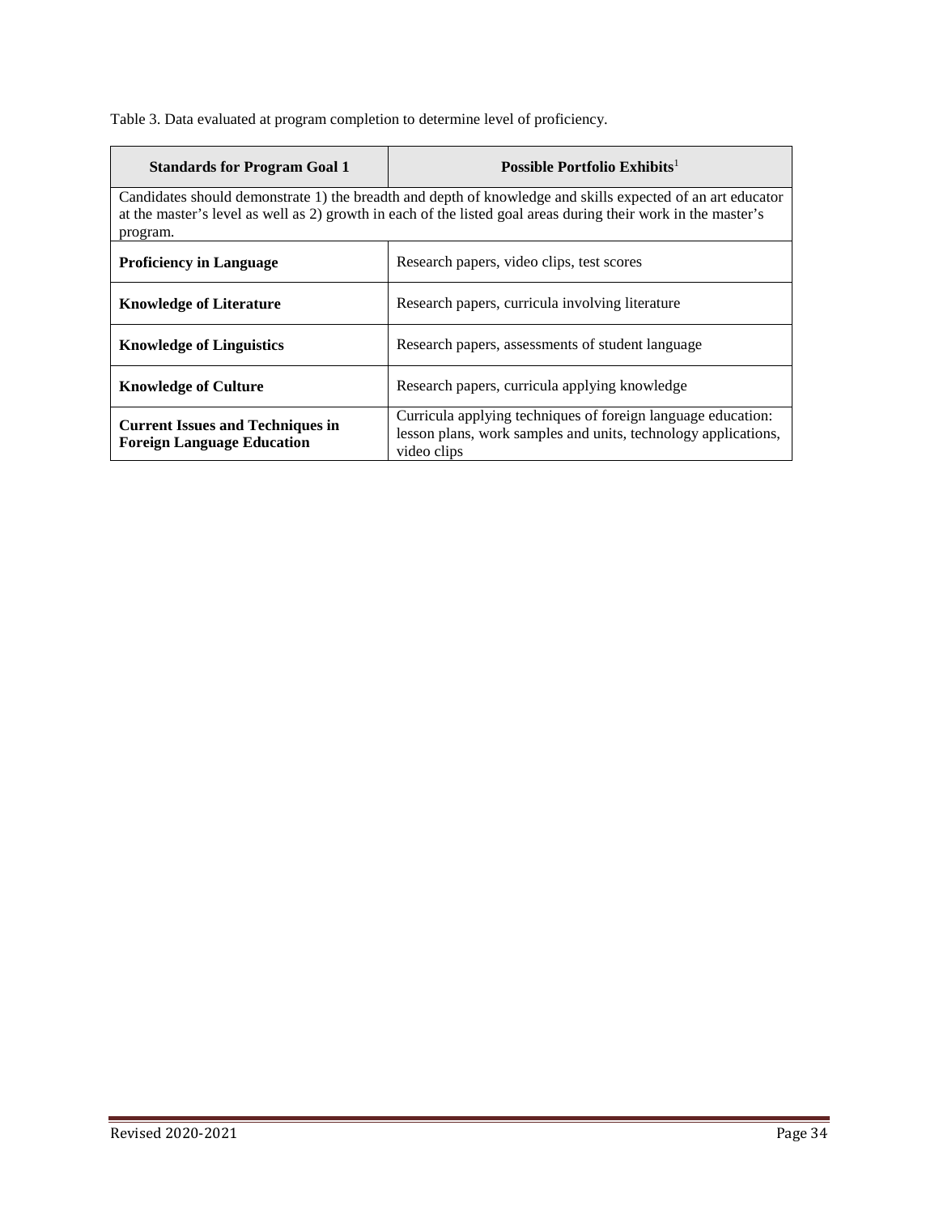Table 3. Data evaluated at program completion to determine level of proficiency.

| Standards for Program Goal 1 | Possible Portfolio Exhibits[1] |
|---|---|
| Candidates should demonstrate 1) the breadth and depth of knowledge and skills expected of an art educator at the master's level as well as 2) growth in each of the listed goal areas during their work in the master's program. | |
| **Proficiency in Language** | Research papers, video clips, test scores |
| **Knowledge of Literature** | Research papers, curricula involving literature |
| **Knowledge of Linguistics** | Research papers, assessments of student language |
| **Knowledge of Culture** | Research papers, curricula applying knowledge |
| **Current Issues and Techniques in Foreign Language Education** | Curricula applying techniques of foreign language education: lesson plans, work samples and units, technology applications, video clips |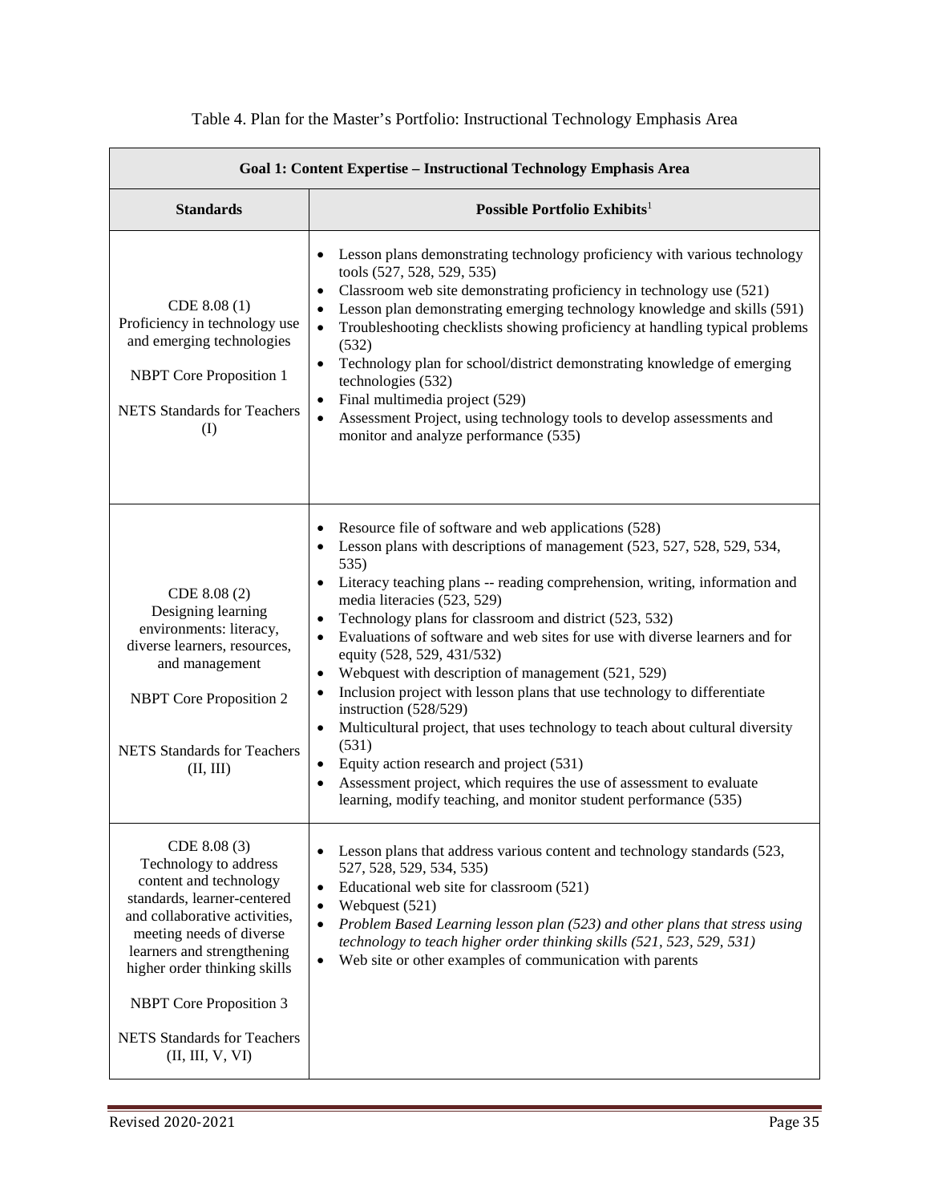Table 4. Plan for the Master's Portfolio: Instructional Technology Emphasis Area

| Goal 1: Content Expertise – Instructional Technology Emphasis Area | |
|---|---|
| **Standards** | **Possible Portfolio Exhibits**[1] |
| CDE 8.08 (1) Proficiency in technology use and emerging technologies<br><br>NBPT Core Proposition 1<br><br>NETS Standards for Teachers (I) | • Lesson plans demonstrating technology proficiency with various technology tools (527, 528, 529, 535)<br>• Classroom web site demonstrating proficiency in technology use (521)<br>• Lesson plan demonstrating emerging technology knowledge and skills (591)<br>• Troubleshooting checklists showing proficiency at handling typical problems (532)<br>• Technology plan for school/district demonstrating knowledge of emerging technologies (532)<br>• Final multimedia project (529)<br>• Assessment Project, using technology tools to develop assessments and monitor and analyze performance (535) |
| CDE 8.08 (2) Designing learning environments: literacy, diverse learners, resources, and management<br><br>NBPT Core Proposition 2<br><br>NETS Standards for Teachers (II, III) | • Resource file of software and web applications (528)<br>• Lesson plans with descriptions of management (523, 527, 528, 529, 534, 535)<br>• Literacy teaching plans -- reading comprehension, writing, information and media literacies (523, 529)<br>• Technology plans for classroom and district (523, 532)<br>• Evaluations of software and web sites for use with diverse learners and for equity (528, 529, 431/532)<br>• Webquest with description of management (521, 529)<br>• Inclusion project with lesson plans that use technology to differentiate instruction (528/529)<br>• Multicultural project, that uses technology to teach about cultural diversity (531)<br>• Equity action research and project (531)<br>• Assessment project, which requires the use of assessment to evaluate learning, modify teaching, and monitor student performance (535) |
| CDE 8.08 (3) Technology to address content and technology standards, learner-centered and collaborative activities, meeting needs of diverse learners and strengthening higher order thinking skills<br><br>NBPT Core Proposition 3<br><br>NETS Standards for Teachers (II, III, V, VI) | • Lesson plans that address various content and technology standards (523, 527, 528, 529, 534, 535)<br>• Educational web site for classroom (521)<br>• Webquest (521)<br>• *Problem Based Learning lesson plan (523) and other plans that stress using technology to teach higher order thinking skills (521, 523, 529, 531)*<br>• Web site or other examples of communication with parents |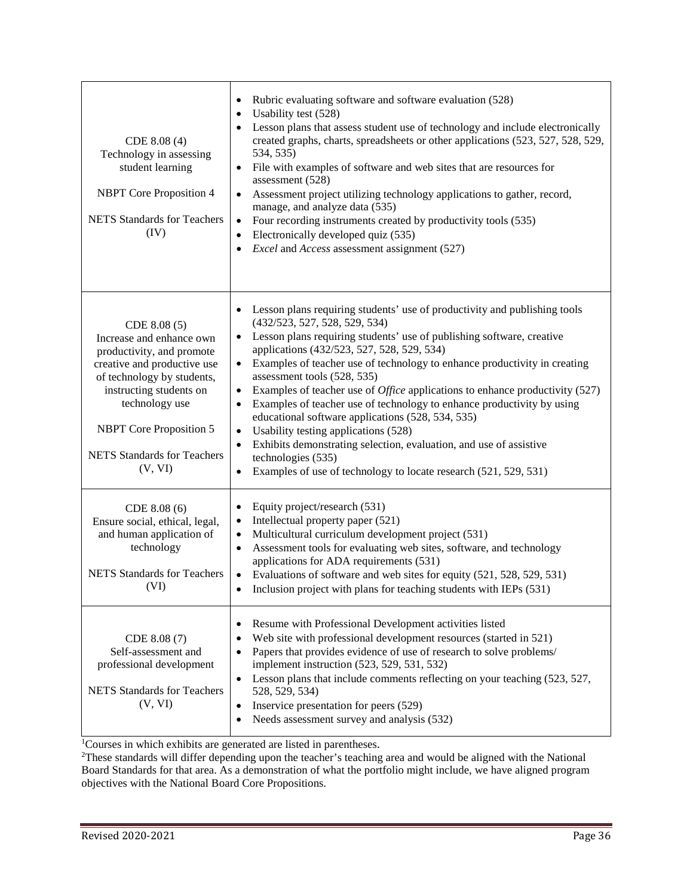| | |
|---|---|
| CDE 8.08 (4)<br>Technology in assessing student learning<br><br>NBPT Core Proposition 4<br><br>NETS Standards for Teachers (IV) | • Rubric evaluating software and software evaluation (528)<br>• Usability test (528)<br>• Lesson plans that assess student use of technology and include electronically created graphs, charts, spreadsheets or other applications (523, 527, 528, 529, 534, 535)<br>• File with examples of software and web sites that are resources for assessment (528)<br>• Assessment project utilizing technology applications to gather, record, manage, and analyze data (535)<br>• Four recording instruments created by productivity tools (535)<br>• Electronically developed quiz (535)<br>• *Excel* and *Access* assessment assignment (527) |
| CDE 8.08 (5)<br>Increase and enhance own productivity, and promote creative and productive use of technology by students, instructing students on technology use<br><br>NBPT Core Proposition 5<br><br>NETS Standards for Teachers (V, VI) | • Lesson plans requiring students' use of productivity and publishing tools (432/523, 527, 528, 529, 534)<br>• Lesson plans requiring students' use of publishing software, creative applications (432/523, 527, 528, 529, 534)<br>• Examples of teacher use of technology to enhance productivity in creating assessment tools (528, 535)<br>• Examples of teacher use of *Office* applications to enhance productivity (527)<br>• Examples of teacher use of technology to enhance productivity by using educational software applications (528, 534, 535)<br>• Usability testing applications (528)<br>• Exhibits demonstrating selection, evaluation, and use of assistive technologies (535)<br>• Examples of use of technology to locate research (521, 529, 531) |
| CDE 8.08 (6)<br>Ensure social, ethical, legal, and human application of technology<br><br>NETS Standards for Teachers (VI) | • Equity project/research (531)<br>• Intellectual property paper (521)<br>• Multicultural curriculum development project (531)<br>• Assessment tools for evaluating web sites, software, and technology applications for ADA requirements (531)<br>• Evaluations of software and web sites for equity (521, 528, 529, 531)<br>• Inclusion project with plans for teaching students with IEPs (531) |
| CDE 8.08 (7)<br>Self-assessment and professional development<br><br>NETS Standards for Teachers (V, VI) | • Resume with Professional Development activities listed<br>• Web site with professional development resources (started in 521)<br>• Papers that provides evidence of use of research to solve problems/ implement instruction (523, 529, 531, 532)<br>• Lesson plans that include comments reflecting on your teaching (523, 527, 528, 529, 534)<br>• Inservice presentation for peers (529)<br>• Needs assessment survey and analysis (532) |

[1]Courses in which exhibits are generated are listed in parentheses.

[2]These standards will differ depending upon the teacher's teaching area and would be aligned with the National Board Standards for that area. As a demonstration of what the portfolio might include, we have aligned program objectives with the National Board Core Propositions.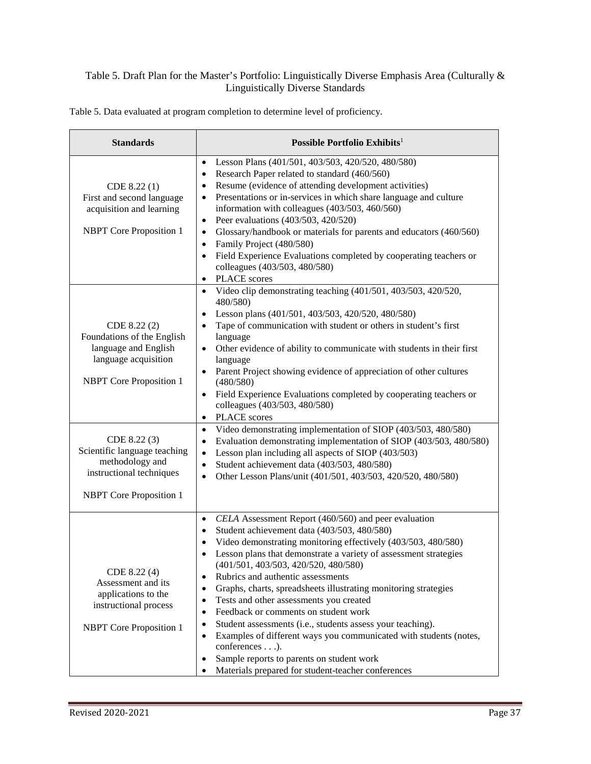Table 5. Draft Plan for the Master's Portfolio: Linguistically Diverse Emphasis Area (Culturally & Linguistically Diverse Standards

Table 5. Data evaluated at program completion to determine level of proficiency.

| Standards | Possible Portfolio Exhibits[1] |
|---|---|
| CDE 8.22 (1)<br>First and second language acquisition and learning<br><br>NBPT Core Proposition 1 | • Lesson Plans (401/501, 403/503, 420/520, 480/580)<br>• Research Paper related to standard (460/560)<br>• Resume (evidence of attending development activities)<br>• Presentations or in-services in which share language and culture information with colleagues (403/503, 460/560)<br>• Peer evaluations (403/503, 420/520)<br>• Glossary/handbook or materials for parents and educators (460/560)<br>• Family Project (480/580)<br>• Field Experience Evaluations completed by cooperating teachers or colleagues (403/503, 480/580)<br>• PLACE scores |
| CDE 8.22 (2)<br>Foundations of the English language and English language acquisition<br><br>NBPT Core Proposition 1 | • Video clip demonstrating teaching (401/501, 403/503, 420/520, 480/580)<br>• Lesson plans (401/501, 403/503, 420/520, 480/580)<br>• Tape of communication with student or others in student's first language<br>• Other evidence of ability to communicate with students in their first language<br>• Parent Project showing evidence of appreciation of other cultures (480/580)<br>• Field Experience Evaluations completed by cooperating teachers or colleagues (403/503, 480/580)<br>• PLACE scores |
| CDE 8.22 (3)<br>Scientific language teaching methodology and instructional techniques<br><br>NBPT Core Proposition 1 | • Video demonstrating implementation of SIOP (403/503, 480/580)<br>• Evaluation demonstrating implementation of SIOP (403/503, 480/580)<br>• Lesson plan including all aspects of SIOP (403/503)<br>• Student achievement data (403/503, 480/580)<br>• Other Lesson Plans/unit (401/501, 403/503, 420/520, 480/580) |
| CDE 8.22 (4)<br>Assessment and its applications to the instructional process<br><br>NBPT Core Proposition 1 | • *CELA* Assessment Report (460/560) and peer evaluation<br>• Student achievement data (403/503, 480/580)<br>• Video demonstrating monitoring effectively (403/503, 480/580)<br>• Lesson plans that demonstrate a variety of assessment strategies (401/501, 403/503, 420/520, 480/580)<br>• Rubrics and authentic assessments<br>• Graphs, charts, spreadsheets illustrating monitoring strategies<br>• Tests and other assessments you created<br>• Feedback or comments on student work<br>• Student assessments (i.e., students assess your teaching).<br>• Examples of different ways you communicated with students (notes, conferences . . .).<br>• Sample reports to parents on student work<br>• Materials prepared for student-teacher conferences |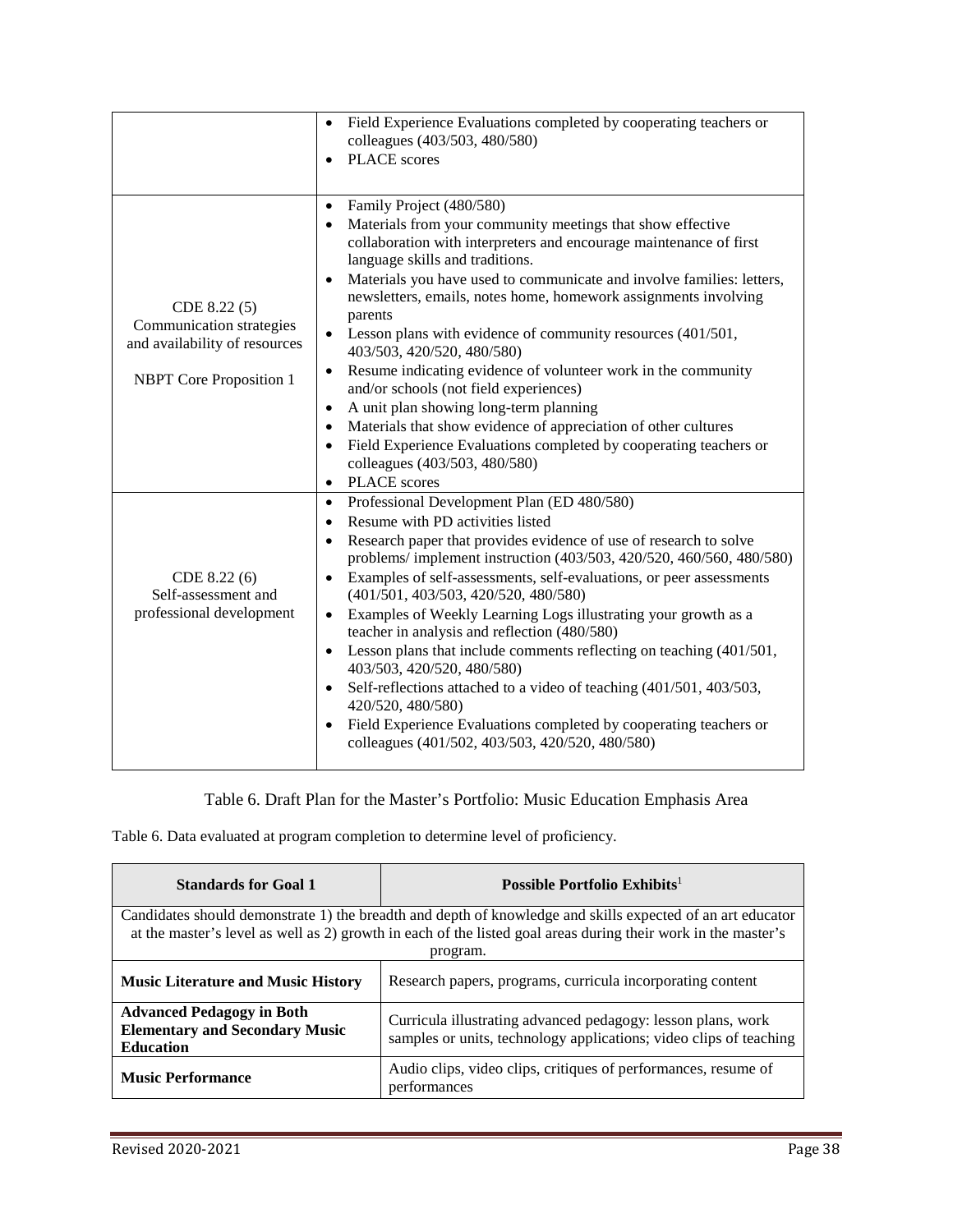| | |
|---|---|
| | • Field Experience Evaluations completed by cooperating teachers or colleagues (403/503, 480/580)<br>• PLACE scores |
| CDE 8.22 (5)<br>Communication strategies and availability of resources<br><br>NBPT Core Proposition 1 | • Family Project (480/580)<br>• Materials from your community meetings that show effective collaboration with interpreters and encourage maintenance of first language skills and traditions.<br>• Materials you have used to communicate and involve families: letters, newsletters, emails, notes home, homework assignments involving parents<br>• Lesson plans with evidence of community resources (401/501, 403/503, 420/520, 480/580)<br>• Resume indicating evidence of volunteer work in the community and/or schools (not field experiences)<br>• A unit plan showing long-term planning<br>• Materials that show evidence of appreciation of other cultures<br>• Field Experience Evaluations completed by cooperating teachers or colleagues (403/503, 480/580)<br>• PLACE scores |
| CDE 8.22 (6)<br>Self-assessment and professional development | • Professional Development Plan (ED 480/580)<br>• Resume with PD activities listed<br>• Research paper that provides evidence of use of research to solve problems/ implement instruction (403/503, 420/520, 460/560, 480/580)<br>• Examples of self-assessments, self-evaluations, or peer assessments (401/501, 403/503, 420/520, 480/580)<br>• Examples of Weekly Learning Logs illustrating your growth as a teacher in analysis and reflection (480/580)<br>• Lesson plans that include comments reflecting on teaching (401/501, 403/503, 420/520, 480/580)<br>• Self-reflections attached to a video of teaching (401/501, 403/503, 420/520, 480/580)<br>• Field Experience Evaluations completed by cooperating teachers or colleagues (401/502, 403/503, 420/520, 480/580) |

Table 6. Draft Plan for the Master's Portfolio: Music Education Emphasis Area

Table 6. Data evaluated at program completion to determine level of proficiency.

| **Standards for Goal 1** | **Possible Portfolio Exhibits**[1] |
|---|---|
| Candidates should demonstrate 1) the breadth and depth of knowledge and skills expected of an art educator at the master's level as well as 2) growth in each of the listed goal areas during their work in the master's program. | |
| **Music Literature and Music History** | Research papers, programs, curricula incorporating content |
| **Advanced Pedagogy in Both Elementary and Secondary Music Education** | Curricula illustrating advanced pedagogy: lesson plans, work samples or units, technology applications; video clips of teaching |
| **Music Performance** | Audio clips, video clips, critiques of performances, resume of performances |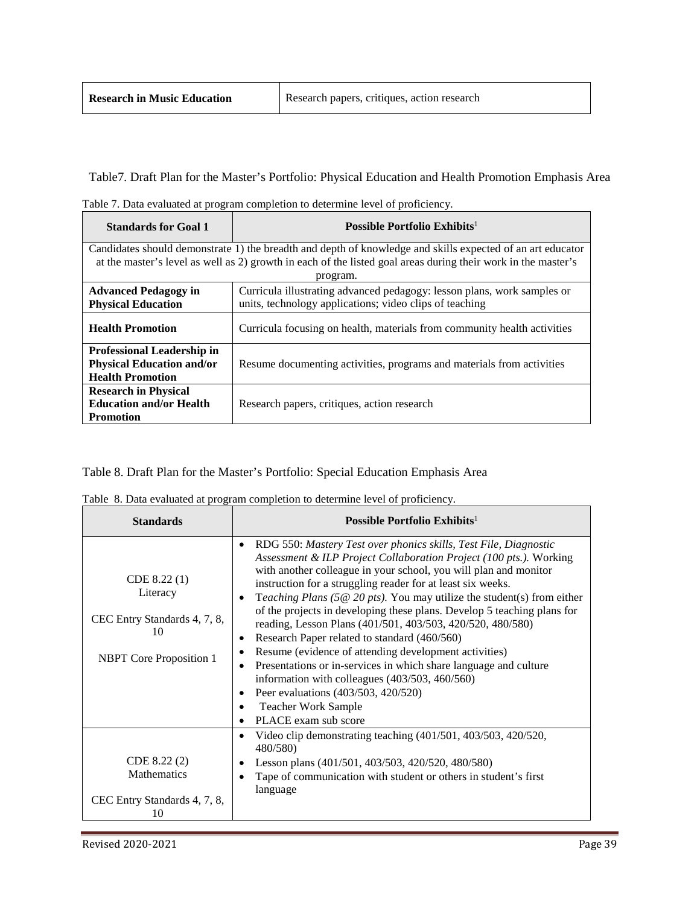| Research in Music Education | Research papers, critiques, action research |
|---|---|

Table7. Draft Plan for the Master's Portfolio: Physical Education and Health Promotion Emphasis Area

Table 7. Data evaluated at program completion to determine level of proficiency.

| Standards for Goal 1 | Possible Portfolio Exhibits[1] |
|---|---|
| Candidates should demonstrate 1) the breadth and depth of knowledge and skills expected of an art educator at the master's level as well as 2) growth in each of the listed goal areas during their work in the master's program. | |
| **Advanced Pedagogy in Physical Education** | Curricula illustrating advanced pedagogy: lesson plans, work samples or units, technology applications; video clips of teaching |
| **Health Promotion** | Curricula focusing on health, materials from community health activities |
| **Professional Leadership in Physical Education and/or Health Promotion** | Resume documenting activities, programs and materials from activities |
| **Research in Physical Education and/or Health Promotion** | Research papers, critiques, action research |

Table 8. Draft Plan for the Master's Portfolio: Special Education Emphasis Area

Table 8. Data evaluated at program completion to determine level of proficiency.

| Standards | Possible Portfolio Exhibits[1] |
|---|---|
| CDE 8.22 (1) Literacy<br><br>CEC Entry Standards 4, 7, 8, 10<br><br>NBPT Core Proposition 1 | • RDG 550: *Mastery Test over phonics skills, Test File, Diagnostic Assessment & ILP Project Collaboration Project (100 pts.).* Working with another colleague in your school, you will plan and monitor instruction for a struggling reader for at least six weeks.<br>• T*eaching Plans (5@ 20 pts).* You may utilize the student(s) from either of the projects in developing these plans. Develop 5 teaching plans for reading, Lesson Plans (401/501, 403/503, 420/520, 480/580)<br>• Research Paper related to standard (460/560)<br>• Resume (evidence of attending development activities)<br>• Presentations or in-services in which share language and culture information with colleagues (403/503, 460/560)<br>• Peer evaluations (403/503, 420/520)<br>• Teacher Work Sample<br>• PLACE exam sub score |
| CDE 8.22 (2) Mathematics<br><br>CEC Entry Standards 4, 7, 8, 10 | • Video clip demonstrating teaching (401/501, 403/503, 420/520, 480/580)<br>• Lesson plans (401/501, 403/503, 420/520, 480/580)<br>• Tape of communication with student or others in student's first language |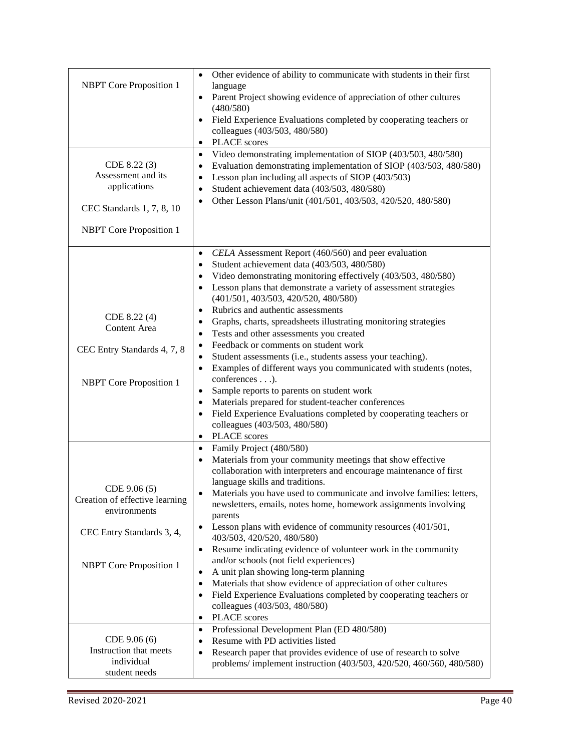| | |
|---|---|
| NBPT Core Proposition 1 | • Other evidence of ability to communicate with students in their first language<br>• Parent Project showing evidence of appreciation of other cultures (480/580)<br>• Field Experience Evaluations completed by cooperating teachers or colleagues (403/503, 480/580)<br>• PLACE scores |
| CDE 8.22 (3)<br>Assessment and its applications<br><br>CEC Standards 1, 7, 8, 10<br><br>NBPT Core Proposition 1 | • Video demonstrating implementation of SIOP (403/503, 480/580)<br>• Evaluation demonstrating implementation of SIOP (403/503, 480/580)<br>• Lesson plan including all aspects of SIOP (403/503)<br>• Student achievement data (403/503, 480/580)<br>• Other Lesson Plans/unit (401/501, 403/503, 420/520, 480/580) |
| CDE 8.22 (4)<br>Content Area<br><br>CEC Entry Standards 4, 7, 8<br><br>NBPT Core Proposition 1 | • *CELA* Assessment Report (460/560) and peer evaluation<br>• Student achievement data (403/503, 480/580)<br>• Video demonstrating monitoring effectively (403/503, 480/580)<br>• Lesson plans that demonstrate a variety of assessment strategies (401/501, 403/503, 420/520, 480/580)<br>• Rubrics and authentic assessments<br>• Graphs, charts, spreadsheets illustrating monitoring strategies<br>• Tests and other assessments you created<br>• Feedback or comments on student work<br>• Student assessments (i.e., students assess your teaching).<br>• Examples of different ways you communicated with students (notes, conferences . . .).<br>• Sample reports to parents on student work<br>• Materials prepared for student-teacher conferences<br>• Field Experience Evaluations completed by cooperating teachers or colleagues (403/503, 480/580)<br>• PLACE scores |
| CDE 9.06 (5)<br>Creation of effective learning environments<br><br>CEC Entry Standards 3, 4,<br><br>NBPT Core Proposition 1 | • Family Project (480/580)<br>• Materials from your community meetings that show effective collaboration with interpreters and encourage maintenance of first language skills and traditions.<br>• Materials you have used to communicate and involve families: letters, newsletters, emails, notes home, homework assignments involving parents<br>• Lesson plans with evidence of community resources (401/501, 403/503, 420/520, 480/580)<br>• Resume indicating evidence of volunteer work in the community and/or schools (not field experiences)<br>• A unit plan showing long-term planning<br>• Materials that show evidence of appreciation of other cultures<br>• Field Experience Evaluations completed by cooperating teachers or colleagues (403/503, 480/580)<br>• PLACE scores |
| CDE 9.06 (6)<br>Instruction that meets individual student needs | • Professional Development Plan (ED 480/580)<br>• Resume with PD activities listed<br>• Research paper that provides evidence of use of research to solve problems/ implement instruction (403/503, 420/520, 460/560, 480/580) |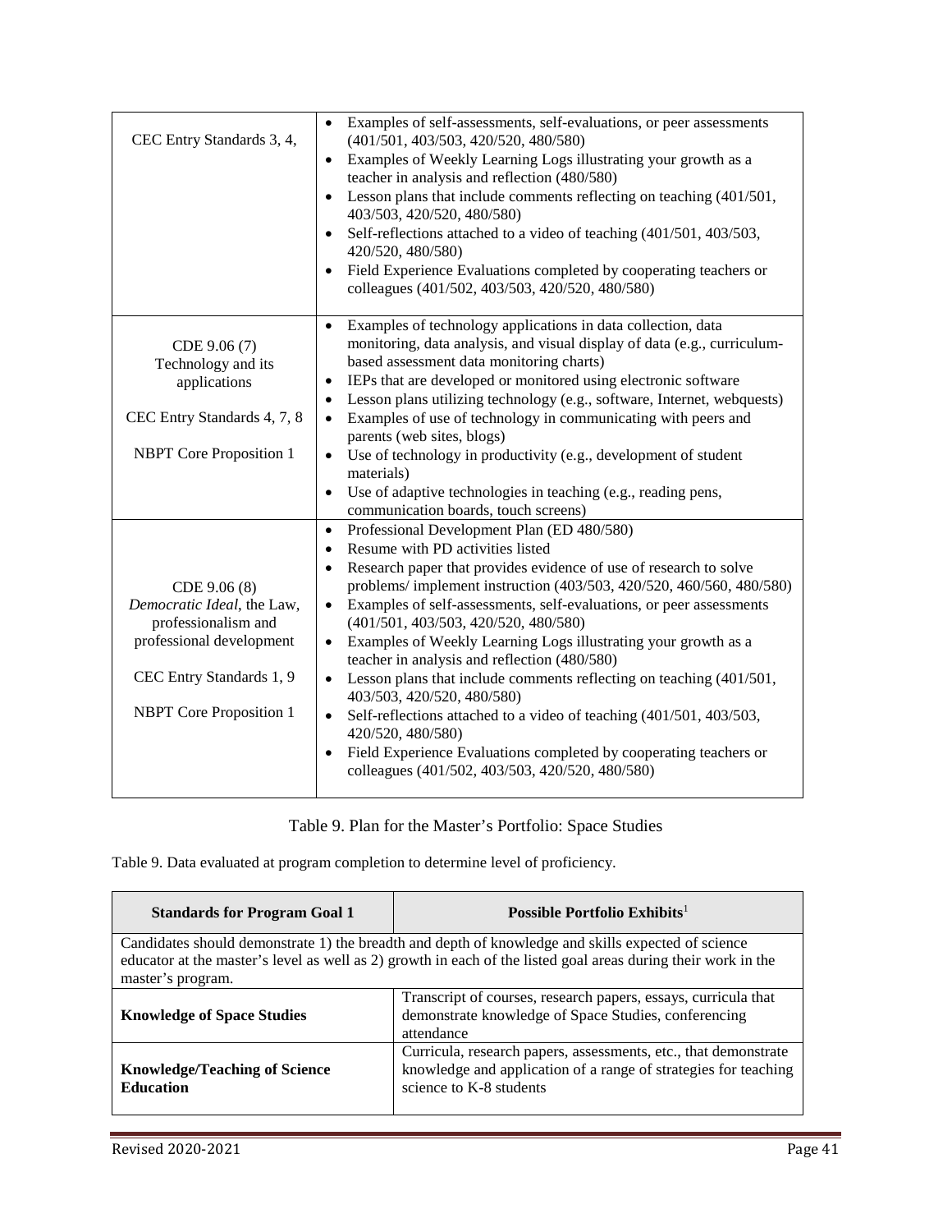| | |
|---|---|
| CEC Entry Standards 3, 4, | • Examples of self-assessments, self-evaluations, or peer assessments (401/501, 403/503, 420/520, 480/580)<br>• Examples of Weekly Learning Logs illustrating your growth as a teacher in analysis and reflection (480/580)<br>• Lesson plans that include comments reflecting on teaching (401/501, 403/503, 420/520, 480/580)<br>• Self-reflections attached to a video of teaching (401/501, 403/503, 420/520, 480/580)<br>• Field Experience Evaluations completed by cooperating teachers or colleagues (401/502, 403/503, 420/520, 480/580) |
| CDE 9.06 (7) Technology and its applications<br><br>CEC Entry Standards 4, 7, 8<br><br>NBPT Core Proposition 1 | • Examples of technology applications in data collection, data monitoring, data analysis, and visual display of data (e.g., curriculum-based assessment data monitoring charts)<br>• IEPs that are developed or monitored using electronic software<br>• Lesson plans utilizing technology (e.g., software, Internet, webquests)<br>• Examples of use of technology in communicating with peers and parents (web sites, blogs)<br>• Use of technology in productivity (e.g., development of student materials)<br>• Use of adaptive technologies in teaching (e.g., reading pens, communication boards, touch screens) |
| CDE 9.06 (8) *Democratic Ideal*, the Law, professionalism and professional development<br><br>CEC Entry Standards 1, 9<br><br>NBPT Core Proposition 1 | • Professional Development Plan (ED 480/580)<br>• Resume with PD activities listed<br>• Research paper that provides evidence of use of research to solve problems/ implement instruction (403/503, 420/520, 460/560, 480/580)<br>• Examples of self-assessments, self-evaluations, or peer assessments (401/501, 403/503, 420/520, 480/580)<br>• Examples of Weekly Learning Logs illustrating your growth as a teacher in analysis and reflection (480/580)<br>• Lesson plans that include comments reflecting on teaching (401/501, 403/503, 420/520, 480/580)<br>• Self-reflections attached to a video of teaching (401/501, 403/503, 420/520, 480/580)<br>• Field Experience Evaluations completed by cooperating teachers or colleagues (401/502, 403/503, 420/520, 480/580) |

Table 9. Plan for the Master's Portfolio: Space Studies

Table 9. Data evaluated at program completion to determine level of proficiency.

| **Standards for Program Goal 1** | **Possible Portfolio Exhibits**[1] |
|---|---|
| Candidates should demonstrate 1) the breadth and depth of knowledge and skills expected of science educator at the master's level as well as 2) growth in each of the listed goal areas during their work in the master's program. | |
| **Knowledge of Space Studies** | Transcript of courses, research papers, essays, curricula that demonstrate knowledge of Space Studies, conferencing attendance |
| **Knowledge/Teaching of Science Education** | Curricula, research papers, assessments, etc., that demonstrate knowledge and application of a range of strategies for teaching science to K-8 students |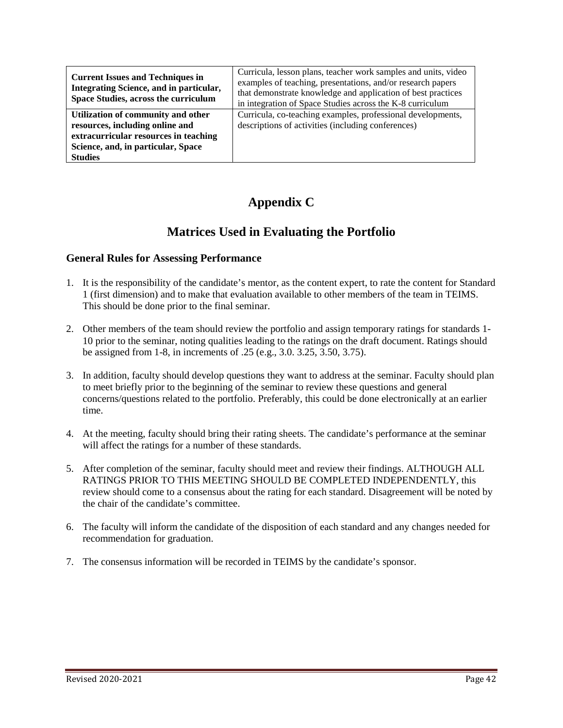| **Current Issues and Techniques in Integrating Science, and in particular, Space Studies, across the curriculum** | Curricula, lesson plans, teacher work samples and units, video examples of teaching, presentations, and/or research papers that demonstrate knowledge and application of best practices in integration of Space Studies across the K-8 curriculum |
|---|---|
| **Utilization of community and other resources, including online and extracurricular resources in teaching Science, and, in particular, Space Studies** | Curricula, co-teaching examples, professional developments, descriptions of activities (including conferences) |

# Appendix C

# Matrices Used in Evaluating the Portfolio

### General Rules for Assessing Performance

1. It is the responsibility of the candidate's mentor, as the content expert, to rate the content for Standard 1 (first dimension) and to make that evaluation available to other members of the team in TEIMS. This should be done prior to the final seminar.

2. Other members of the team should review the portfolio and assign temporary ratings for standards 1-10 prior to the seminar, noting qualities leading to the ratings on the draft document. Ratings should be assigned from 1-8, in increments of .25 (e.g., 3.0. 3.25, 3.50, 3.75).

3. In addition, faculty should develop questions they want to address at the seminar. Faculty should plan to meet briefly prior to the beginning of the seminar to review these questions and general concerns/questions related to the portfolio. Preferably, this could be done electronically at an earlier time.

4. At the meeting, faculty should bring their rating sheets. The candidate's performance at the seminar will affect the ratings for a number of these standards.

5. After completion of the seminar, faculty should meet and review their findings. ALTHOUGH ALL RATINGS PRIOR TO THIS MEETING SHOULD BE COMPLETED INDEPENDENTLY, this review should come to a consensus about the rating for each standard. Disagreement will be noted by the chair of the candidate's committee.

6. The faculty will inform the candidate of the disposition of each standard and any changes needed for recommendation for graduation.

7. The consensus information will be recorded in TEIMS by the candidate's sponsor.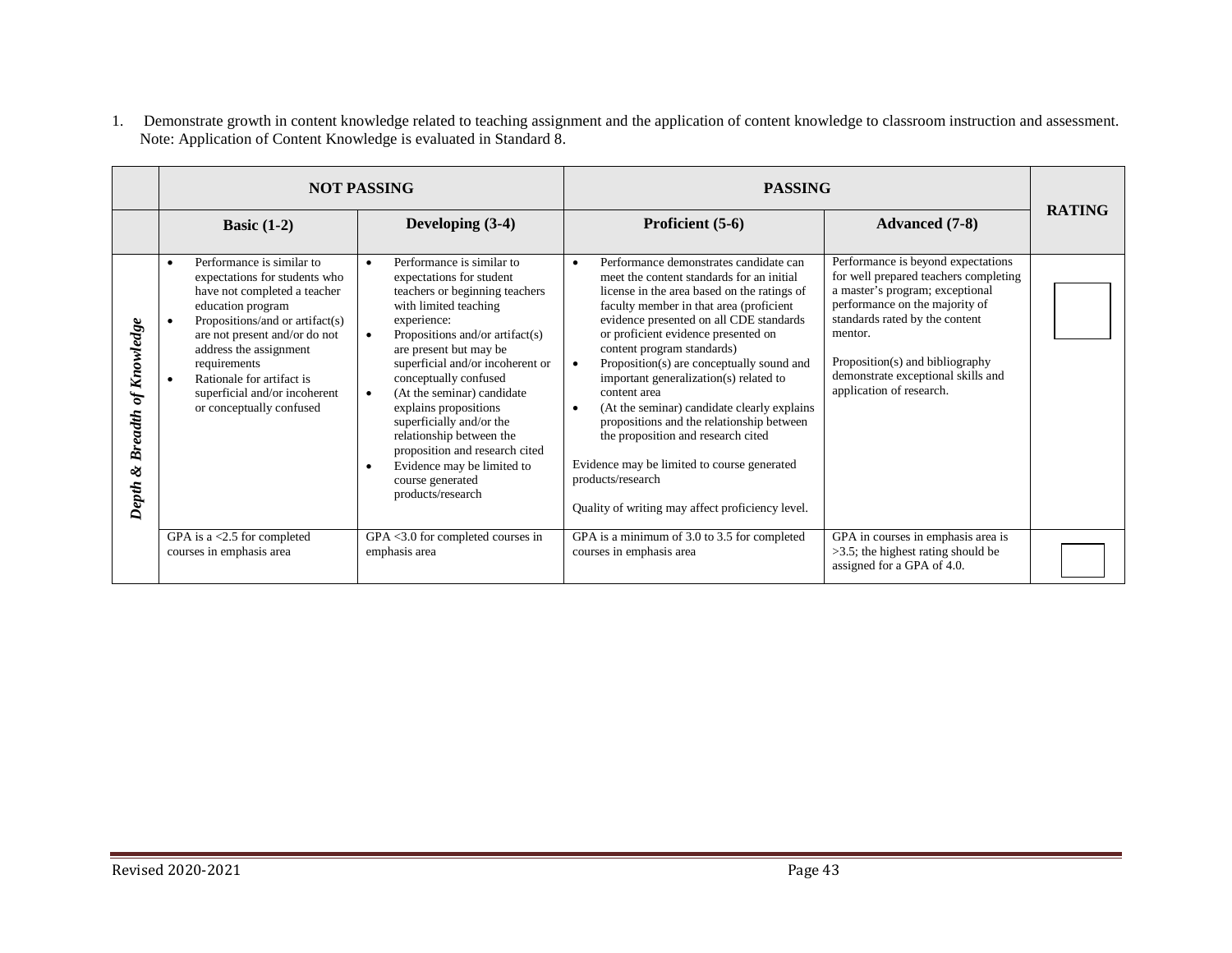1. Demonstrate growth in content knowledge related to teaching assignment and the application of content knowledge to classroom instruction and assessment. Note: Application of Content Knowledge is evaluated in Standard 8.

| | **NOT PASSING** | | **PASSING** | | **RATING** |
|---|---|---|---|---|---|
| | **Basic (1-2)** | **Developing (3-4)** | **Proficient (5-6)** | **Advanced (7-8)** | |
| ***Depth & Breadth of Knowledge*** | • Performance is similar to expectations for students who have not completed a teacher education program<br>• Propositions/and or artifact(s) are not present and/or do not address the assignment requirements<br>• Rationale for artifact is superficial and/or incoherent or conceptually confused | • Performance is similar to expectations for student teachers or beginning teachers with limited teaching experience:<br>• Propositions and/or artifact(s) are present but may be superficial and/or incoherent or conceptually confused<br>• (At the seminar) candidate explains propositions superficially and/or the relationship between the proposition and research cited<br>• Evidence may be limited to course generated products/research | • Performance demonstrates candidate can meet the content standards for an initial license in the area based on the ratings of faculty member in that area (proficient evidence presented on all CDE standards or proficient evidence presented on content program standards)<br>• Proposition(s) are conceptually sound and important generalization(s) related to content area<br>• (At the seminar) candidate clearly explains propositions and the relationship between the proposition and research cited<br><br>Evidence may be limited to course generated products/research<br><br>Quality of writing may affect proficiency level. | Performance is beyond expectations for well prepared teachers completing a master's program; exceptional performance on the majority of standards rated by the content mentor.<br><br>Proposition(s) and bibliography demonstrate exceptional skills and application of research. | |
| | GPA is a <2.5 for completed courses in emphasis area | GPA <3.0 for completed courses in emphasis area | GPA is a minimum of 3.0 to 3.5 for completed courses in emphasis area | GPA in courses in emphasis area is >3.5; the highest rating should be assigned for a GPA of 4.0. | |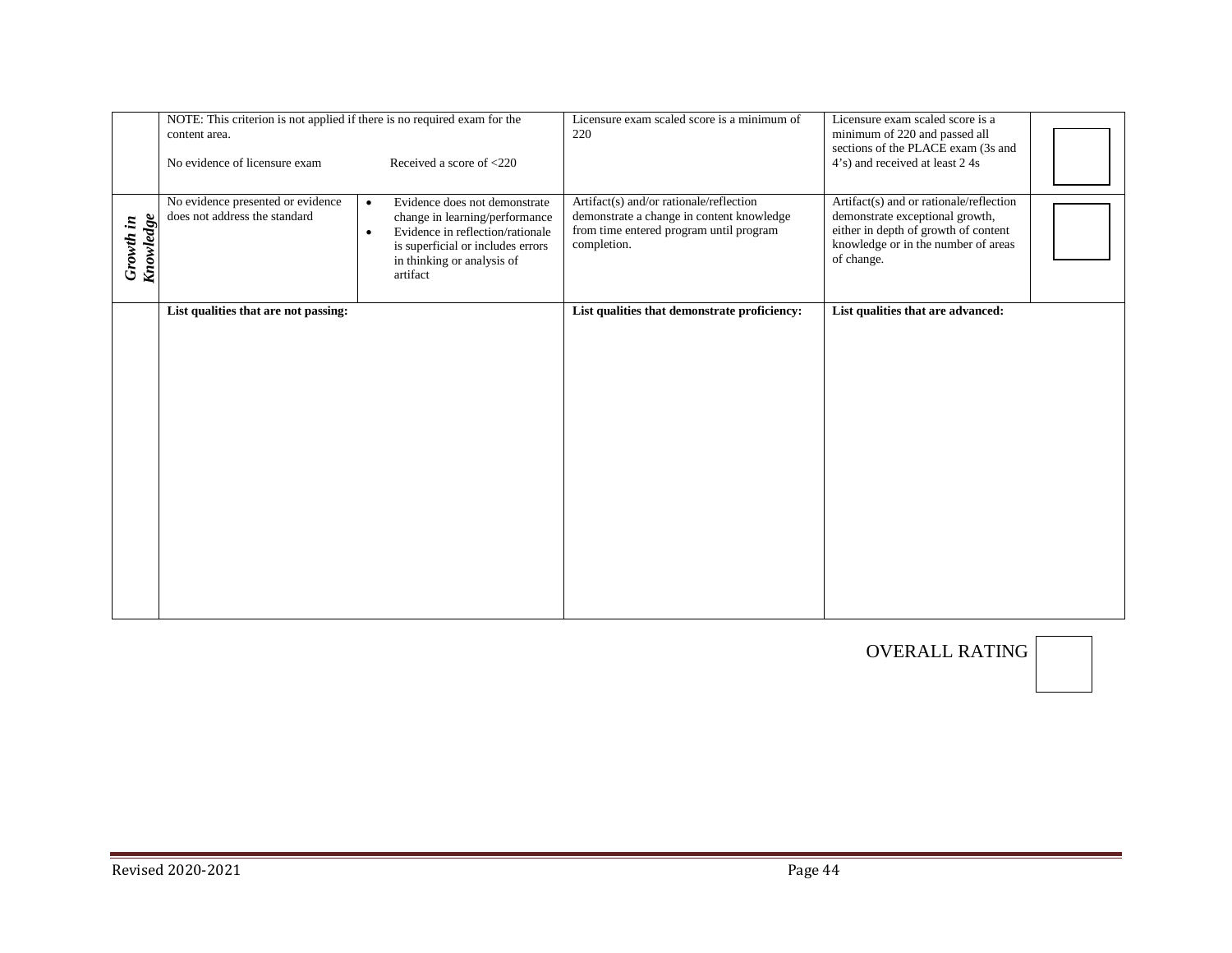| | | | | | |
|---|---|---|---|---|---|
| | NOTE: This criterion is not applied if there is no required exam for the content area.<br><br>No evidence of licensure exam | Received a score of <220 | Licensure exam scaled score is a minimum of 220 | Licensure exam scaled score is a minimum of 220 and passed all sections of the PLACE exam (3s and 4's) and received at least 2 4s | |
| ***Growth in Knowledge*** | No evidence presented or evidence does not address the standard | • Evidence does not demonstrate change in learning/performance<br>• Evidence in reflection/rationale is superficial or includes errors in thinking or analysis of artifact | Artifact(s) and/or rationale/reflection demonstrate a change in content knowledge from time entered program until program completion. | Artifact(s) and or rationale/reflection demonstrate exceptional growth, either in depth of growth of content knowledge or in the number of areas of change. | |
| | **List qualities that are not passing:** | | **List qualities that demonstrate proficiency:** | **List qualities that are advanced:** | |

OVERALL RATING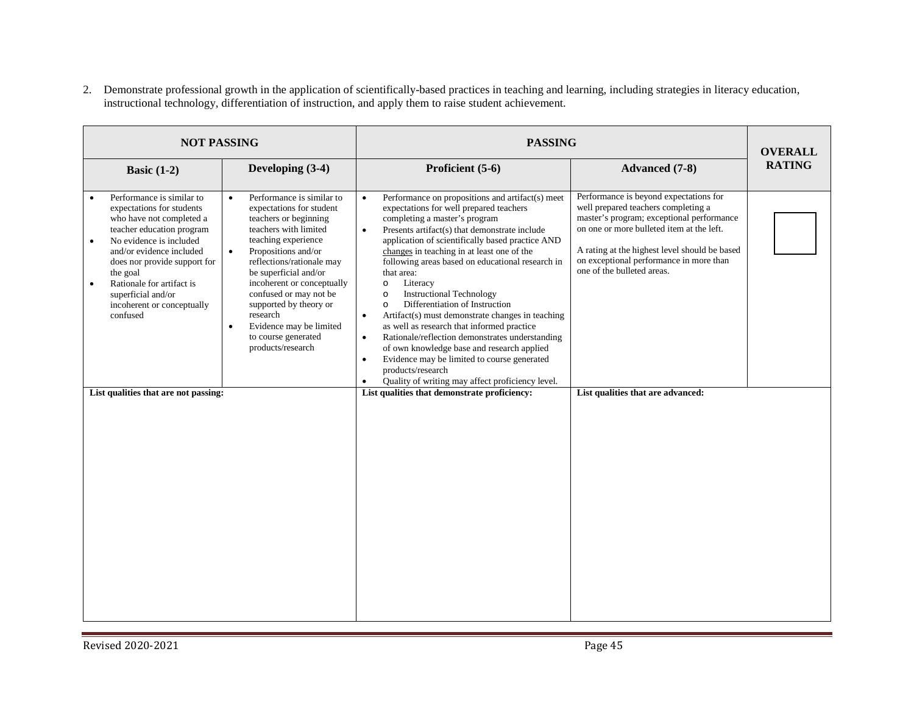2. Demonstrate professional growth in the application of scientifically-based practices in teaching and learning, including strategies in literacy education, instructional technology, differentiation of instruction, and apply them to raise student achievement.

| NOT PASSING | | PASSING | | OVERALL RATING |
|---|---|---|---|---|
| **Basic (1-2)** | **Developing (3-4)** | **Proficient (5-6)** | **Advanced (7-8)** | |
| • Performance is similar to expectations for students who have not completed a teacher education program<br>• No evidence is included and/or evidence included does nor provide support for the goal<br>• Rationale for artifact is superficial and/or incoherent or conceptually confused | • Performance is similar to expectations for student teachers or beginning teachers with limited teaching experience<br>• Propositions and/or reflections/rationale may be superficial and/or incoherent or conceptually confused or may not be supported by theory or research<br>• Evidence may be limited to course generated products/research | • Performance on propositions and artifact(s) meet expectations for well prepared teachers completing a master's program<br>• Presents artifact(s) that demonstrate include application of scientifically based practice AND changes in teaching in at least one of the following areas based on educational research in that area:<br>  o Literacy<br>  o Instructional Technology<br>  o Differentiation of Instruction<br>• Artifact(s) must demonstrate changes in teaching as well as research that informed practice<br>• Rationale/reflection demonstrates understanding of own knowledge base and research applied<br>• Evidence may be limited to course generated products/research<br>• Quality of writing may affect proficiency level. | Performance is beyond expectations for well prepared teachers completing a master's program; exceptional performance on one or more bulleted item at the left.<br><br>A rating at the highest level should be based on exceptional performance in more than one of the bulleted areas. | |
| **List qualities that are not passing:** | | **List qualities that demonstrate proficiency:** | **List qualities that are advanced:** | |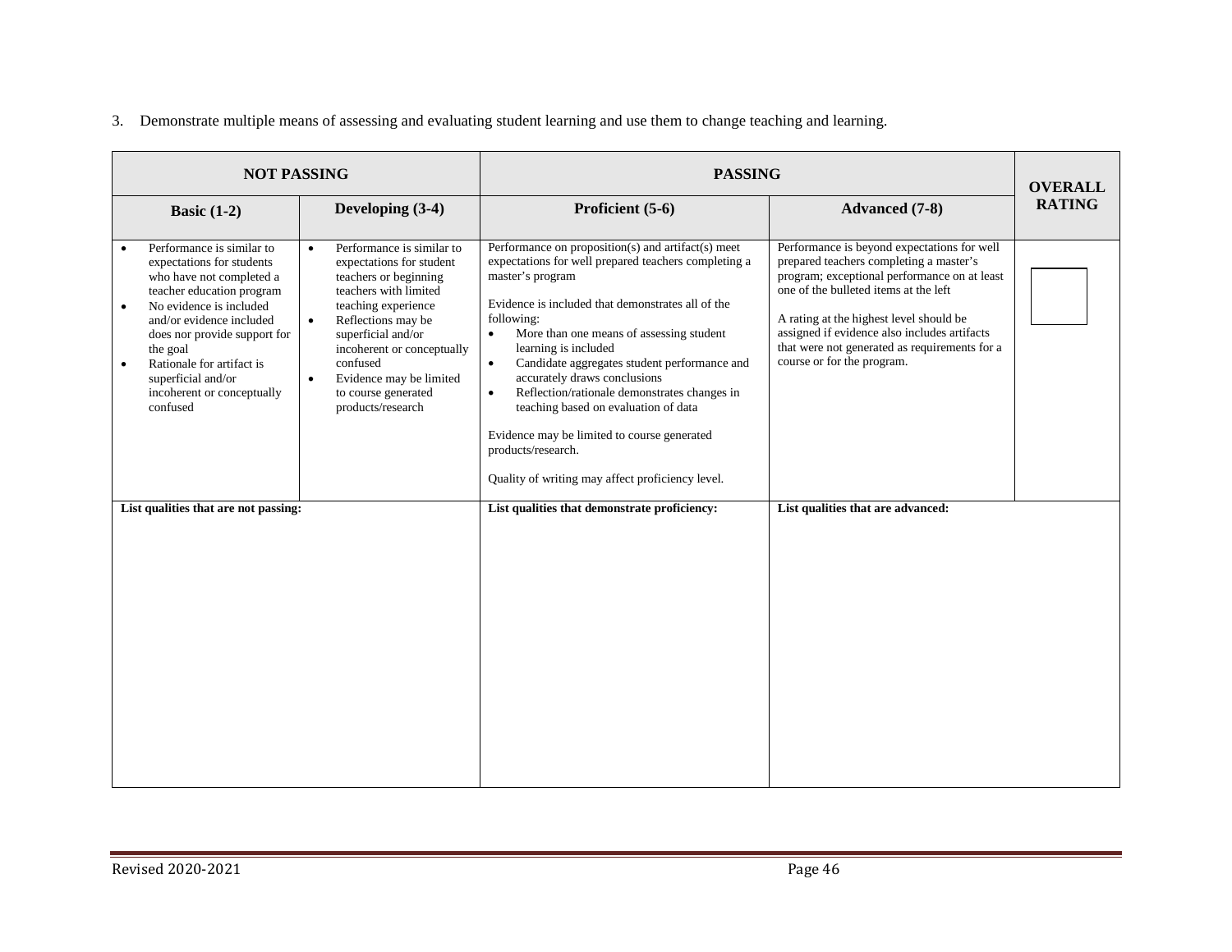3. Demonstrate multiple means of assessing and evaluating student learning and use them to change teaching and learning.

| NOT PASSING | | PASSING | | OVERALL RATING |
|---|---|---|---|---|
| **Basic (1-2)** | **Developing (3-4)** | **Proficient (5-6)** | **Advanced (7-8)** | |
| • Performance is similar to expectations for students who have not completed a teacher education program<br>• No evidence is included and/or evidence included does nor provide support for the goal<br>• Rationale for artifact is superficial and/or incoherent or conceptually confused | • Performance is similar to expectations for student teachers or beginning teachers with limited teaching experience<br>• Reflections may be superficial and/or incoherent or conceptually confused<br>• Evidence may be limited to course generated products/research | Performance on proposition(s) and artifact(s) meet expectations for well prepared teachers completing a master's program<br><br>Evidence is included that demonstrates all of the following:<br>• More than one means of assessing student learning is included<br>• Candidate aggregates student performance and accurately draws conclusions<br>• Reflection/rationale demonstrates changes in teaching based on evaluation of data<br><br>Evidence may be limited to course generated products/research.<br><br>Quality of writing may affect proficiency level. | Performance is beyond expectations for well prepared teachers completing a master's program; exceptional performance on at least one of the bulleted items at the left<br><br>A rating at the highest level should be assigned if evidence also includes artifacts that were not generated as requirements for a course or for the program. | |
| **List qualities that are not passing:** | | **List qualities that demonstrate proficiency:** | **List qualities that are advanced:** | |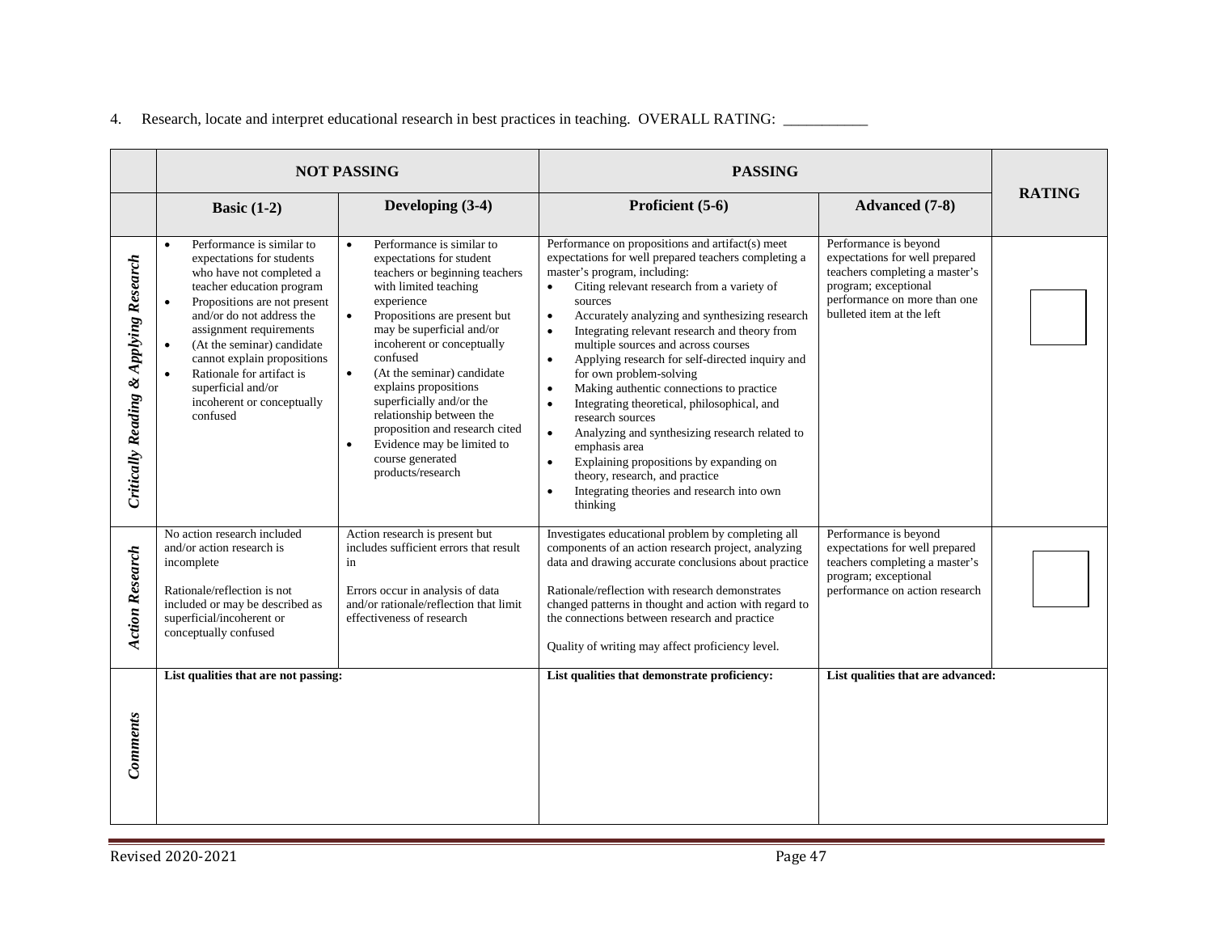4. Research, locate and interpret educational research in best practices in teaching. OVERALL RATING: ___________

| | NOT PASSING | | PASSING | | RATING |
|---|---|---|---|---|---|
| | **Basic (1-2)** | **Developing (3-4)** | **Proficient (5-6)** | **Advanced (7-8)** | |
| ***Critically Reading & Applying Research*** | • Performance is similar to expectations for students who have not completed a teacher education program<br>• Propositions are not present and/or do not address the assignment requirements<br>• (At the seminar) candidate cannot explain propositions<br>• Rationale for artifact is superficial and/or incoherent or conceptually confused | • Performance is similar to expectations for student teachers or beginning teachers with limited teaching experience<br>• Propositions are present but may be superficial and/or incoherent or conceptually confused<br>• (At the seminar) candidate explains propositions superficially and/or the relationship between the proposition and research cited<br>• Evidence may be limited to course generated products/research | Performance on propositions and artifact(s) meet expectations for well prepared teachers completing a master's program, including:<br>• Citing relevant research from a variety of sources<br>• Accurately analyzing and synthesizing research<br>• Integrating relevant research and theory from multiple sources and across courses<br>• Applying research for self-directed inquiry and for own problem-solving<br>• Making authentic connections to practice<br>• Integrating theoretical, philosophical, and research sources<br>• Analyzing and synthesizing research related to emphasis area<br>• Explaining propositions by expanding on theory, research, and practice<br>• Integrating theories and research into own thinking | Performance is beyond expectations for well prepared teachers completing a master's program; exceptional performance on more than one bulleted item at the left | ☐ |
| ***Action Research*** | No action research included and/or action research is incomplete<br><br>Rationale/reflection is not included or may be described as superficial/incoherent or conceptually confused | Action research is present but includes sufficient errors that result in<br><br>Errors occur in analysis of data and/or rationale/reflection that limit effectiveness of research | Investigates educational problem by completing all components of an action research project, analyzing data and drawing accurate conclusions about practice<br><br>Rationale/reflection with research demonstrates changed patterns in thought and action with regard to the connections between research and practice<br><br>Quality of writing may affect proficiency level. | Performance is beyond expectations for well prepared teachers completing a master's program; exceptional performance on action research | ☐ |
| ***Comments*** | **List qualities that are not passing:** | | **List qualities that demonstrate proficiency:** | **List qualities that are advanced:** | |

Revised 2020-2021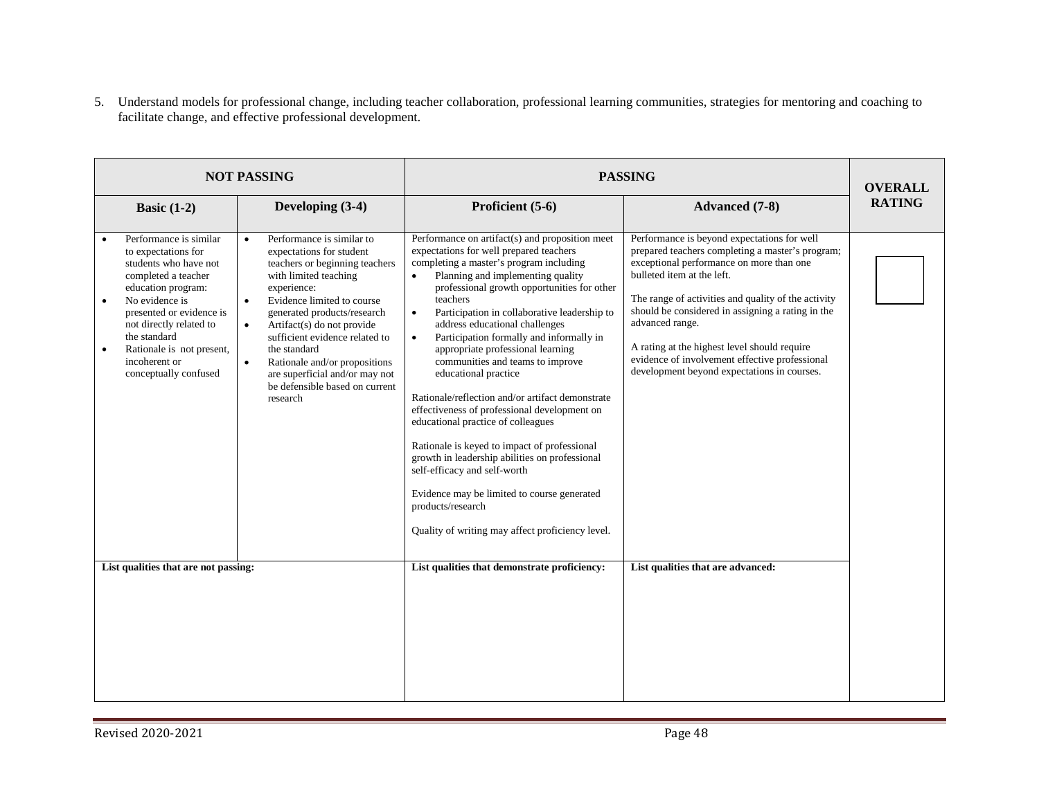5. Understand models for professional change, including teacher collaboration, professional learning communities, strategies for mentoring and coaching to facilitate change, and effective professional development.

| NOT PASSING | | PASSING | | OVERALL RATING |
|---|---|---|---|---|
| **Basic (1-2)** | **Developing (3-4)** | **Proficient (5-6)** | **Advanced (7-8)** | |
| • Performance is similar to expectations for students who have not completed a teacher education program:<br>• No evidence is presented or evidence is not directly related to the standard<br>• Rationale is not present, incoherent or conceptually confused | • Performance is similar to expectations for student teachers or beginning teachers with limited teaching experience:<br>• Evidence limited to course generated products/research<br>• Artifact(s) do not provide sufficient evidence related to the standard<br>• Rationale and/or propositions are superficial and/or may not be defensible based on current research | Performance on artifact(s) and proposition meet expectations for well prepared teachers completing a master's program including<br>• Planning and implementing quality professional growth opportunities for other teachers<br>• Participation in collaborative leadership to address educational challenges<br>• Participation formally and informally in appropriate professional learning communities and teams to improve educational practice<br><br>Rationale/reflection and/or artifact demonstrate effectiveness of professional development on educational practice of colleagues<br><br>Rationale is keyed to impact of professional growth in leadership abilities on professional self-efficacy and self-worth<br><br>Evidence may be limited to course generated products/research<br><br>Quality of writing may affect proficiency level. | Performance is beyond expectations for well prepared teachers completing a master's program; exceptional performance on more than one bulleted item at the left.<br><br>The range of activities and quality of the activity should be considered in assigning a rating in the advanced range.<br><br>A rating at the highest level should require evidence of involvement effective professional development beyond expectations in courses. | |
| **List qualities that are not passing:** | | **List qualities that demonstrate proficiency:** | **List qualities that are advanced:** | |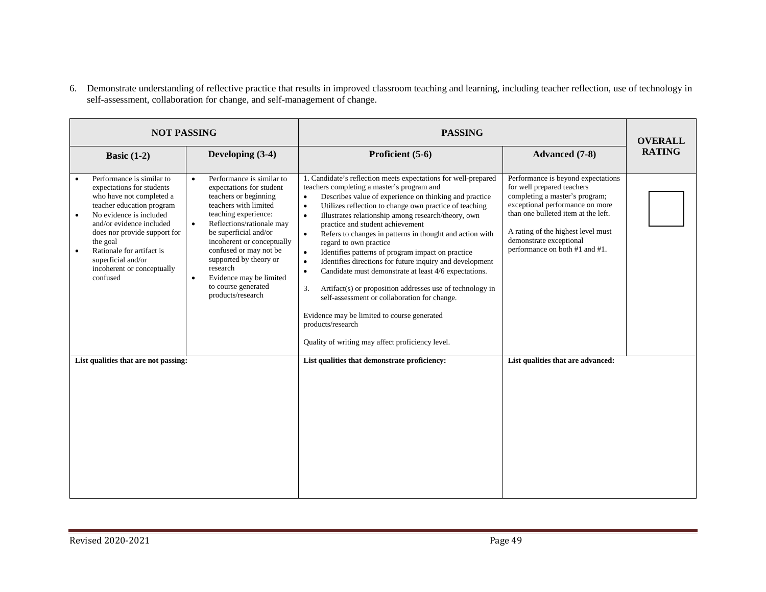6. Demonstrate understanding of reflective practice that results in improved classroom teaching and learning, including teacher reflection, use of technology in self-assessment, collaboration for change, and self-management of change.

| NOT PASSING | | PASSING | | OVERALL RATING |
|---|---|---|---|---|
| **Basic (1-2)** | **Developing (3-4)** | **Proficient (5-6)** | **Advanced (7-8)** | |
| • Performance is similar to expectations for students who have not completed a teacher education program<br>• No evidence is included and/or evidence included does nor provide support for the goal<br>• Rationale for artifact is superficial and/or incoherent or conceptually confused | • Performance is similar to expectations for student teachers or beginning teachers with limited teaching experience:<br>• Reflections/rationale may be superficial and/or incoherent or conceptually confused or may not be supported by theory or research<br>• Evidence may be limited to course generated products/research | 1. Candidate's reflection meets expectations for well-prepared teachers completing a master's program and<br>• Describes value of experience on thinking and practice<br>• Utilizes reflection to change own practice of teaching<br>• Illustrates relationship among research/theory, own practice and student achievement<br>• Refers to changes in patterns in thought and action with regard to own practice<br>• Identifies patterns of program impact on practice<br>• Identifies directions for future inquiry and development<br>• Candidate must demonstrate at least 4/6 expectations.<br><br>3. Artifact(s) or proposition addresses use of technology in self-assessment or collaboration for change.<br><br>Evidence may be limited to course generated products/research<br><br>Quality of writing may affect proficiency level. | Performance is beyond expectations for well prepared teachers completing a master's program; exceptional performance on more than one bulleted item at the left.<br><br>A rating of the highest level must demonstrate exceptional performance on both #1 and #1. | ☐ |
| **List qualities that are not passing:** | | **List qualities that demonstrate proficiency:** | **List qualities that are advanced:** | |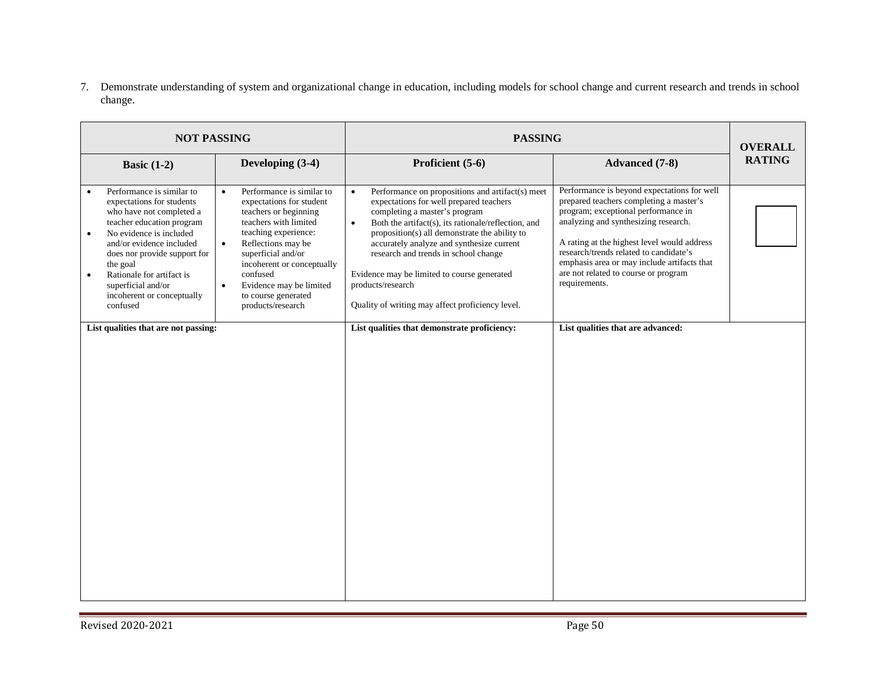7. Demonstrate understanding of system and organizational change in education, including models for school change and current research and trends in school change.

| NOT PASSING | | PASSING | | OVERALL RATING |
|---|---|---|---|---|
| **Basic (1-2)** | **Developing (3-4)** | **Proficient (5-6)** | **Advanced (7-8)** | |
| • Performance is similar to expectations for students who have not completed a teacher education program<br>• No evidence is included and/or evidence included does nor provide support for the goal<br>• Rationale for artifact is superficial and/or incoherent or conceptually confused | • Performance is similar to expectations for student teachers or beginning teachers with limited teaching experience:<br>• Reflections may be superficial and/or incoherent or conceptually confused<br>• Evidence may be limited to course generated products/research | • Performance on propositions and artifact(s) meet expectations for well prepared teachers completing a master's program<br>• Both the artifact(s), its rationale/reflection, and proposition(s) all demonstrate the ability to accurately analyze and synthesize current research and trends in school change<br><br>Evidence may be limited to course generated products/research<br><br>Quality of writing may affect proficiency level. | Performance is beyond expectations for well prepared teachers completing a master's program; exceptional performance in analyzing and synthesizing research.<br><br>A rating at the highest level would address research/trends related to candidate's emphasis area or may include artifacts that are not related to course or program requirements. | |
| **List qualities that are not passing:** | | **List qualities that demonstrate proficiency:** | **List qualities that are advanced:** | |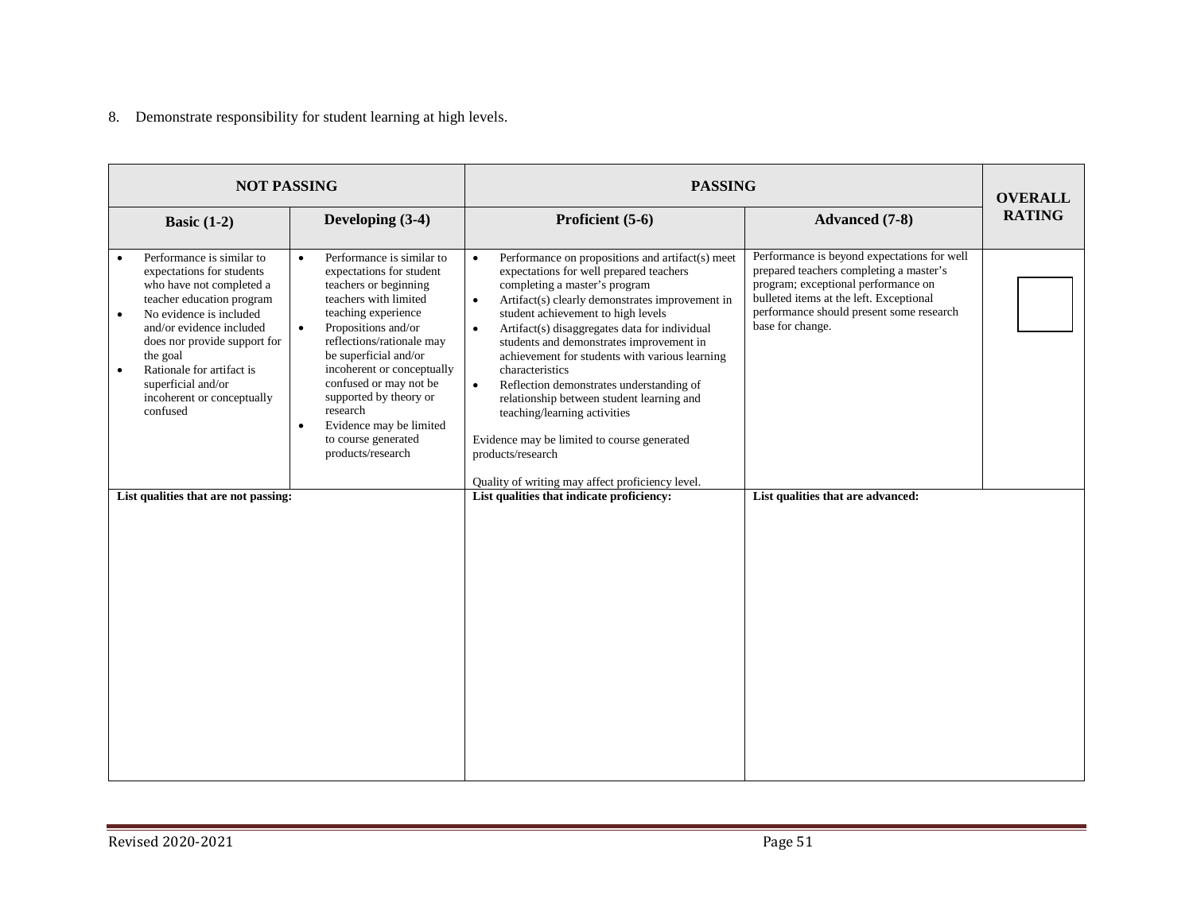8. Demonstrate responsibility for student learning at high levels.

| NOT PASSING | | PASSING | | OVERALL RATING |
|---|---|---|---|---|
| **Basic (1-2)** | **Developing (3-4)** | **Proficient (5-6)** | **Advanced (7-8)** | |
| • Performance is similar to expectations for students who have not completed a teacher education program<br>• No evidence is included and/or evidence included does nor provide support for the goal<br>• Rationale for artifact is superficial and/or incoherent or conceptually confused | • Performance is similar to expectations for student teachers or beginning teachers with limited teaching experience<br>• Propositions and/or reflections/rationale may be superficial and/or incoherent or conceptually confused or may not be supported by theory or research<br>• Evidence may be limited to course generated products/research | • Performance on propositions and artifact(s) meet expectations for well prepared teachers completing a master's program<br>• Artifact(s) clearly demonstrates improvement in student achievement to high levels<br>• Artifact(s) disaggregates data for individual students and demonstrates improvement in achievement for students with various learning characteristics<br>• Reflection demonstrates understanding of relationship between student learning and teaching/learning activities<br><br>Evidence may be limited to course generated products/research<br><br>Quality of writing may affect proficiency level. | Performance is beyond expectations for well prepared teachers completing a master's program; exceptional performance on bulleted items at the left. Exceptional performance should present some research base for change. | |
| **List qualities that are not passing:** | | **List qualities that indicate proficiency:** | **List qualities that are advanced:** | |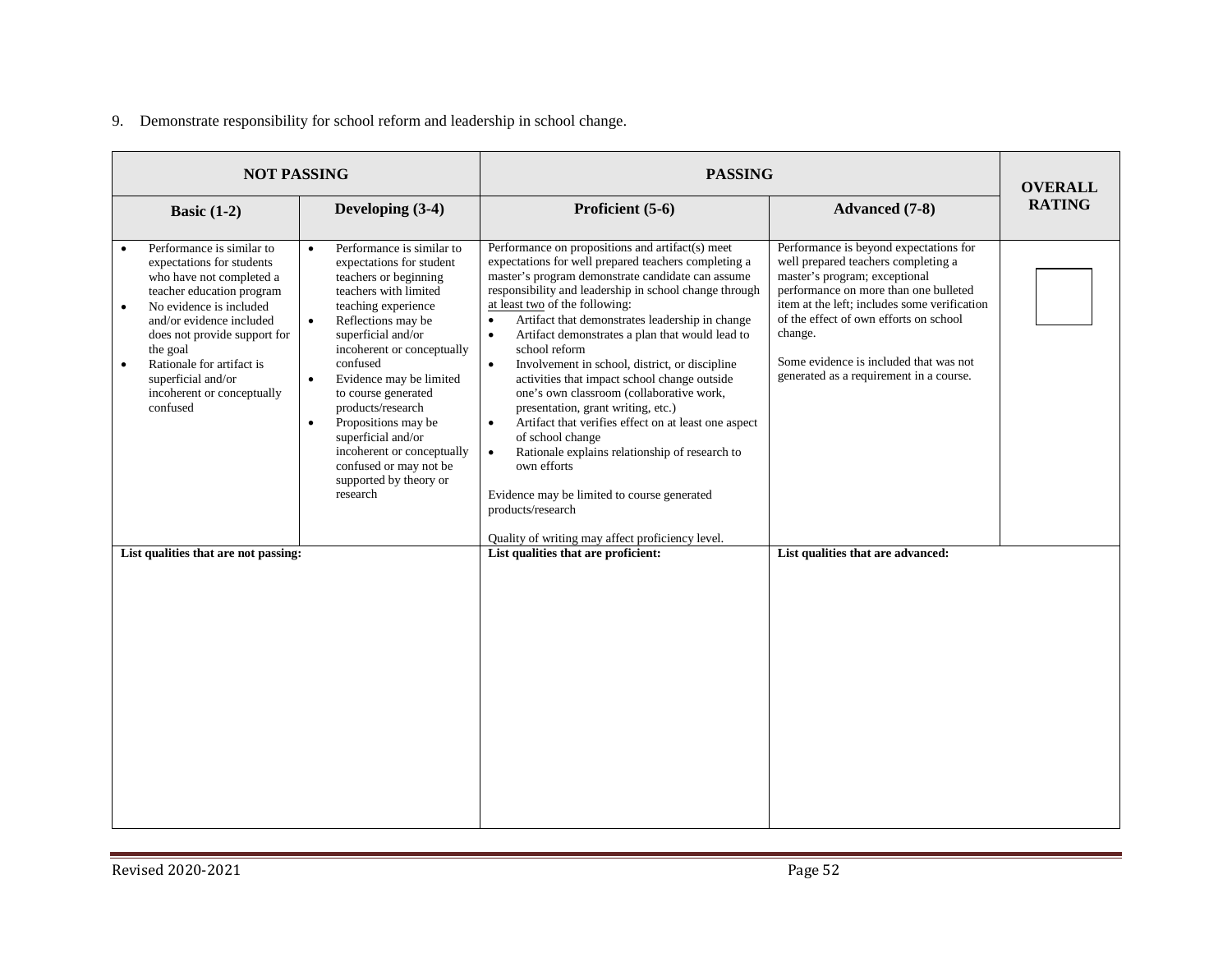9. Demonstrate responsibility for school reform and leadership in school change.

| NOT PASSING | | PASSING | | OVERALL RATING |
|---|---|---|---|---|
| **Basic (1-2)** | **Developing (3-4)** | **Proficient (5-6)** | **Advanced (7-8)** | |
| • Performance is similar to expectations for students who have not completed a teacher education program<br>• No evidence is included and/or evidence included does not provide support for the goal<br>• Rationale for artifact is superficial and/or incoherent or conceptually confused | • Performance is similar to expectations for student teachers or beginning teachers with limited teaching experience<br>• Reflections may be superficial and/or incoherent or conceptually confused<br>• Evidence may be limited to course generated products/research<br>• Propositions may be superficial and/or incoherent or conceptually confused or may not be supported by theory or research | Performance on propositions and artifact(s) meet expectations for well prepared teachers completing a master's program demonstrate candidate can assume responsibility and leadership in school change through at least two of the following:<br>• Artifact that demonstrates leadership in change<br>• Artifact demonstrates a plan that would lead to school reform<br>• Involvement in school, district, or discipline activities that impact school change outside one's own classroom (collaborative work, presentation, grant writing, etc.)<br>• Artifact that verifies effect on at least one aspect of school change<br>• Rationale explains relationship of research to own efforts<br><br>Evidence may be limited to course generated products/research<br><br>Quality of writing may affect proficiency level. | Performance is beyond expectations for well prepared teachers completing a master's program; exceptional performance on more than one bulleted item at the left; includes some verification of the effect of own efforts on school change.<br><br>Some evidence is included that was not generated as a requirement in a course. | |
| **List qualities that are not passing:** | | **List qualities that are proficient:** | **List qualities that are advanced:** | |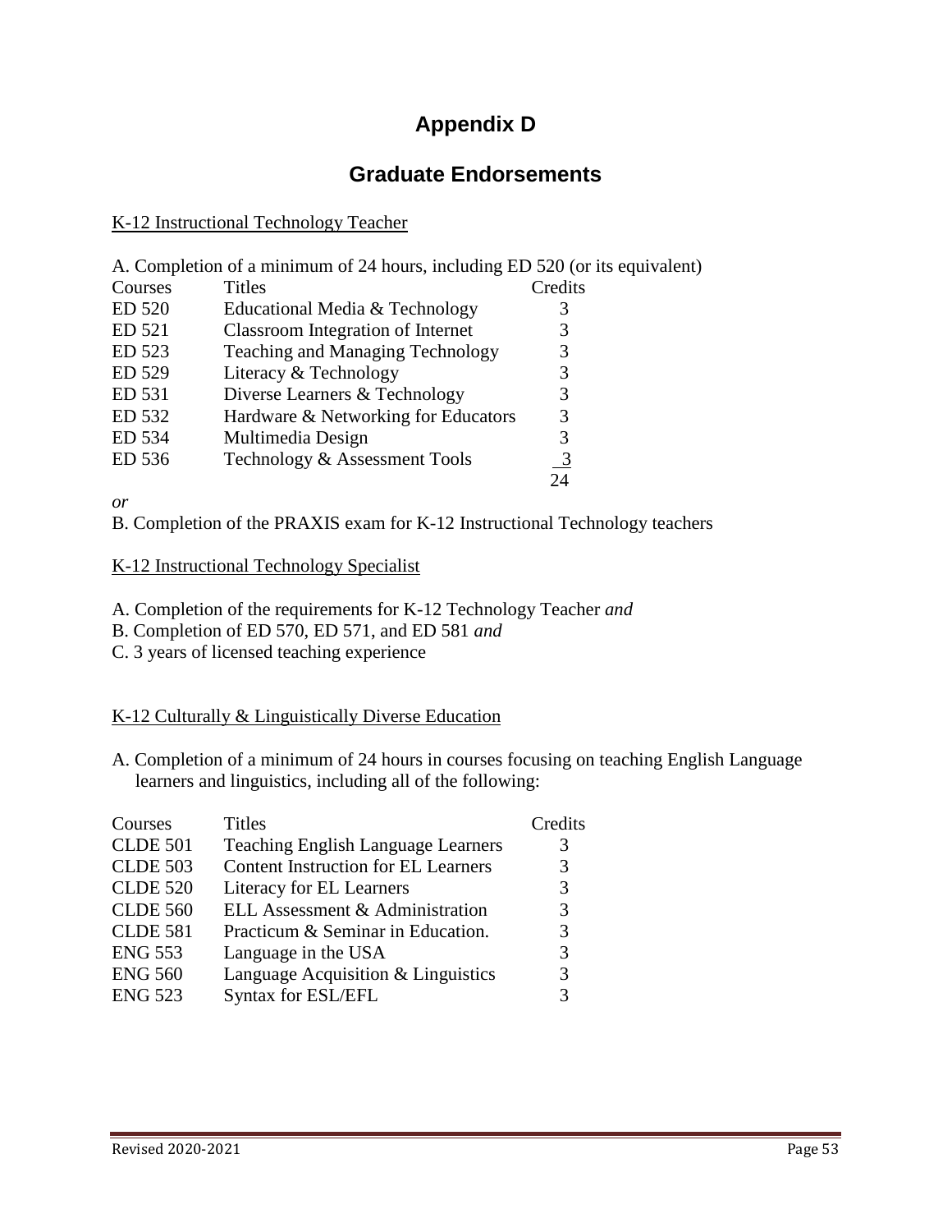# Appendix D

## Graduate Endorsements

K-12 Instructional Technology Teacher

A. Completion of a minimum of 24 hours, including ED 520 (or its equivalent)

| Courses | Titles | Credits |
|---|---|---|
| ED 520 | Educational Media & Technology | 3 |
| ED 521 | Classroom Integration of Internet | 3 |
| ED 523 | Teaching and Managing Technology | 3 |
| ED 529 | Literacy & Technology | 3 |
| ED 531 | Diverse Learners & Technology | 3 |
| ED 532 | Hardware & Networking for Educators | 3 |
| ED 534 | Multimedia Design | 3 |
| ED 536 | Technology & Assessment Tools | 3 |
| | | 24 |

*or*

B. Completion of the PRAXIS exam for K-12 Instructional Technology teachers

K-12 Instructional Technology Specialist

A. Completion of the requirements for K-12 Technology Teacher *and*
B. Completion of ED 570, ED 571, and ED 581 *and*
C. 3 years of licensed teaching experience

K-12 Culturally & Linguistically Diverse Education

A. Completion of a minimum of 24 hours in courses focusing on teaching English Language learners and linguistics, including all of the following:

| Courses | Titles | Credits |
|---|---|---|
| CLDE 501 | Teaching English Language Learners | 3 |
| CLDE 503 | Content Instruction for EL Learners | 3 |
| CLDE 520 | Literacy for EL Learners | 3 |
| CLDE 560 | ELL Assessment & Administration | 3 |
| CLDE 581 | Practicum & Seminar in Education. | 3 |
| ENG 553 | Language in the USA | 3 |
| ENG 560 | Language Acquisition & Linguistics | 3 |
| ENG 523 | Syntax for ESL/EFL | 3 |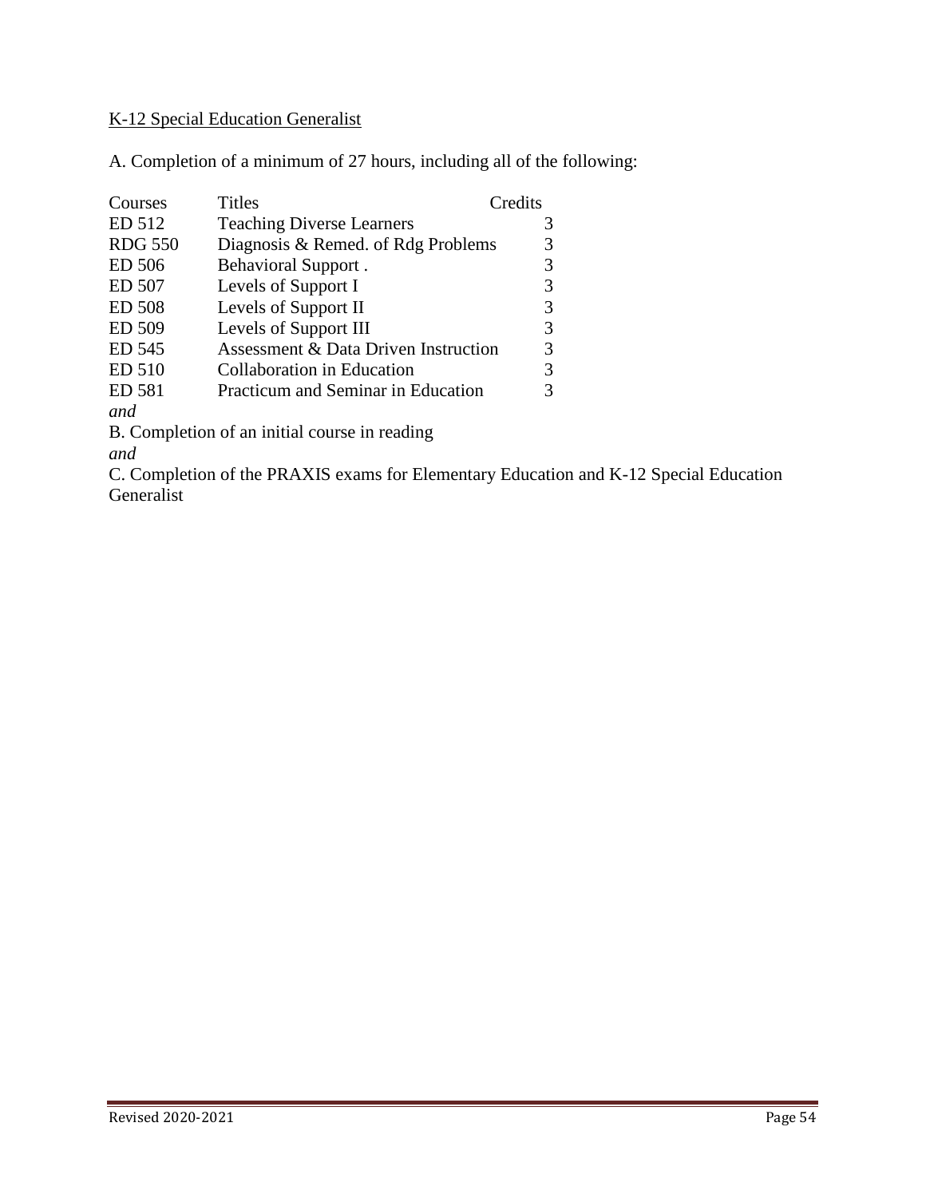K-12 Special Education Generalist

A. Completion of a minimum of 27 hours, including all of the following:

| Courses | Titles | Credits |
| --- | --- | --- |
| ED 512 | Teaching Diverse Learners | 3 |
| RDG 550 | Diagnosis & Remed. of Rdg Problems | 3 |
| ED 506 | Behavioral Support . | 3 |
| ED 507 | Levels of Support I | 3 |
| ED 508 | Levels of Support II | 3 |
| ED 509 | Levels of Support III | 3 |
| ED 545 | Assessment & Data Driven Instruction | 3 |
| ED 510 | Collaboration in Education | 3 |
| ED 581 | Practicum and Seminar in Education | 3 |

*and*

B. Completion of an initial course in reading

*and*

C. Completion of the PRAXIS exams for Elementary Education and K-12 Special Education Generalist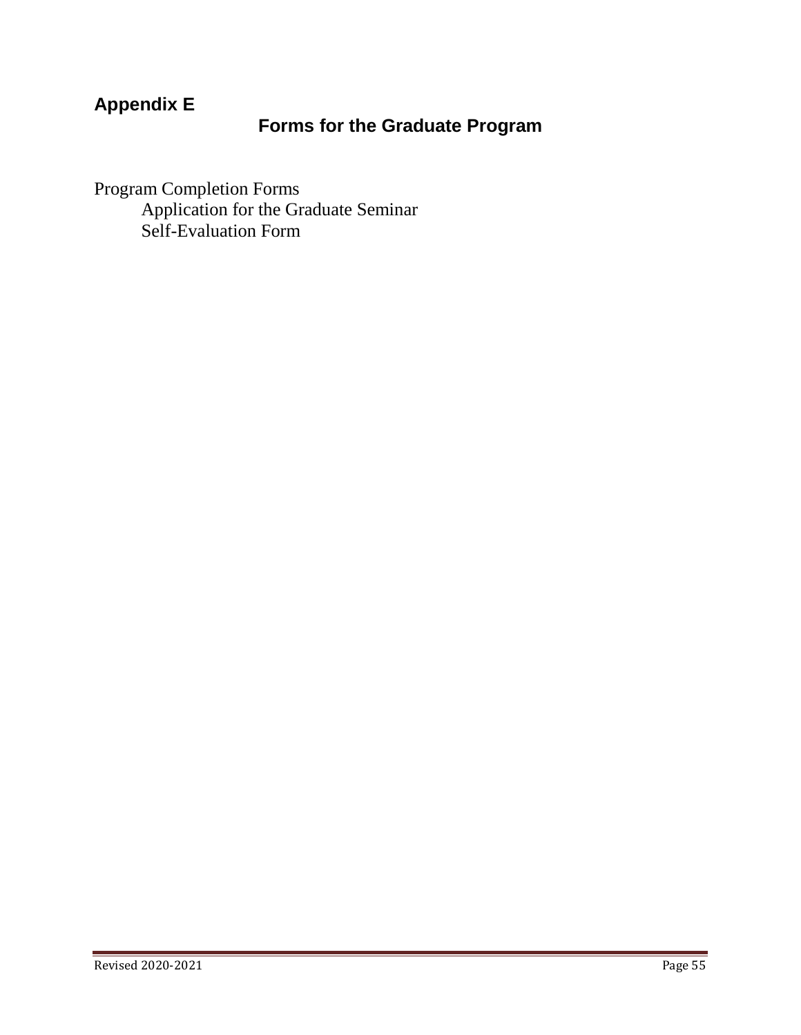## Appendix E

## Forms for the Graduate Program

Program Completion Forms

- Application for the Graduate Seminar
- Self-Evaluation Form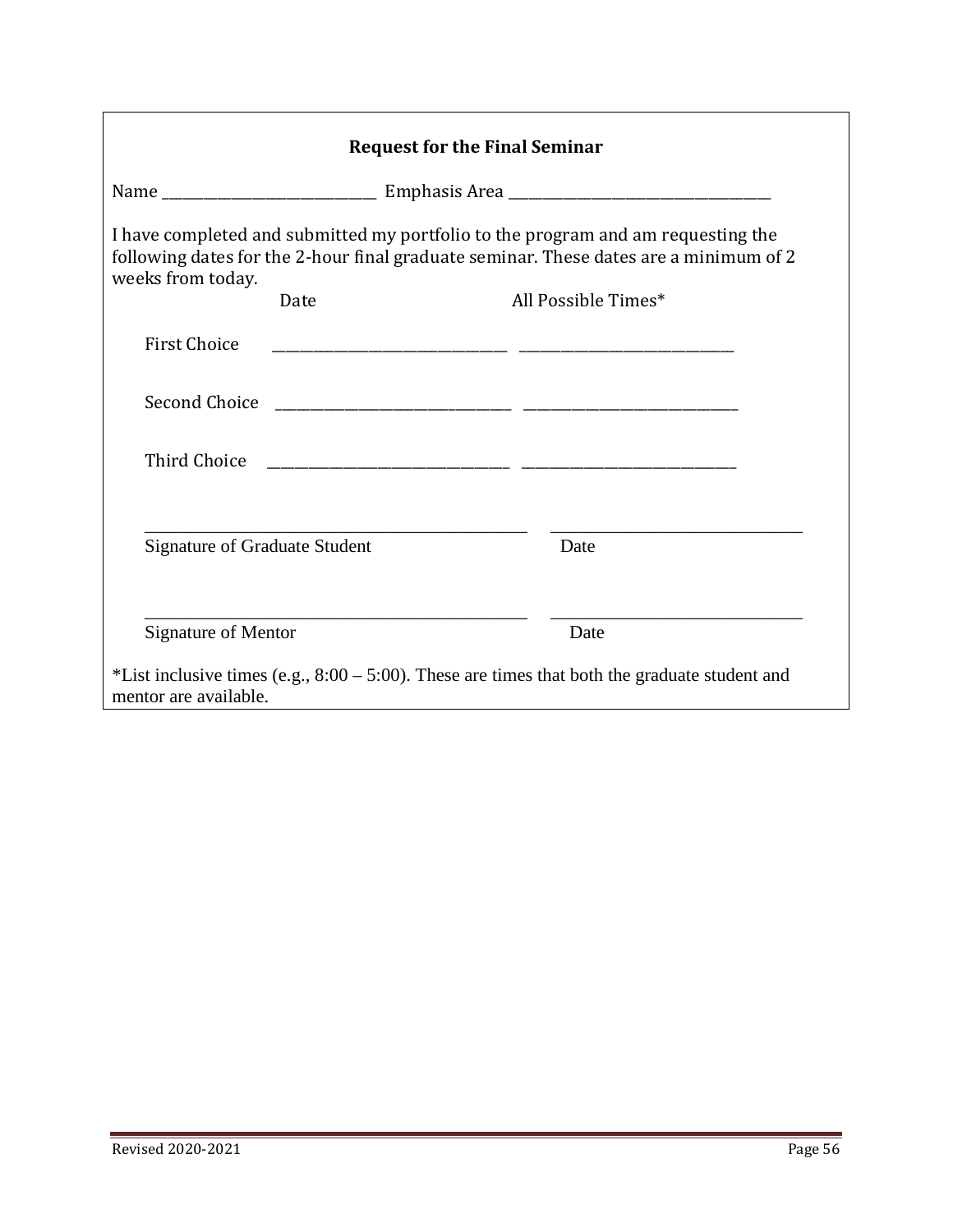**Request for the Final Seminar**

Name _______________________________ Emphasis Area _____________________________________

I have completed and submitted my portfolio to the program and am requesting the following dates for the 2-hour final graduate seminar. These dates are a minimum of 2 weeks from today.

| | Date | All Possible Times* |
|---|---|---|
| First Choice | _________________________________ | ______________________________ |
| Second Choice | _________________________________ | ______________________________ |
| Third Choice | _________________________________ | ______________________________ |

_______________________________________________ ______________________________

Signature of Graduate Student Date

_______________________________________________ ______________________________

Signature of Mentor Date

*List inclusive times (e.g., 8:00 – 5:00). These are times that both the graduate student and mentor are available.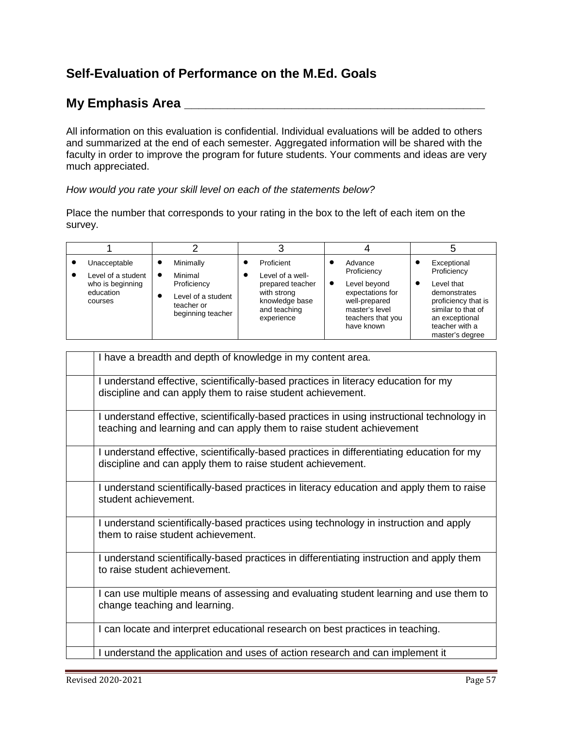## Self-Evaluation of Performance on the M.Ed. Goals

## My Emphasis Area \_\_\_\_\_\_\_\_\_\_\_\_\_\_\_\_\_\_\_\_\_\_\_\_\_\_\_\_\_\_\_\_\_\_\_\_\_\_\_\_\_\_\_\_\_\_\_\_

All information on this evaluation is confidential. Individual evaluations will be added to others and summarized at the end of each semester. Aggregated information will be shared with the faculty in order to improve the program for future students. Your comments and ideas are very much appreciated.

*How would you rate your skill level on each of the statements below?*

Place the number that corresponds to your rating in the box to the left of each item on the survey.

| 1 | 2 | 3 | 4 | 5 |
|---|---|---|---|---|
| • Unacceptable<br>• Level of a student who is beginning education courses | • Minimally<br>• Minimal Proficiency<br>• Level of a student teacher or beginning teacher | • Proficient<br>• Level of a well-prepared teacher with strong knowledge base and teaching experience | • Advance Proficiency<br>• Level beyond expectations for well-prepared master's level teachers that you have known | • Exceptional Proficiency<br>• Level that demonstrates proficiency that is similar to that of an exceptional teacher with a master's degree |

| | |
|---|---|
| | I have a breadth and depth of knowledge in my content area. |
| | I understand effective, scientifically-based practices in literacy education for my discipline and can apply them to raise student achievement. |
| | I understand effective, scientifically-based practices in using instructional technology in teaching and learning and can apply them to raise student achievement |
| | I understand effective, scientifically-based practices in differentiating education for my discipline and can apply them to raise student achievement. |
| | I understand scientifically-based practices in literacy education and apply them to raise student achievement. |
| | I understand scientifically-based practices using technology in instruction and apply them to raise student achievement. |
| | I understand scientifically-based practices in differentiating instruction and apply them to raise student achievement. |
| | I can use multiple means of assessing and evaluating student learning and use them to change teaching and learning. |
| | I can locate and interpret educational research on best practices in teaching. |
| | I understand the application and uses of action research and can implement it |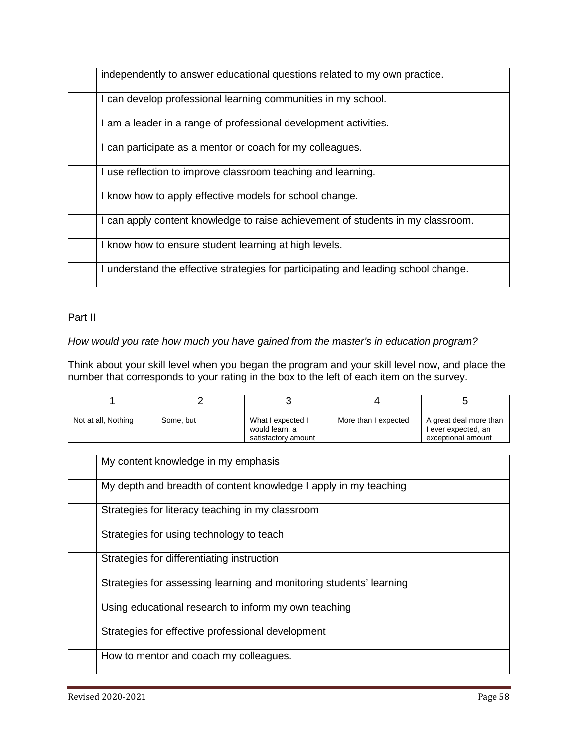| | |
|---|---|
| | independently to answer educational questions related to my own practice. |
| | I can develop professional learning communities in my school. |
| | I am a leader in a range of professional development activities. |
| | I can participate as a mentor or coach for my colleagues. |
| | I use reflection to improve classroom teaching and learning. |
| | I know how to apply effective models for school change. |
| | I can apply content knowledge to raise achievement of students in my classroom. |
| | I know how to ensure student learning at high levels. |
| | I understand the effective strategies for participating and leading school change. |

Part II

*How would you rate how much you have gained from the master's in education program?*

Think about your skill level when you began the program and your skill level now, and place the number that corresponds to your rating in the box to the left of each item on the survey.

| 1 | 2 | 3 | 4 | 5 |
|---|---|---|---|---|
| Not at all, Nothing | Some, but | What I expected I would learn, a satisfactory amount | More than I expected | A great deal more than I ever expected, an exceptional amount |

| | |
|---|---|
| | My content knowledge in my emphasis |
| | My depth and breadth of content knowledge I apply in my teaching |
| | Strategies for literacy teaching in my classroom |
| | Strategies for using technology to teach |
| | Strategies for differentiating instruction |
| | Strategies for assessing learning and monitoring students' learning |
| | Using educational research to inform my own teaching |
| | Strategies for effective professional development |
| | How to mentor and coach my colleagues. |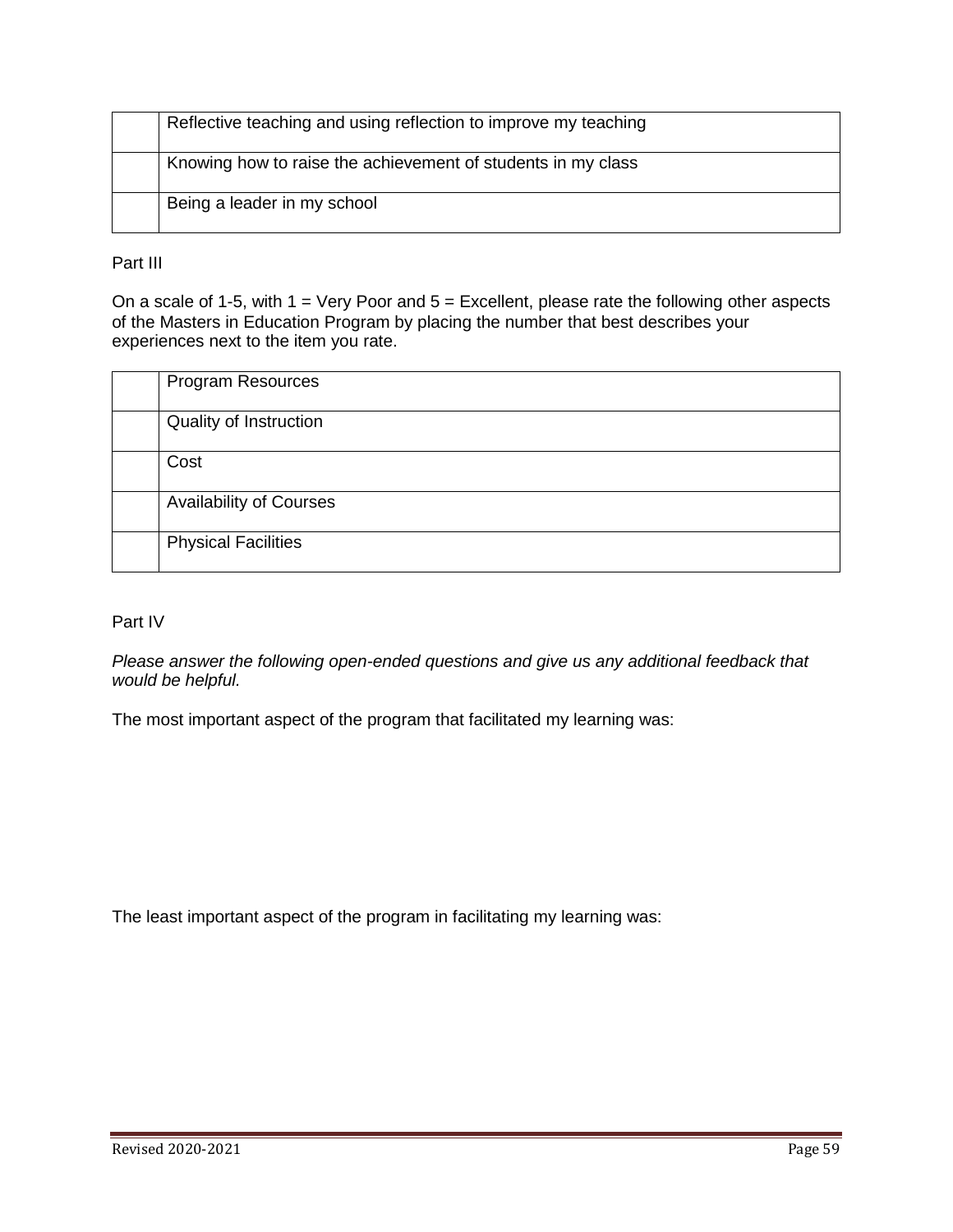| | |
|---|---|
| | Reflective teaching and using reflection to improve my teaching |
| | Knowing how to raise the achievement of students in my class |
| | Being a leader in my school |

Part III

On a scale of 1-5, with 1 = Very Poor and 5 = Excellent, please rate the following other aspects of the Masters in Education Program by placing the number that best describes your experiences next to the item you rate.

| | |
|---|---|
| | Program Resources |
| | Quality of Instruction |
| | Cost |
| | Availability of Courses |
| | Physical Facilities |

Part IV

*Please answer the following open-ended questions and give us any additional feedback that would be helpful.*

The most important aspect of the program that facilitated my learning was:

The least important aspect of the program in facilitating my learning was: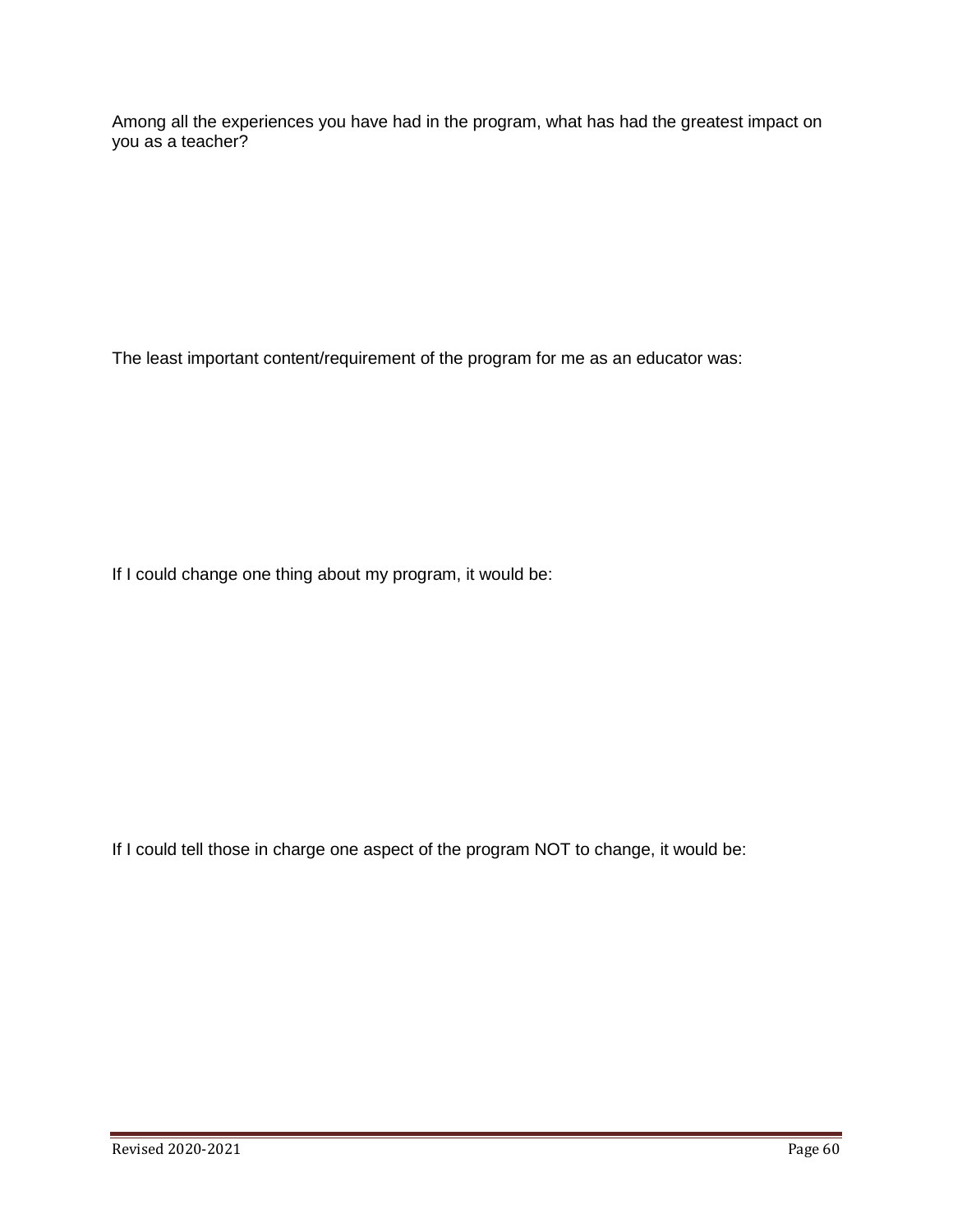Among all the experiences you have had in the program, what has had the greatest impact on you as a teacher?

The least important content/requirement of the program for me as an educator was:

If I could change one thing about my program, it would be:

If I could tell those in charge one aspect of the program NOT to change, it would be: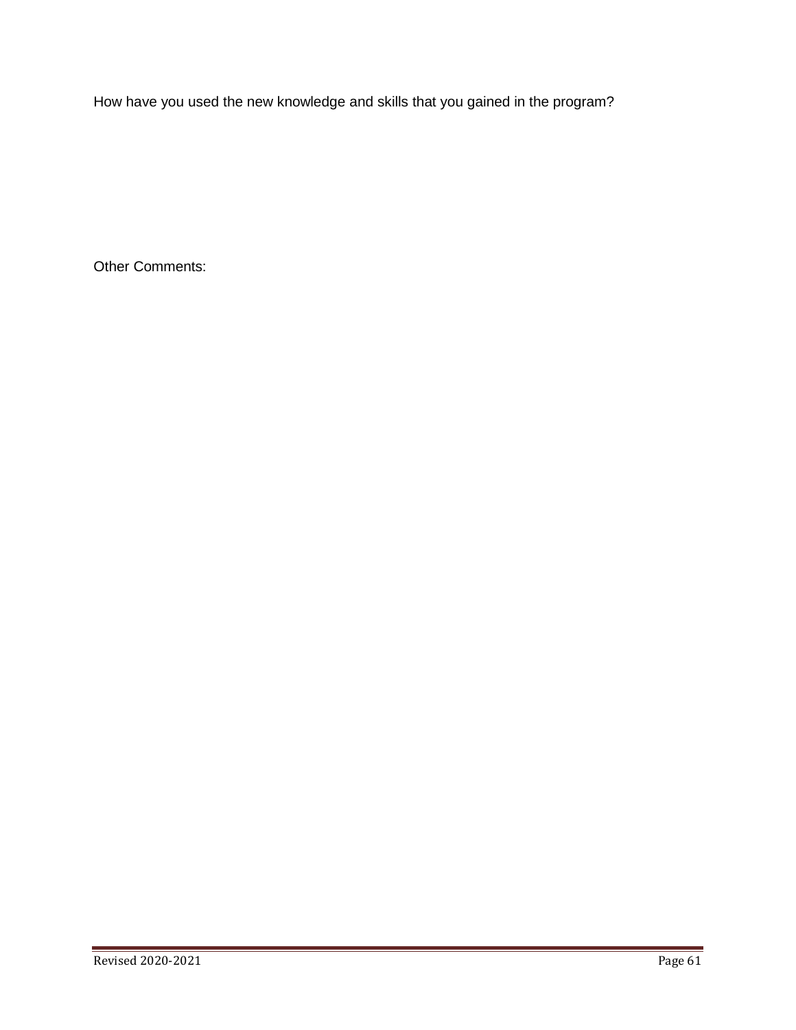How have you used the new knowledge and skills that you gained in the program?

Other Comments: